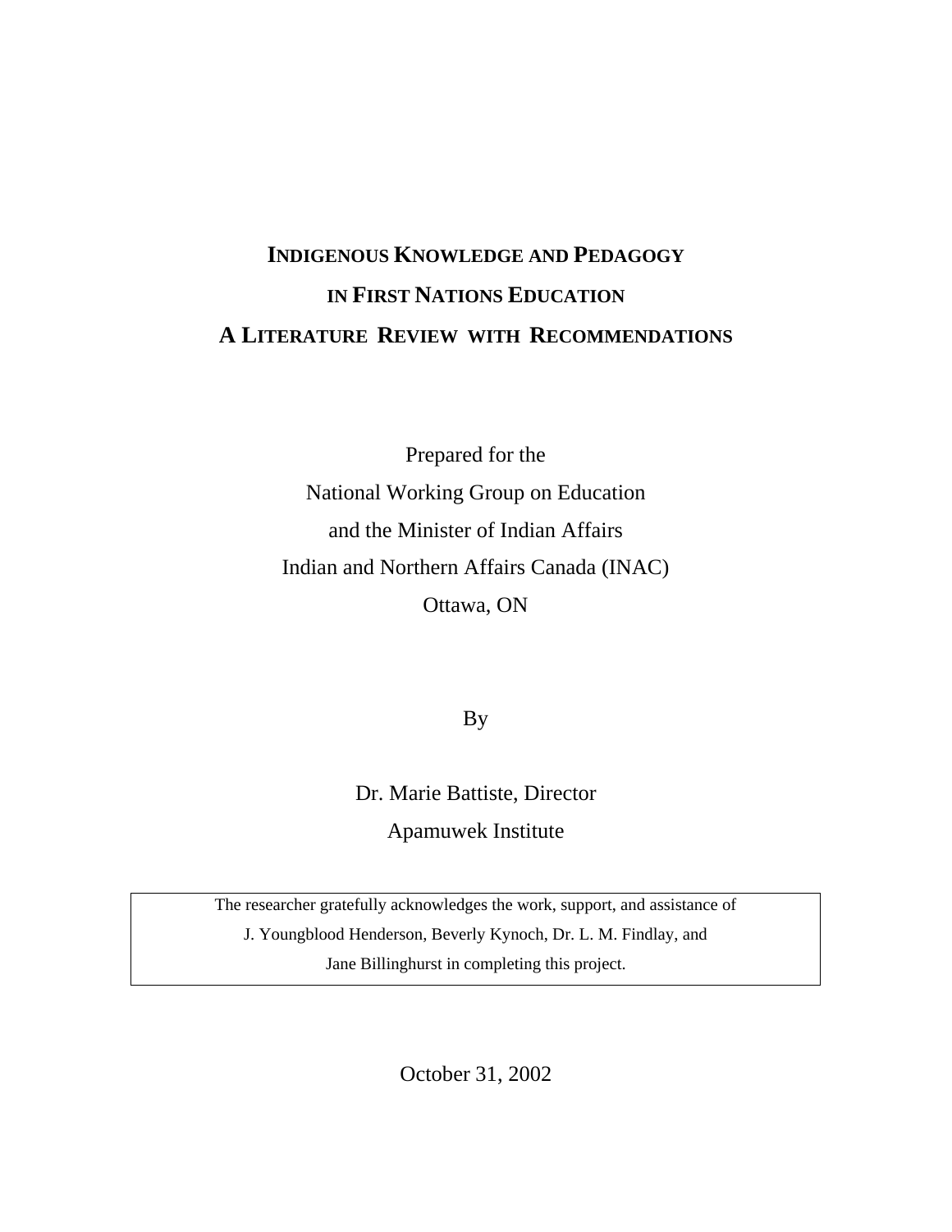# Indigenous Knowledge and Pedagogy in First Nations Education

# A Literature Review with Recommendations

Prepared for the

National Working Group on Education

and the Minister of Indian Affairs

Indian and Northern Affairs Canada (INAC)

Ottawa, ON

By

Dr. Marie Battiste, Director

Apamuwek Institute

The researcher gratefully acknowledges the work, support, and assistance of J. Youngblood Henderson, Beverly Kynoch, Dr. L. M. Findlay, and Jane Billinghurst in completing this project.

October 31, 2002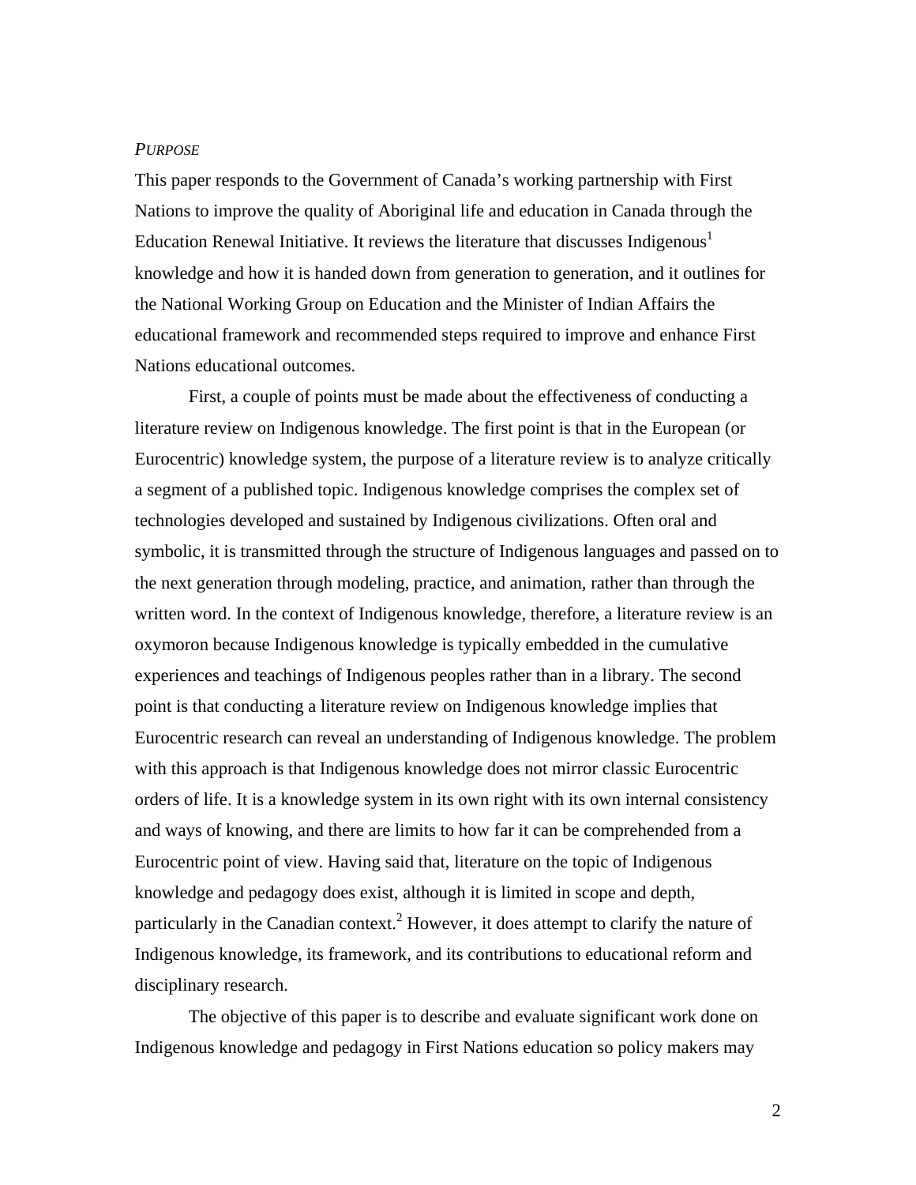*PURPOSE*

This paper responds to the Government of Canada's working partnership with First Nations to improve the quality of Aboriginal life and education in Canada through the Education Renewal Initiative. It reviews the literature that discusses Indigenous[1] knowledge and how it is handed down from generation to generation, and it outlines for the National Working Group on Education and the Minister of Indian Affairs the educational framework and recommended steps required to improve and enhance First Nations educational outcomes.

First, a couple of points must be made about the effectiveness of conducting a literature review on Indigenous knowledge. The first point is that in the European (or Eurocentric) knowledge system, the purpose of a literature review is to analyze critically a segment of a published topic. Indigenous knowledge comprises the complex set of technologies developed and sustained by Indigenous civilizations. Often oral and symbolic, it is transmitted through the structure of Indigenous languages and passed on to the next generation through modeling, practice, and animation, rather than through the written word. In the context of Indigenous knowledge, therefore, a literature review is an oxymoron because Indigenous knowledge is typically embedded in the cumulative experiences and teachings of Indigenous peoples rather than in a library. The second point is that conducting a literature review on Indigenous knowledge implies that Eurocentric research can reveal an understanding of Indigenous knowledge. The problem with this approach is that Indigenous knowledge does not mirror classic Eurocentric orders of life. It is a knowledge system in its own right with its own internal consistency and ways of knowing, and there are limits to how far it can be comprehended from a Eurocentric point of view. Having said that, literature on the topic of Indigenous knowledge and pedagogy does exist, although it is limited in scope and depth, particularly in the Canadian context.[2] However, it does attempt to clarify the nature of Indigenous knowledge, its framework, and its contributions to educational reform and disciplinary research.

The objective of this paper is to describe and evaluate significant work done on Indigenous knowledge and pedagogy in First Nations education so policy makers may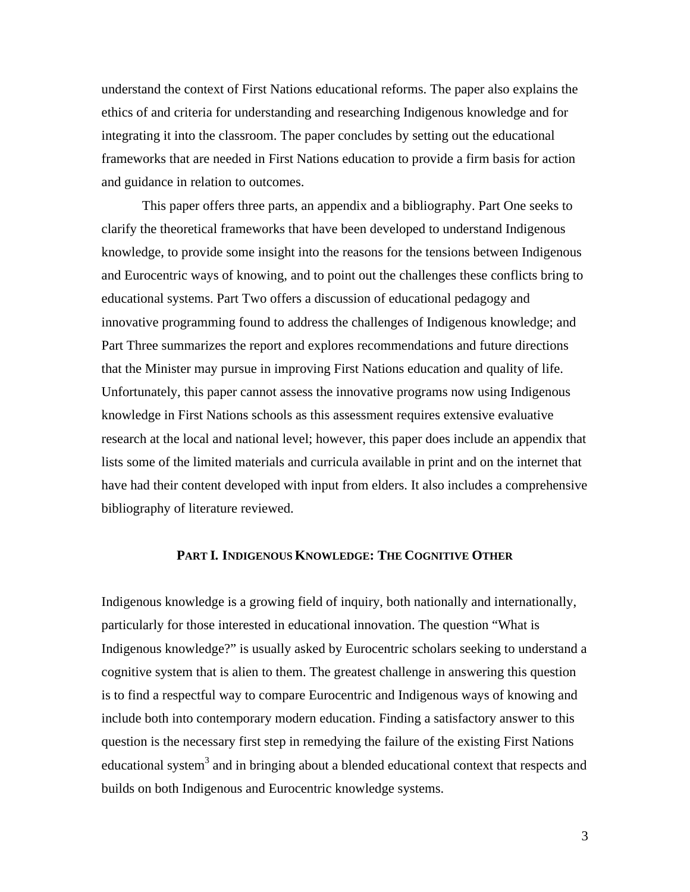understand the context of First Nations educational reforms. The paper also explains the ethics of and criteria for understanding and researching Indigenous knowledge and for integrating it into the classroom. The paper concludes by setting out the educational frameworks that are needed in First Nations education to provide a firm basis for action and guidance in relation to outcomes.

This paper offers three parts, an appendix and a bibliography. Part One seeks to clarify the theoretical frameworks that have been developed to understand Indigenous knowledge, to provide some insight into the reasons for the tensions between Indigenous and Eurocentric ways of knowing, and to point out the challenges these conflicts bring to educational systems. Part Two offers a discussion of educational pedagogy and innovative programming found to address the challenges of Indigenous knowledge; and Part Three summarizes the report and explores recommendations and future directions that the Minister may pursue in improving First Nations education and quality of life. Unfortunately, this paper cannot assess the innovative programs now using Indigenous knowledge in First Nations schools as this assessment requires extensive evaluative research at the local and national level; however, this paper does include an appendix that lists some of the limited materials and curricula available in print and on the internet that have had their content developed with input from elders. It also includes a comprehensive bibliography of literature reviewed.

## PART I. INDIGENOUS KNOWLEDGE: THE COGNITIVE OTHER

Indigenous knowledge is a growing field of inquiry, both nationally and internationally, particularly for those interested in educational innovation. The question "What is Indigenous knowledge?" is usually asked by Eurocentric scholars seeking to understand a cognitive system that is alien to them. The greatest challenge in answering this question is to find a respectful way to compare Eurocentric and Indigenous ways of knowing and include both into contemporary modern education. Finding a satisfactory answer to this question is the necessary first step in remedying the failure of the existing First Nations educational system[3] and in bringing about a blended educational context that respects and builds on both Indigenous and Eurocentric knowledge systems.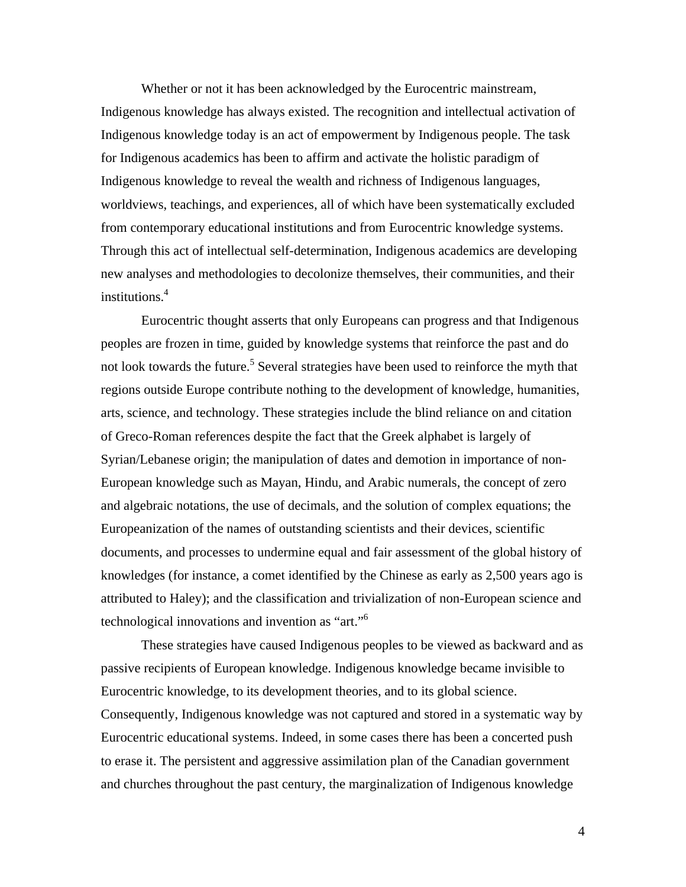Whether or not it has been acknowledged by the Eurocentric mainstream, Indigenous knowledge has always existed. The recognition and intellectual activation of Indigenous knowledge today is an act of empowerment by Indigenous people. The task for Indigenous academics has been to affirm and activate the holistic paradigm of Indigenous knowledge to reveal the wealth and richness of Indigenous languages, worldviews, teachings, and experiences, all of which have been systematically excluded from contemporary educational institutions and from Eurocentric knowledge systems. Through this act of intellectual self-determination, Indigenous academics are developing new analyses and methodologies to decolonize themselves, their communities, and their institutions.[4]

Eurocentric thought asserts that only Europeans can progress and that Indigenous peoples are frozen in time, guided by knowledge systems that reinforce the past and do not look towards the future.[5] Several strategies have been used to reinforce the myth that regions outside Europe contribute nothing to the development of knowledge, humanities, arts, science, and technology. These strategies include the blind reliance on and citation of Greco-Roman references despite the fact that the Greek alphabet is largely of Syrian/Lebanese origin; the manipulation of dates and demotion in importance of non-European knowledge such as Mayan, Hindu, and Arabic numerals, the concept of zero and algebraic notations, the use of decimals, and the solution of complex equations; the Europeanization of the names of outstanding scientists and their devices, scientific documents, and processes to undermine equal and fair assessment of the global history of knowledges (for instance, a comet identified by the Chinese as early as 2,500 years ago is attributed to Haley); and the classification and trivialization of non-European science and technological innovations and invention as "art."[6]

These strategies have caused Indigenous peoples to be viewed as backward and as passive recipients of European knowledge. Indigenous knowledge became invisible to Eurocentric knowledge, to its development theories, and to its global science. Consequently, Indigenous knowledge was not captured and stored in a systematic way by Eurocentric educational systems. Indeed, in some cases there has been a concerted push to erase it. The persistent and aggressive assimilation plan of the Canadian government and churches throughout the past century, the marginalization of Indigenous knowledge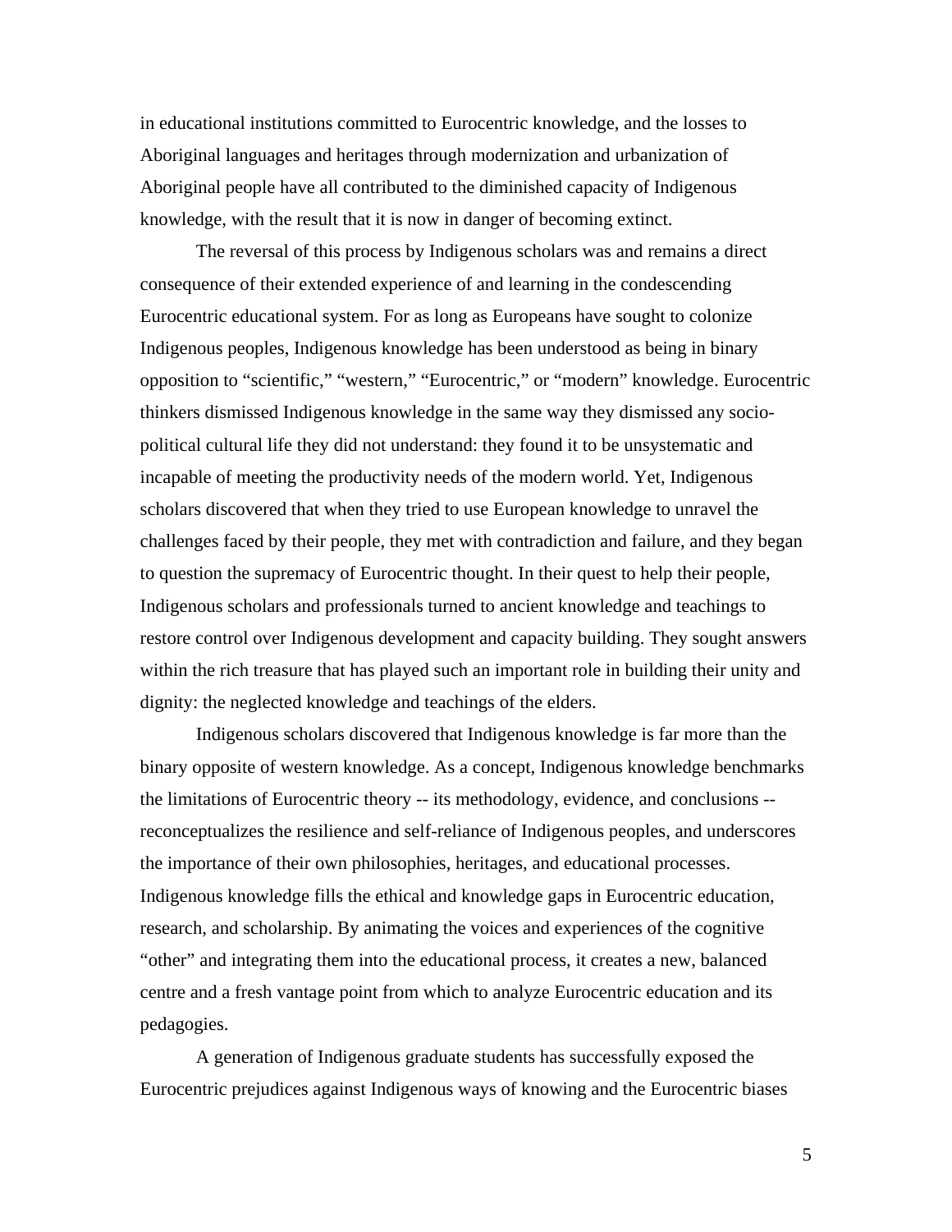in educational institutions committed to Eurocentric knowledge, and the losses to Aboriginal languages and heritages through modernization and urbanization of Aboriginal people have all contributed to the diminished capacity of Indigenous knowledge, with the result that it is now in danger of becoming extinct.

The reversal of this process by Indigenous scholars was and remains a direct consequence of their extended experience of and learning in the condescending Eurocentric educational system. For as long as Europeans have sought to colonize Indigenous peoples, Indigenous knowledge has been understood as being in binary opposition to "scientific," "western," "Eurocentric," or "modern" knowledge. Eurocentric thinkers dismissed Indigenous knowledge in the same way they dismissed any socio-political cultural life they did not understand: they found it to be unsystematic and incapable of meeting the productivity needs of the modern world. Yet, Indigenous scholars discovered that when they tried to use European knowledge to unravel the challenges faced by their people, they met with contradiction and failure, and they began to question the supremacy of Eurocentric thought. In their quest to help their people, Indigenous scholars and professionals turned to ancient knowledge and teachings to restore control over Indigenous development and capacity building. They sought answers within the rich treasure that has played such an important role in building their unity and dignity: the neglected knowledge and teachings of the elders.

Indigenous scholars discovered that Indigenous knowledge is far more than the binary opposite of western knowledge. As a concept, Indigenous knowledge benchmarks the limitations of Eurocentric theory -- its methodology, evidence, and conclusions -- reconceptualizes the resilience and self-reliance of Indigenous peoples, and underscores the importance of their own philosophies, heritages, and educational processes. Indigenous knowledge fills the ethical and knowledge gaps in Eurocentric education, research, and scholarship. By animating the voices and experiences of the cognitive "other" and integrating them into the educational process, it creates a new, balanced centre and a fresh vantage point from which to analyze Eurocentric education and its pedagogies.

A generation of Indigenous graduate students has successfully exposed the Eurocentric prejudices against Indigenous ways of knowing and the Eurocentric biases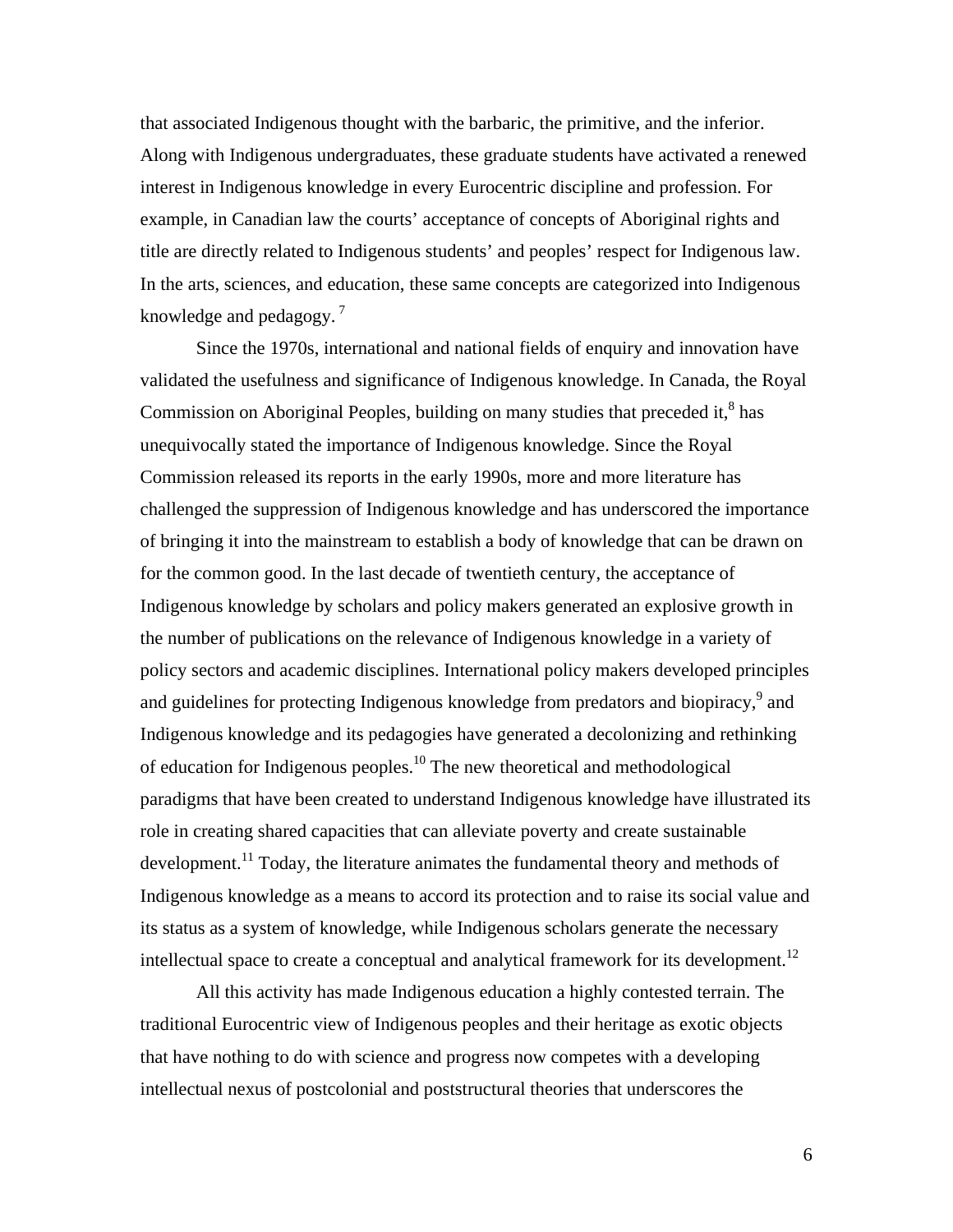that associated Indigenous thought with the barbaric, the primitive, and the inferior. Along with Indigenous undergraduates, these graduate students have activated a renewed interest in Indigenous knowledge in every Eurocentric discipline and profession. For example, in Canadian law the courts' acceptance of concepts of Aboriginal rights and title are directly related to Indigenous students' and peoples' respect for Indigenous law. In the arts, sciences, and education, these same concepts are categorized into Indigenous knowledge and pedagogy. [7]

Since the 1970s, international and national fields of enquiry and innovation have validated the usefulness and significance of Indigenous knowledge. In Canada, the Royal Commission on Aboriginal Peoples, building on many studies that preceded it,[8] has unequivocally stated the importance of Indigenous knowledge. Since the Royal Commission released its reports in the early 1990s, more and more literature has challenged the suppression of Indigenous knowledge and has underscored the importance of bringing it into the mainstream to establish a body of knowledge that can be drawn on for the common good. In the last decade of twentieth century, the acceptance of Indigenous knowledge by scholars and policy makers generated an explosive growth in the number of publications on the relevance of Indigenous knowledge in a variety of policy sectors and academic disciplines. International policy makers developed principles and guidelines for protecting Indigenous knowledge from predators and biopiracy,[9] and Indigenous knowledge and its pedagogies have generated a decolonizing and rethinking of education for Indigenous peoples.[10] The new theoretical and methodological paradigms that have been created to understand Indigenous knowledge have illustrated its role in creating shared capacities that can alleviate poverty and create sustainable development.[11] Today, the literature animates the fundamental theory and methods of Indigenous knowledge as a means to accord its protection and to raise its social value and its status as a system of knowledge, while Indigenous scholars generate the necessary intellectual space to create a conceptual and analytical framework for its development.[12]

All this activity has made Indigenous education a highly contested terrain. The traditional Eurocentric view of Indigenous peoples and their heritage as exotic objects that have nothing to do with science and progress now competes with a developing intellectual nexus of postcolonial and poststructural theories that underscores the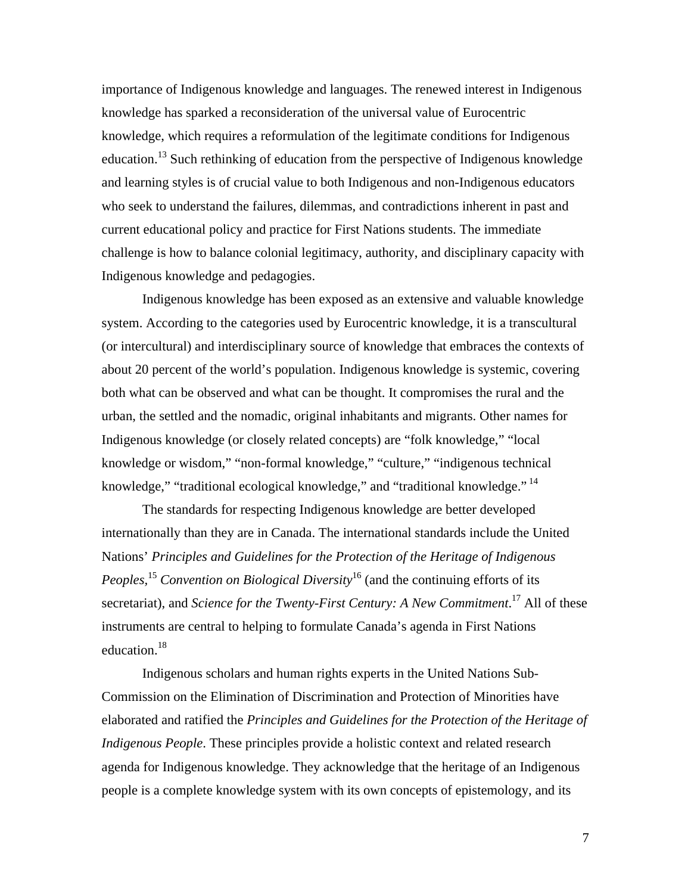importance of Indigenous knowledge and languages. The renewed interest in Indigenous knowledge has sparked a reconsideration of the universal value of Eurocentric knowledge, which requires a reformulation of the legitimate conditions for Indigenous education.[13] Such rethinking of education from the perspective of Indigenous knowledge and learning styles is of crucial value to both Indigenous and non-Indigenous educators who seek to understand the failures, dilemmas, and contradictions inherent in past and current educational policy and practice for First Nations students. The immediate challenge is how to balance colonial legitimacy, authority, and disciplinary capacity with Indigenous knowledge and pedagogies.

Indigenous knowledge has been exposed as an extensive and valuable knowledge system. According to the categories used by Eurocentric knowledge, it is a transcultural (or intercultural) and interdisciplinary source of knowledge that embraces the contexts of about 20 percent of the world's population. Indigenous knowledge is systemic, covering both what can be observed and what can be thought. It compromises the rural and the urban, the settled and the nomadic, original inhabitants and migrants. Other names for Indigenous knowledge (or closely related concepts) are "folk knowledge," "local knowledge or wisdom," "non-formal knowledge," "culture," "indigenous technical knowledge," "traditional ecological knowledge," and "traditional knowledge." [14]

The standards for respecting Indigenous knowledge are better developed internationally than they are in Canada. The international standards include the United Nations' *Principles and Guidelines for the Protection of the Heritage of Indigenous Peoples,*[15] *Convention on Biological Diversity*[16] (and the continuing efforts of its secretariat), and *Science for the Twenty-First Century: A New Commitment*.[17] All of these instruments are central to helping to formulate Canada's agenda in First Nations education.[18]

Indigenous scholars and human rights experts in the United Nations Sub-Commission on the Elimination of Discrimination and Protection of Minorities have elaborated and ratified the *Principles and Guidelines for the Protection of the Heritage of Indigenous People*. These principles provide a holistic context and related research agenda for Indigenous knowledge. They acknowledge that the heritage of an Indigenous people is a complete knowledge system with its own concepts of epistemology, and its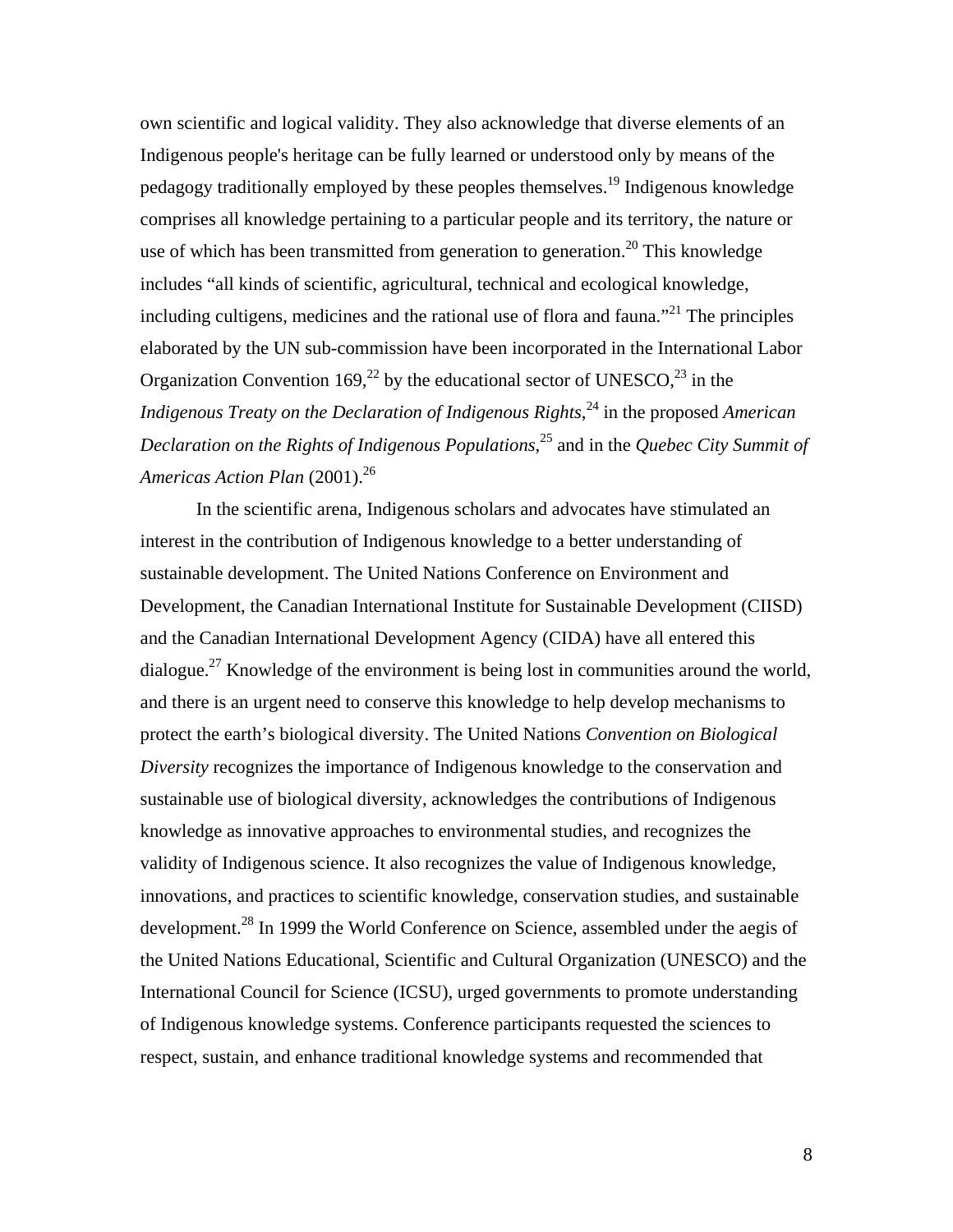own scientific and logical validity. They also acknowledge that diverse elements of an Indigenous people's heritage can be fully learned or understood only by means of the pedagogy traditionally employed by these peoples themselves.[19] Indigenous knowledge comprises all knowledge pertaining to a particular people and its territory, the nature or use of which has been transmitted from generation to generation.[20] This knowledge includes "all kinds of scientific, agricultural, technical and ecological knowledge, including cultigens, medicines and the rational use of flora and fauna."[21] The principles elaborated by the UN sub-commission have been incorporated in the International Labor Organization Convention 169,[22] by the educational sector of UNESCO,[23] in the *Indigenous Treaty on the Declaration of Indigenous Rights*,[24] in the proposed *American Declaration on the Rights of Indigenous Populations*,[25] and in the *Quebec City Summit of Americas Action Plan* (2001).[26]

In the scientific arena, Indigenous scholars and advocates have stimulated an interest in the contribution of Indigenous knowledge to a better understanding of sustainable development. The United Nations Conference on Environment and Development, the Canadian International Institute for Sustainable Development (CIISD) and the Canadian International Development Agency (CIDA) have all entered this dialogue.[27] Knowledge of the environment is being lost in communities around the world, and there is an urgent need to conserve this knowledge to help develop mechanisms to protect the earth's biological diversity. The United Nations *Convention on Biological Diversity* recognizes the importance of Indigenous knowledge to the conservation and sustainable use of biological diversity, acknowledges the contributions of Indigenous knowledge as innovative approaches to environmental studies, and recognizes the validity of Indigenous science. It also recognizes the value of Indigenous knowledge, innovations, and practices to scientific knowledge, conservation studies, and sustainable development.[28] In 1999 the World Conference on Science, assembled under the aegis of the United Nations Educational, Scientific and Cultural Organization (UNESCO) and the International Council for Science (ICSU), urged governments to promote understanding of Indigenous knowledge systems. Conference participants requested the sciences to respect, sustain, and enhance traditional knowledge systems and recommended that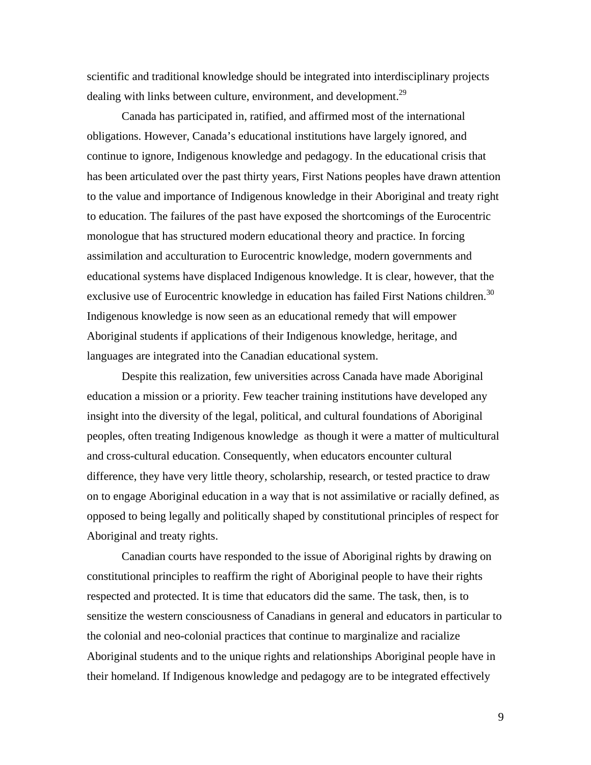scientific and traditional knowledge should be integrated into interdisciplinary projects dealing with links between culture, environment, and development.[29]

Canada has participated in, ratified, and affirmed most of the international obligations. However, Canada's educational institutions have largely ignored, and continue to ignore, Indigenous knowledge and pedagogy. In the educational crisis that has been articulated over the past thirty years, First Nations peoples have drawn attention to the value and importance of Indigenous knowledge in their Aboriginal and treaty right to education. The failures of the past have exposed the shortcomings of the Eurocentric monologue that has structured modern educational theory and practice. In forcing assimilation and acculturation to Eurocentric knowledge, modern governments and educational systems have displaced Indigenous knowledge. It is clear, however, that the exclusive use of Eurocentric knowledge in education has failed First Nations children.[30] Indigenous knowledge is now seen as an educational remedy that will empower Aboriginal students if applications of their Indigenous knowledge, heritage, and languages are integrated into the Canadian educational system.

Despite this realization, few universities across Canada have made Aboriginal education a mission or a priority. Few teacher training institutions have developed any insight into the diversity of the legal, political, and cultural foundations of Aboriginal peoples, often treating Indigenous knowledge as though it were a matter of multicultural and cross-cultural education. Consequently, when educators encounter cultural difference, they have very little theory, scholarship, research, or tested practice to draw on to engage Aboriginal education in a way that is not assimilative or racially defined, as opposed to being legally and politically shaped by constitutional principles of respect for Aboriginal and treaty rights.

Canadian courts have responded to the issue of Aboriginal rights by drawing on constitutional principles to reaffirm the right of Aboriginal people to have their rights respected and protected. It is time that educators did the same. The task, then, is to sensitize the western consciousness of Canadians in general and educators in particular to the colonial and neo-colonial practices that continue to marginalize and racialize Aboriginal students and to the unique rights and relationships Aboriginal people have in their homeland. If Indigenous knowledge and pedagogy are to be integrated effectively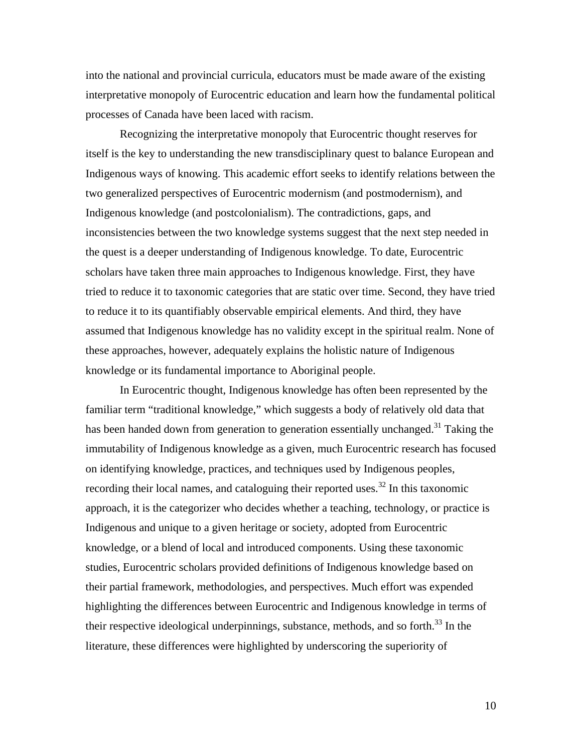into the national and provincial curricula, educators must be made aware of the existing interpretative monopoly of Eurocentric education and learn how the fundamental political processes of Canada have been laced with racism.

Recognizing the interpretative monopoly that Eurocentric thought reserves for itself is the key to understanding the new transdisciplinary quest to balance European and Indigenous ways of knowing. This academic effort seeks to identify relations between the two generalized perspectives of Eurocentric modernism (and postmodernism), and Indigenous knowledge (and postcolonialism). The contradictions, gaps, and inconsistencies between the two knowledge systems suggest that the next step needed in the quest is a deeper understanding of Indigenous knowledge. To date, Eurocentric scholars have taken three main approaches to Indigenous knowledge. First, they have tried to reduce it to taxonomic categories that are static over time. Second, they have tried to reduce it to its quantifiably observable empirical elements. And third, they have assumed that Indigenous knowledge has no validity except in the spiritual realm. None of these approaches, however, adequately explains the holistic nature of Indigenous knowledge or its fundamental importance to Aboriginal people.

In Eurocentric thought, Indigenous knowledge has often been represented by the familiar term "traditional knowledge," which suggests a body of relatively old data that has been handed down from generation to generation essentially unchanged.[31] Taking the immutability of Indigenous knowledge as a given, much Eurocentric research has focused on identifying knowledge, practices, and techniques used by Indigenous peoples, recording their local names, and cataloguing their reported uses.[32] In this taxonomic approach, it is the categorizer who decides whether a teaching, technology, or practice is Indigenous and unique to a given heritage or society, adopted from Eurocentric knowledge, or a blend of local and introduced components. Using these taxonomic studies, Eurocentric scholars provided definitions of Indigenous knowledge based on their partial framework, methodologies, and perspectives. Much effort was expended highlighting the differences between Eurocentric and Indigenous knowledge in terms of their respective ideological underpinnings, substance, methods, and so forth.[33] In the literature, these differences were highlighted by underscoring the superiority of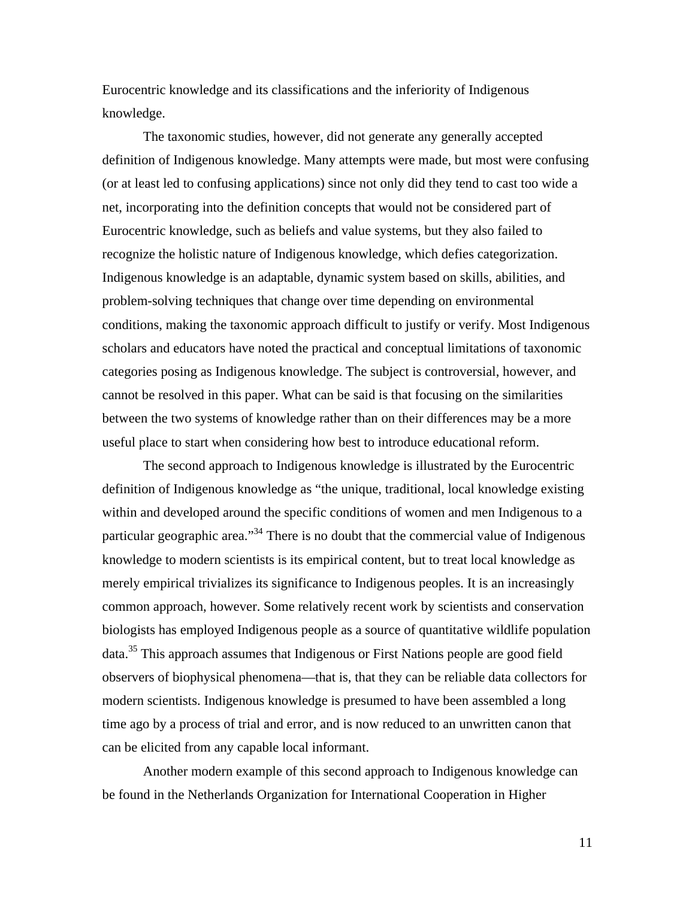Eurocentric knowledge and its classifications and the inferiority of Indigenous knowledge.

The taxonomic studies, however, did not generate any generally accepted definition of Indigenous knowledge. Many attempts were made, but most were confusing (or at least led to confusing applications) since not only did they tend to cast too wide a net, incorporating into the definition concepts that would not be considered part of Eurocentric knowledge, such as beliefs and value systems, but they also failed to recognize the holistic nature of Indigenous knowledge, which defies categorization. Indigenous knowledge is an adaptable, dynamic system based on skills, abilities, and problem-solving techniques that change over time depending on environmental conditions, making the taxonomic approach difficult to justify or verify. Most Indigenous scholars and educators have noted the practical and conceptual limitations of taxonomic categories posing as Indigenous knowledge. The subject is controversial, however, and cannot be resolved in this paper. What can be said is that focusing on the similarities between the two systems of knowledge rather than on their differences may be a more useful place to start when considering how best to introduce educational reform.

The second approach to Indigenous knowledge is illustrated by the Eurocentric definition of Indigenous knowledge as "the unique, traditional, local knowledge existing within and developed around the specific conditions of women and men Indigenous to a particular geographic area."[34] There is no doubt that the commercial value of Indigenous knowledge to modern scientists is its empirical content, but to treat local knowledge as merely empirical trivializes its significance to Indigenous peoples. It is an increasingly common approach, however. Some relatively recent work by scientists and conservation biologists has employed Indigenous people as a source of quantitative wildlife population data.[35] This approach assumes that Indigenous or First Nations people are good field observers of biophysical phenomena—that is, that they can be reliable data collectors for modern scientists. Indigenous knowledge is presumed to have been assembled a long time ago by a process of trial and error, and is now reduced to an unwritten canon that can be elicited from any capable local informant.

Another modern example of this second approach to Indigenous knowledge can be found in the Netherlands Organization for International Cooperation in Higher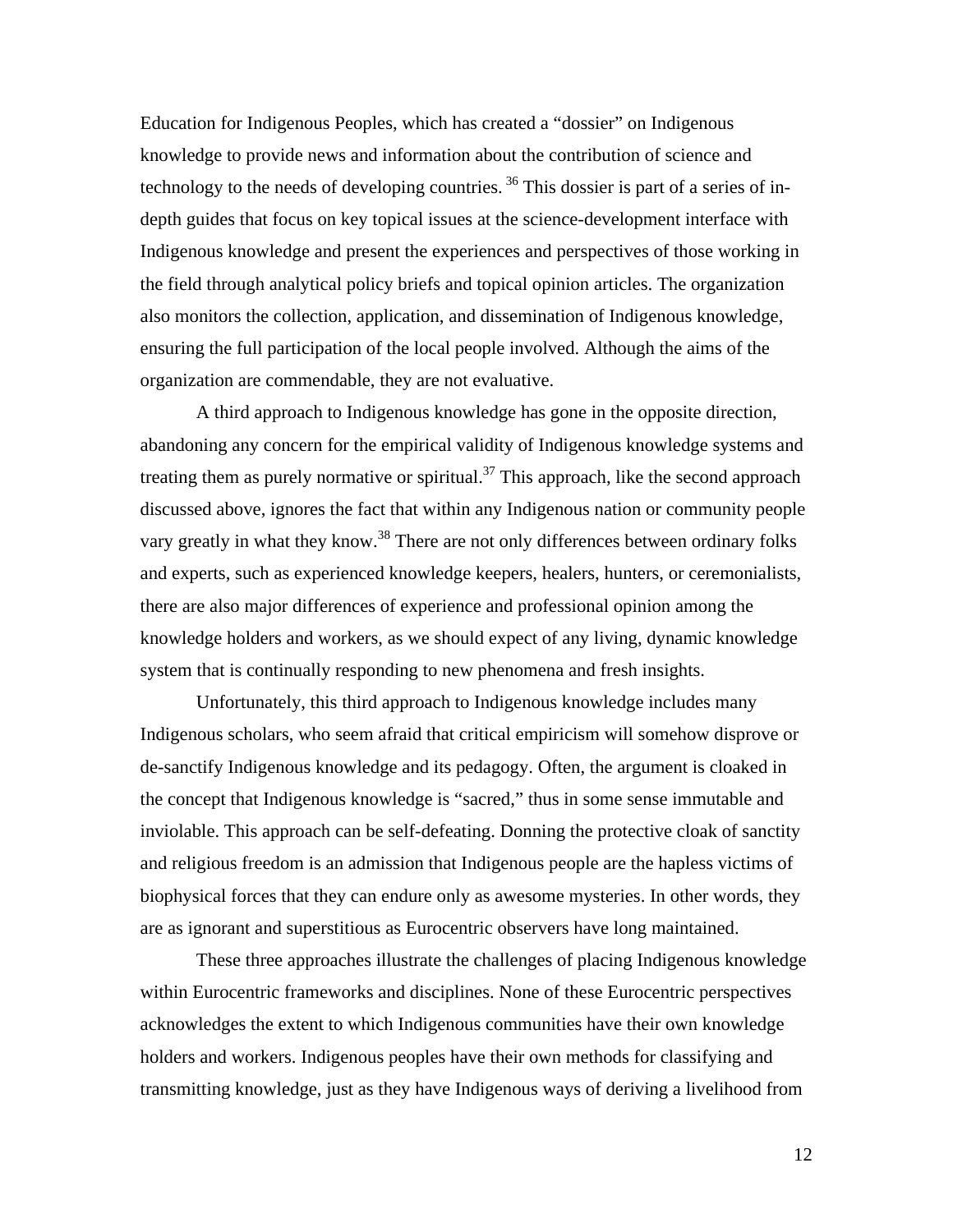Education for Indigenous Peoples, which has created a "dossier" on Indigenous knowledge to provide news and information about the contribution of science and technology to the needs of developing countries. [36] This dossier is part of a series of in-depth guides that focus on key topical issues at the science-development interface with Indigenous knowledge and present the experiences and perspectives of those working in the field through analytical policy briefs and topical opinion articles. The organization also monitors the collection, application, and dissemination of Indigenous knowledge, ensuring the full participation of the local people involved. Although the aims of the organization are commendable, they are not evaluative.

A third approach to Indigenous knowledge has gone in the opposite direction, abandoning any concern for the empirical validity of Indigenous knowledge systems and treating them as purely normative or spiritual.[37] This approach, like the second approach discussed above, ignores the fact that within any Indigenous nation or community people vary greatly in what they know.[38] There are not only differences between ordinary folks and experts, such as experienced knowledge keepers, healers, hunters, or ceremonialists, there are also major differences of experience and professional opinion among the knowledge holders and workers, as we should expect of any living, dynamic knowledge system that is continually responding to new phenomena and fresh insights.

Unfortunately, this third approach to Indigenous knowledge includes many Indigenous scholars, who seem afraid that critical empiricism will somehow disprove or de-sanctify Indigenous knowledge and its pedagogy. Often, the argument is cloaked in the concept that Indigenous knowledge is "sacred," thus in some sense immutable and inviolable. This approach can be self-defeating. Donning the protective cloak of sanctity and religious freedom is an admission that Indigenous people are the hapless victims of biophysical forces that they can endure only as awesome mysteries. In other words, they are as ignorant and superstitious as Eurocentric observers have long maintained.

These three approaches illustrate the challenges of placing Indigenous knowledge within Eurocentric frameworks and disciplines. None of these Eurocentric perspectives acknowledges the extent to which Indigenous communities have their own knowledge holders and workers. Indigenous peoples have their own methods for classifying and transmitting knowledge, just as they have Indigenous ways of deriving a livelihood from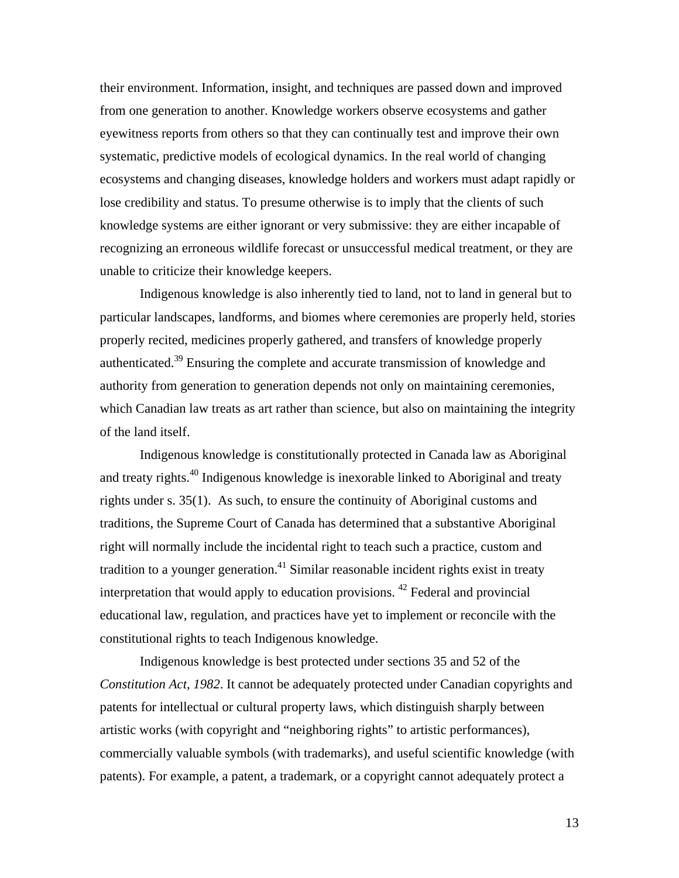their environment. Information, insight, and techniques are passed down and improved from one generation to another. Knowledge workers observe ecosystems and gather eyewitness reports from others so that they can continually test and improve their own systematic, predictive models of ecological dynamics. In the real world of changing ecosystems and changing diseases, knowledge holders and workers must adapt rapidly or lose credibility and status. To presume otherwise is to imply that the clients of such knowledge systems are either ignorant or very submissive: they are either incapable of recognizing an erroneous wildlife forecast or unsuccessful medical treatment, or they are unable to criticize their knowledge keepers.

Indigenous knowledge is also inherently tied to land, not to land in general but to particular landscapes, landforms, and biomes where ceremonies are properly held, stories properly recited, medicines properly gathered, and transfers of knowledge properly authenticated.[39] Ensuring the complete and accurate transmission of knowledge and authority from generation to generation depends not only on maintaining ceremonies, which Canadian law treats as art rather than science, but also on maintaining the integrity of the land itself.

Indigenous knowledge is constitutionally protected in Canada law as Aboriginal and treaty rights.[40] Indigenous knowledge is inexorable linked to Aboriginal and treaty rights under s. 35(1). As such, to ensure the continuity of Aboriginal customs and traditions, the Supreme Court of Canada has determined that a substantive Aboriginal right will normally include the incidental right to teach such a practice, custom and tradition to a younger generation.[41] Similar reasonable incident rights exist in treaty interpretation that would apply to education provisions. [42] Federal and provincial educational law, regulation, and practices have yet to implement or reconcile with the constitutional rights to teach Indigenous knowledge.

Indigenous knowledge is best protected under sections 35 and 52 of the *Constitution Act, 1982*. It cannot be adequately protected under Canadian copyrights and patents for intellectual or cultural property laws, which distinguish sharply between artistic works (with copyright and "neighboring rights" to artistic performances), commercially valuable symbols (with trademarks), and useful scientific knowledge (with patents). For example, a patent, a trademark, or a copyright cannot adequately protect a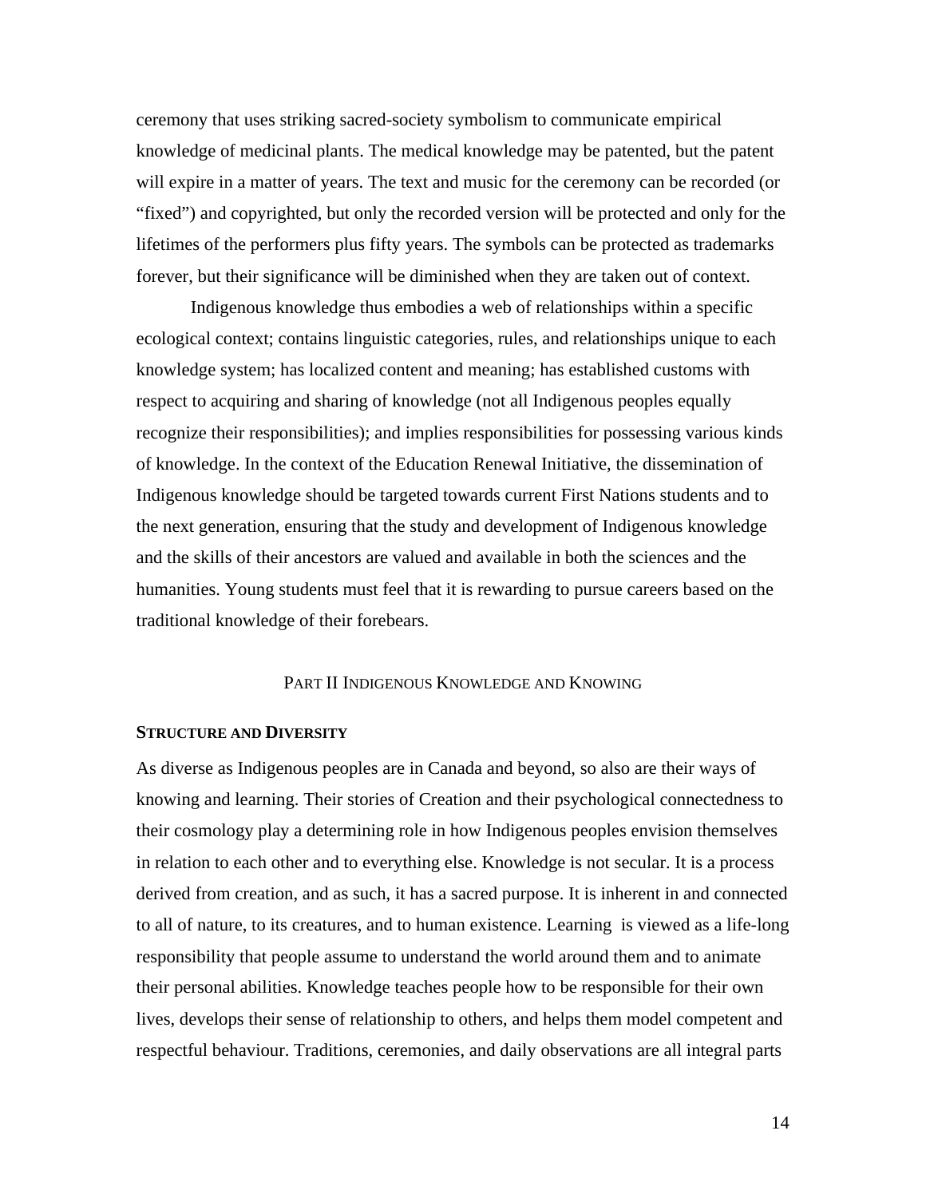ceremony that uses striking sacred-society symbolism to communicate empirical knowledge of medicinal plants. The medical knowledge may be patented, but the patent will expire in a matter of years. The text and music for the ceremony can be recorded (or "fixed") and copyrighted, but only the recorded version will be protected and only for the lifetimes of the performers plus fifty years. The symbols can be protected as trademarks forever, but their significance will be diminished when they are taken out of context.

Indigenous knowledge thus embodies a web of relationships within a specific ecological context; contains linguistic categories, rules, and relationships unique to each knowledge system; has localized content and meaning; has established customs with respect to acquiring and sharing of knowledge (not all Indigenous peoples equally recognize their responsibilities); and implies responsibilities for possessing various kinds of knowledge. In the context of the Education Renewal Initiative, the dissemination of Indigenous knowledge should be targeted towards current First Nations students and to the next generation, ensuring that the study and development of Indigenous knowledge and the skills of their ancestors are valued and available in both the sciences and the humanities. Young students must feel that it is rewarding to pursue careers based on the traditional knowledge of their forebears.

## Part II Indigenous Knowledge and Knowing

### Structure and Diversity

As diverse as Indigenous peoples are in Canada and beyond, so also are their ways of knowing and learning. Their stories of Creation and their psychological connectedness to their cosmology play a determining role in how Indigenous peoples envision themselves in relation to each other and to everything else. Knowledge is not secular. It is a process derived from creation, and as such, it has a sacred purpose. It is inherent in and connected to all of nature, to its creatures, and to human existence. Learning is viewed as a life-long responsibility that people assume to understand the world around them and to animate their personal abilities. Knowledge teaches people how to be responsible for their own lives, develops their sense of relationship to others, and helps them model competent and respectful behaviour. Traditions, ceremonies, and daily observations are all integral parts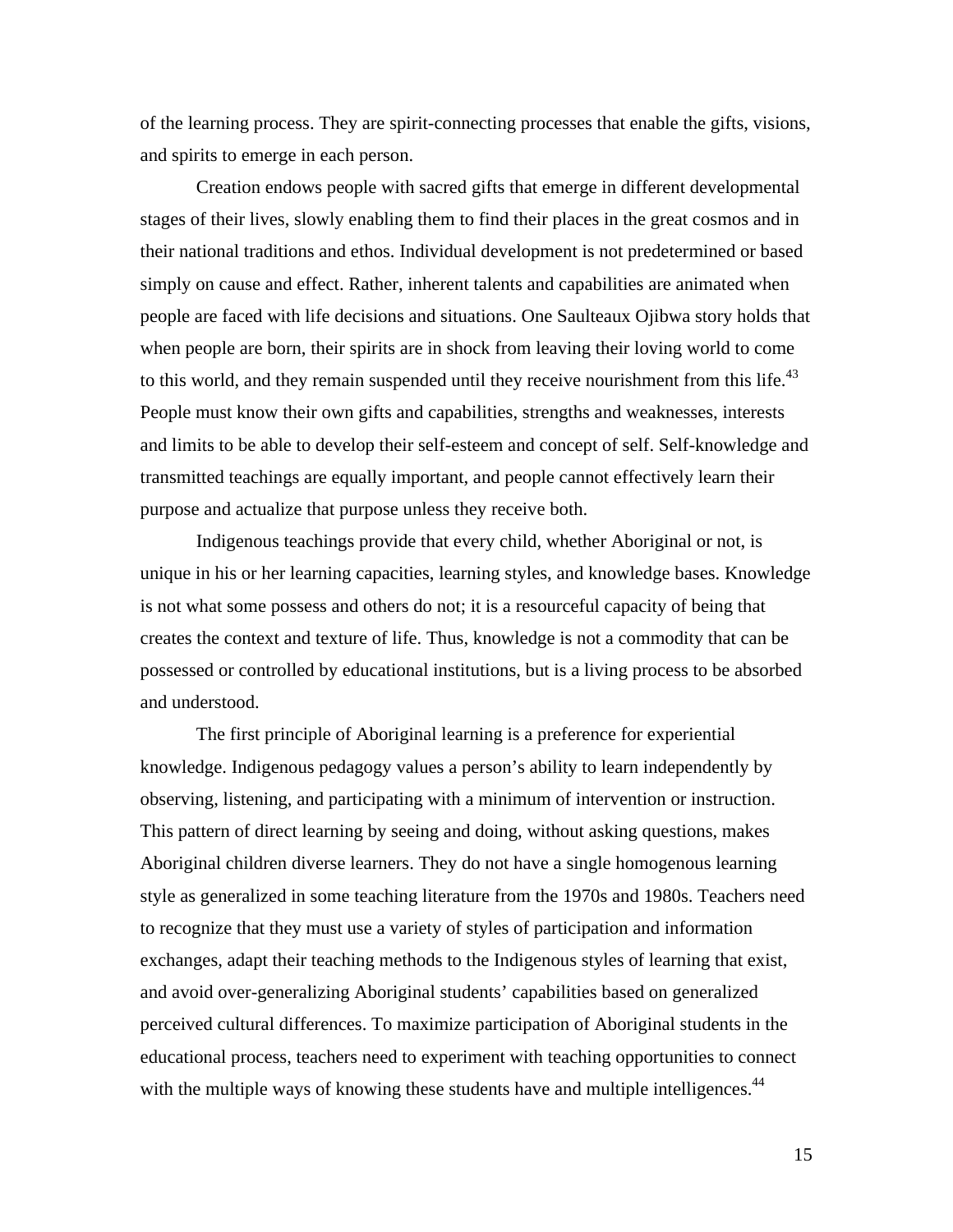of the learning process. They are spirit-connecting processes that enable the gifts, visions, and spirits to emerge in each person.

Creation endows people with sacred gifts that emerge in different developmental stages of their lives, slowly enabling them to find their places in the great cosmos and in their national traditions and ethos. Individual development is not predetermined or based simply on cause and effect. Rather, inherent talents and capabilities are animated when people are faced with life decisions and situations. One Saulteaux Ojibwa story holds that when people are born, their spirits are in shock from leaving their loving world to come to this world, and they remain suspended until they receive nourishment from this life.[43] People must know their own gifts and capabilities, strengths and weaknesses, interests and limits to be able to develop their self-esteem and concept of self. Self-knowledge and transmitted teachings are equally important, and people cannot effectively learn their purpose and actualize that purpose unless they receive both.

Indigenous teachings provide that every child, whether Aboriginal or not, is unique in his or her learning capacities, learning styles, and knowledge bases. Knowledge is not what some possess and others do not; it is a resourceful capacity of being that creates the context and texture of life. Thus, knowledge is not a commodity that can be possessed or controlled by educational institutions, but is a living process to be absorbed and understood.

The first principle of Aboriginal learning is a preference for experiential knowledge. Indigenous pedagogy values a person's ability to learn independently by observing, listening, and participating with a minimum of intervention or instruction. This pattern of direct learning by seeing and doing, without asking questions, makes Aboriginal children diverse learners. They do not have a single homogenous learning style as generalized in some teaching literature from the 1970s and 1980s. Teachers need to recognize that they must use a variety of styles of participation and information exchanges, adapt their teaching methods to the Indigenous styles of learning that exist, and avoid over-generalizing Aboriginal students' capabilities based on generalized perceived cultural differences. To maximize participation of Aboriginal students in the educational process, teachers need to experiment with teaching opportunities to connect with the multiple ways of knowing these students have and multiple intelligences.[44]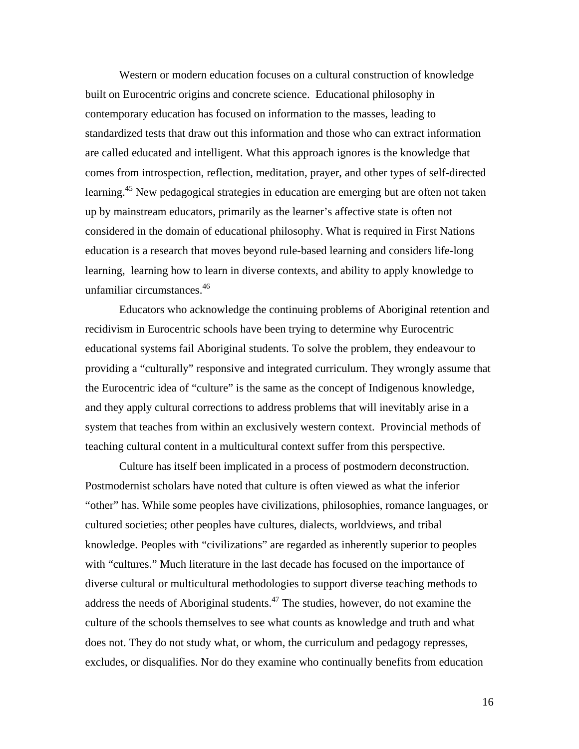Western or modern education focuses on a cultural construction of knowledge built on Eurocentric origins and concrete science. Educational philosophy in contemporary education has focused on information to the masses, leading to standardized tests that draw out this information and those who can extract information are called educated and intelligent. What this approach ignores is the knowledge that comes from introspection, reflection, meditation, prayer, and other types of self-directed learning.[45] New pedagogical strategies in education are emerging but are often not taken up by mainstream educators, primarily as the learner's affective state is often not considered in the domain of educational philosophy. What is required in First Nations education is a research that moves beyond rule-based learning and considers life-long learning, learning how to learn in diverse contexts, and ability to apply knowledge to unfamiliar circumstances.[46]

Educators who acknowledge the continuing problems of Aboriginal retention and recidivism in Eurocentric schools have been trying to determine why Eurocentric educational systems fail Aboriginal students. To solve the problem, they endeavour to providing a "culturally" responsive and integrated curriculum. They wrongly assume that the Eurocentric idea of "culture" is the same as the concept of Indigenous knowledge, and they apply cultural corrections to address problems that will inevitably arise in a system that teaches from within an exclusively western context. Provincial methods of teaching cultural content in a multicultural context suffer from this perspective.

Culture has itself been implicated in a process of postmodern deconstruction. Postmodernist scholars have noted that culture is often viewed as what the inferior "other" has. While some peoples have civilizations, philosophies, romance languages, or cultured societies; other peoples have cultures, dialects, worldviews, and tribal knowledge. Peoples with "civilizations" are regarded as inherently superior to peoples with "cultures." Much literature in the last decade has focused on the importance of diverse cultural or multicultural methodologies to support diverse teaching methods to address the needs of Aboriginal students.[47] The studies, however, do not examine the culture of the schools themselves to see what counts as knowledge and truth and what does not. They do not study what, or whom, the curriculum and pedagogy represses, excludes, or disqualifies. Nor do they examine who continually benefits from education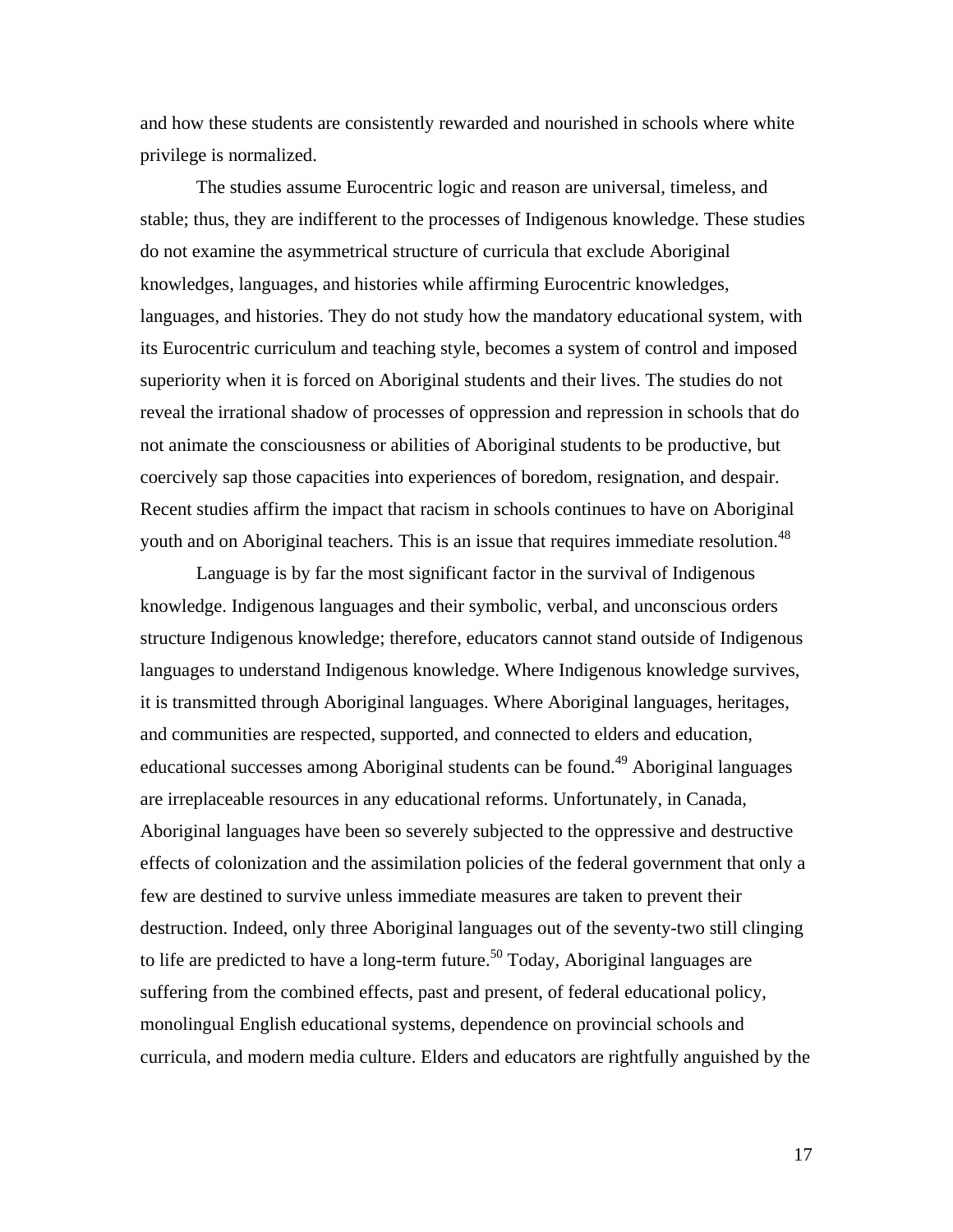and how these students are consistently rewarded and nourished in schools where white privilege is normalized.

The studies assume Eurocentric logic and reason are universal, timeless, and stable; thus, they are indifferent to the processes of Indigenous knowledge. These studies do not examine the asymmetrical structure of curricula that exclude Aboriginal knowledges, languages, and histories while affirming Eurocentric knowledges, languages, and histories. They do not study how the mandatory educational system, with its Eurocentric curriculum and teaching style, becomes a system of control and imposed superiority when it is forced on Aboriginal students and their lives. The studies do not reveal the irrational shadow of processes of oppression and repression in schools that do not animate the consciousness or abilities of Aboriginal students to be productive, but coercively sap those capacities into experiences of boredom, resignation, and despair. Recent studies affirm the impact that racism in schools continues to have on Aboriginal youth and on Aboriginal teachers. This is an issue that requires immediate resolution.[48]

Language is by far the most significant factor in the survival of Indigenous knowledge. Indigenous languages and their symbolic, verbal, and unconscious orders structure Indigenous knowledge; therefore, educators cannot stand outside of Indigenous languages to understand Indigenous knowledge. Where Indigenous knowledge survives, it is transmitted through Aboriginal languages. Where Aboriginal languages, heritages, and communities are respected, supported, and connected to elders and education, educational successes among Aboriginal students can be found.[49] Aboriginal languages are irreplaceable resources in any educational reforms. Unfortunately, in Canada, Aboriginal languages have been so severely subjected to the oppressive and destructive effects of colonization and the assimilation policies of the federal government that only a few are destined to survive unless immediate measures are taken to prevent their destruction. Indeed, only three Aboriginal languages out of the seventy-two still clinging to life are predicted to have a long-term future.[50] Today, Aboriginal languages are suffering from the combined effects, past and present, of federal educational policy, monolingual English educational systems, dependence on provincial schools and curricula, and modern media culture. Elders and educators are rightfully anguished by the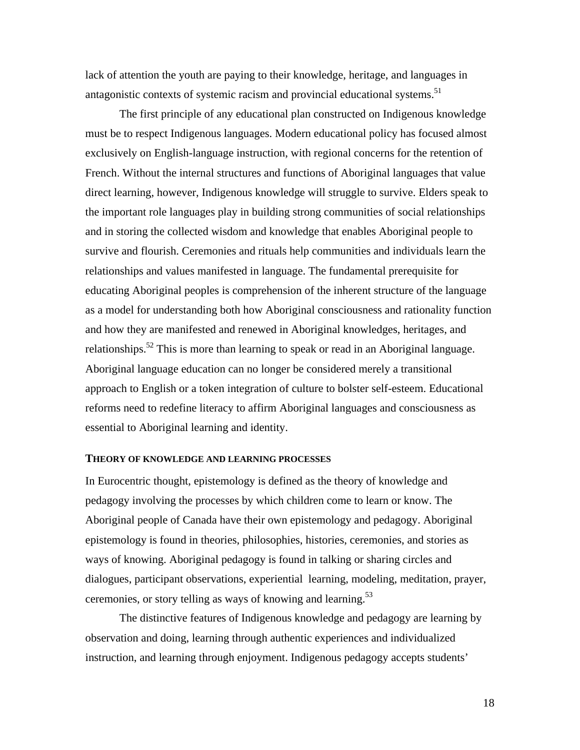lack of attention the youth are paying to their knowledge, heritage, and languages in antagonistic contexts of systemic racism and provincial educational systems.[51]

The first principle of any educational plan constructed on Indigenous knowledge must be to respect Indigenous languages. Modern educational policy has focused almost exclusively on English-language instruction, with regional concerns for the retention of French. Without the internal structures and functions of Aboriginal languages that value direct learning, however, Indigenous knowledge will struggle to survive. Elders speak to the important role languages play in building strong communities of social relationships and in storing the collected wisdom and knowledge that enables Aboriginal people to survive and flourish. Ceremonies and rituals help communities and individuals learn the relationships and values manifested in language. The fundamental prerequisite for educating Aboriginal peoples is comprehension of the inherent structure of the language as a model for understanding both how Aboriginal consciousness and rationality function and how they are manifested and renewed in Aboriginal knowledges, heritages, and relationships.[52] This is more than learning to speak or read in an Aboriginal language. Aboriginal language education can no longer be considered merely a transitional approach to English or a token integration of culture to bolster self-esteem. Educational reforms need to redefine literacy to affirm Aboriginal languages and consciousness as essential to Aboriginal learning and identity.

### THEORY OF KNOWLEDGE AND LEARNING PROCESSES

In Eurocentric thought, epistemology is defined as the theory of knowledge and pedagogy involving the processes by which children come to learn or know. The Aboriginal people of Canada have their own epistemology and pedagogy. Aboriginal epistemology is found in theories, philosophies, histories, ceremonies, and stories as ways of knowing. Aboriginal pedagogy is found in talking or sharing circles and dialogues, participant observations, experiential learning, modeling, meditation, prayer, ceremonies, or story telling as ways of knowing and learning.[53]

The distinctive features of Indigenous knowledge and pedagogy are learning by observation and doing, learning through authentic experiences and individualized instruction, and learning through enjoyment. Indigenous pedagogy accepts students'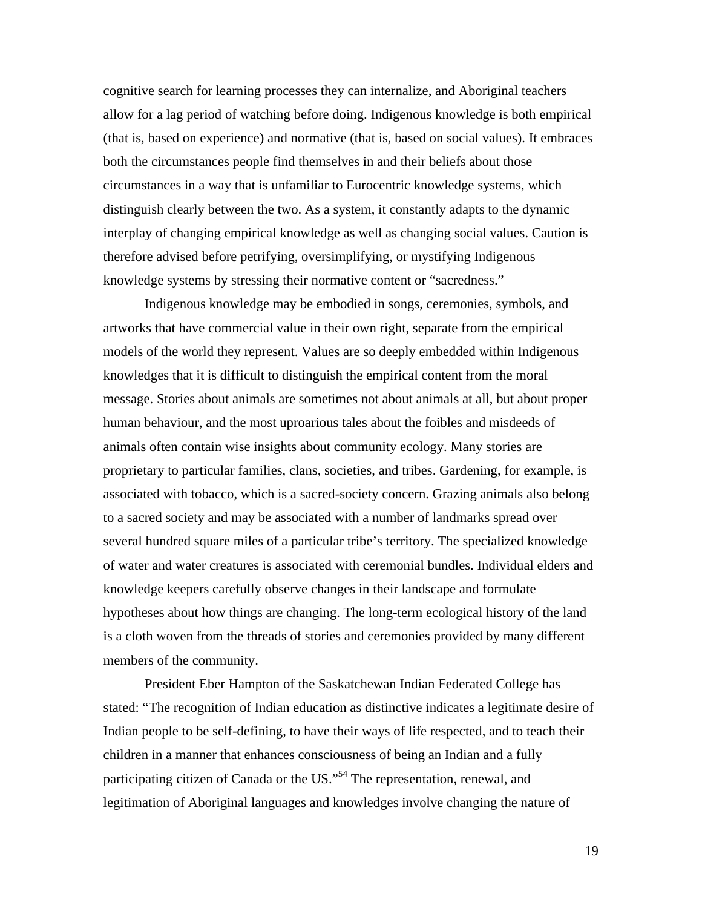cognitive search for learning processes they can internalize, and Aboriginal teachers allow for a lag period of watching before doing. Indigenous knowledge is both empirical (that is, based on experience) and normative (that is, based on social values). It embraces both the circumstances people find themselves in and their beliefs about those circumstances in a way that is unfamiliar to Eurocentric knowledge systems, which distinguish clearly between the two. As a system, it constantly adapts to the dynamic interplay of changing empirical knowledge as well as changing social values. Caution is therefore advised before petrifying, oversimplifying, or mystifying Indigenous knowledge systems by stressing their normative content or "sacredness."

Indigenous knowledge may be embodied in songs, ceremonies, symbols, and artworks that have commercial value in their own right, separate from the empirical models of the world they represent. Values are so deeply embedded within Indigenous knowledges that it is difficult to distinguish the empirical content from the moral message. Stories about animals are sometimes not about animals at all, but about proper human behaviour, and the most uproarious tales about the foibles and misdeeds of animals often contain wise insights about community ecology. Many stories are proprietary to particular families, clans, societies, and tribes. Gardening, for example, is associated with tobacco, which is a sacred-society concern. Grazing animals also belong to a sacred society and may be associated with a number of landmarks spread over several hundred square miles of a particular tribe's territory. The specialized knowledge of water and water creatures is associated with ceremonial bundles. Individual elders and knowledge keepers carefully observe changes in their landscape and formulate hypotheses about how things are changing. The long-term ecological history of the land is a cloth woven from the threads of stories and ceremonies provided by many different members of the community.

President Eber Hampton of the Saskatchewan Indian Federated College has stated: "The recognition of Indian education as distinctive indicates a legitimate desire of Indian people to be self-defining, to have their ways of life respected, and to teach their children in a manner that enhances consciousness of being an Indian and a fully participating citizen of Canada or the US."[54] The representation, renewal, and legitimation of Aboriginal languages and knowledges involve changing the nature of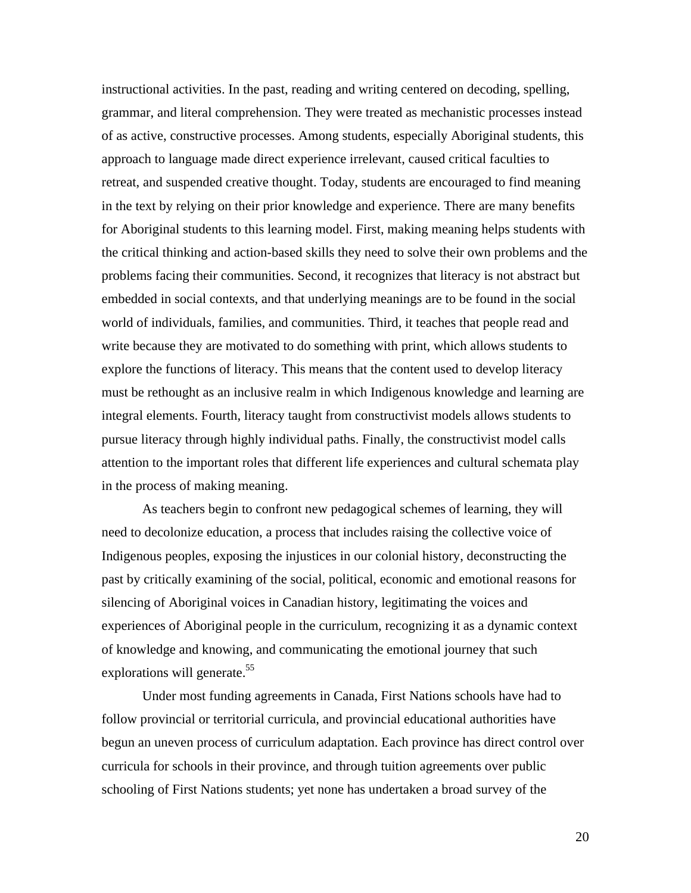instructional activities. In the past, reading and writing centered on decoding, spelling, grammar, and literal comprehension. They were treated as mechanistic processes instead of as active, constructive processes. Among students, especially Aboriginal students, this approach to language made direct experience irrelevant, caused critical faculties to retreat, and suspended creative thought. Today, students are encouraged to find meaning in the text by relying on their prior knowledge and experience. There are many benefits for Aboriginal students to this learning model. First, making meaning helps students with the critical thinking and action-based skills they need to solve their own problems and the problems facing their communities. Second, it recognizes that literacy is not abstract but embedded in social contexts, and that underlying meanings are to be found in the social world of individuals, families, and communities. Third, it teaches that people read and write because they are motivated to do something with print, which allows students to explore the functions of literacy. This means that the content used to develop literacy must be rethought as an inclusive realm in which Indigenous knowledge and learning are integral elements. Fourth, literacy taught from constructivist models allows students to pursue literacy through highly individual paths. Finally, the constructivist model calls attention to the important roles that different life experiences and cultural schemata play in the process of making meaning.

As teachers begin to confront new pedagogical schemes of learning, they will need to decolonize education, a process that includes raising the collective voice of Indigenous peoples, exposing the injustices in our colonial history, deconstructing the past by critically examining of the social, political, economic and emotional reasons for silencing of Aboriginal voices in Canadian history, legitimating the voices and experiences of Aboriginal people in the curriculum, recognizing it as a dynamic context of knowledge and knowing, and communicating the emotional journey that such explorations will generate.[55]

Under most funding agreements in Canada, First Nations schools have had to follow provincial or territorial curricula, and provincial educational authorities have begun an uneven process of curriculum adaptation. Each province has direct control over curricula for schools in their province, and through tuition agreements over public schooling of First Nations students; yet none has undertaken a broad survey of the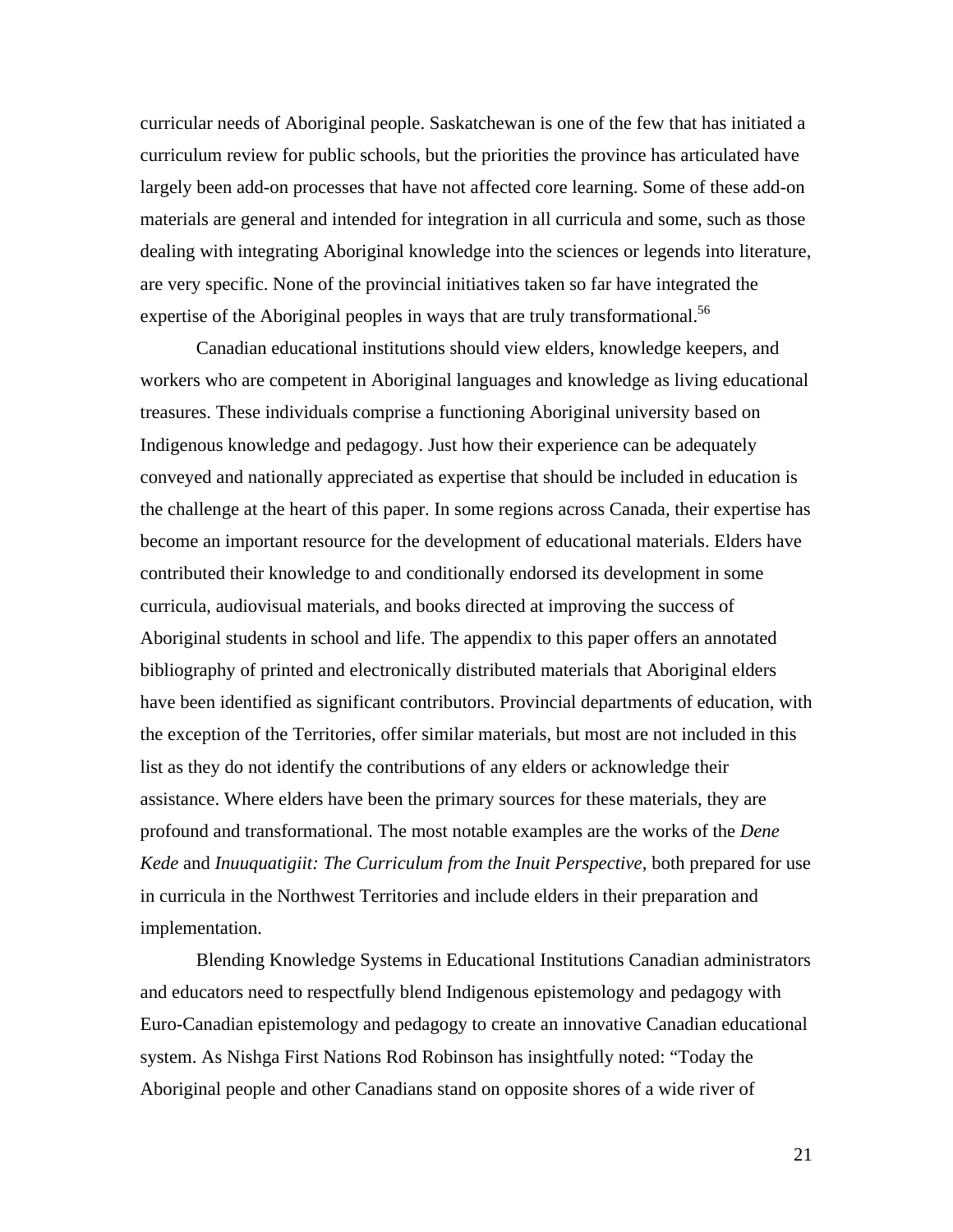curricular needs of Aboriginal people. Saskatchewan is one of the few that has initiated a curriculum review for public schools, but the priorities the province has articulated have largely been add-on processes that have not affected core learning. Some of these add-on materials are general and intended for integration in all curricula and some, such as those dealing with integrating Aboriginal knowledge into the sciences or legends into literature, are very specific. None of the provincial initiatives taken so far have integrated the expertise of the Aboriginal peoples in ways that are truly transformational.[56]

Canadian educational institutions should view elders, knowledge keepers, and workers who are competent in Aboriginal languages and knowledge as living educational treasures. These individuals comprise a functioning Aboriginal university based on Indigenous knowledge and pedagogy. Just how their experience can be adequately conveyed and nationally appreciated as expertise that should be included in education is the challenge at the heart of this paper. In some regions across Canada, their expertise has become an important resource for the development of educational materials. Elders have contributed their knowledge to and conditionally endorsed its development in some curricula, audiovisual materials, and books directed at improving the success of Aboriginal students in school and life. The appendix to this paper offers an annotated bibliography of printed and electronically distributed materials that Aboriginal elders have been identified as significant contributors. Provincial departments of education, with the exception of the Territories, offer similar materials, but most are not included in this list as they do not identify the contributions of any elders or acknowledge their assistance. Where elders have been the primary sources for these materials, they are profound and transformational. The most notable examples are the works of the *Dene Kede* and *Inuuquatigiit: The Curriculum from the Inuit Perspective*, both prepared for use in curricula in the Northwest Territories and include elders in their preparation and implementation.

Blending Knowledge Systems in Educational Institutions Canadian administrators and educators need to respectfully blend Indigenous epistemology and pedagogy with Euro-Canadian epistemology and pedagogy to create an innovative Canadian educational system. As Nishga First Nations Rod Robinson has insightfully noted: "Today the Aboriginal people and other Canadians stand on opposite shores of a wide river of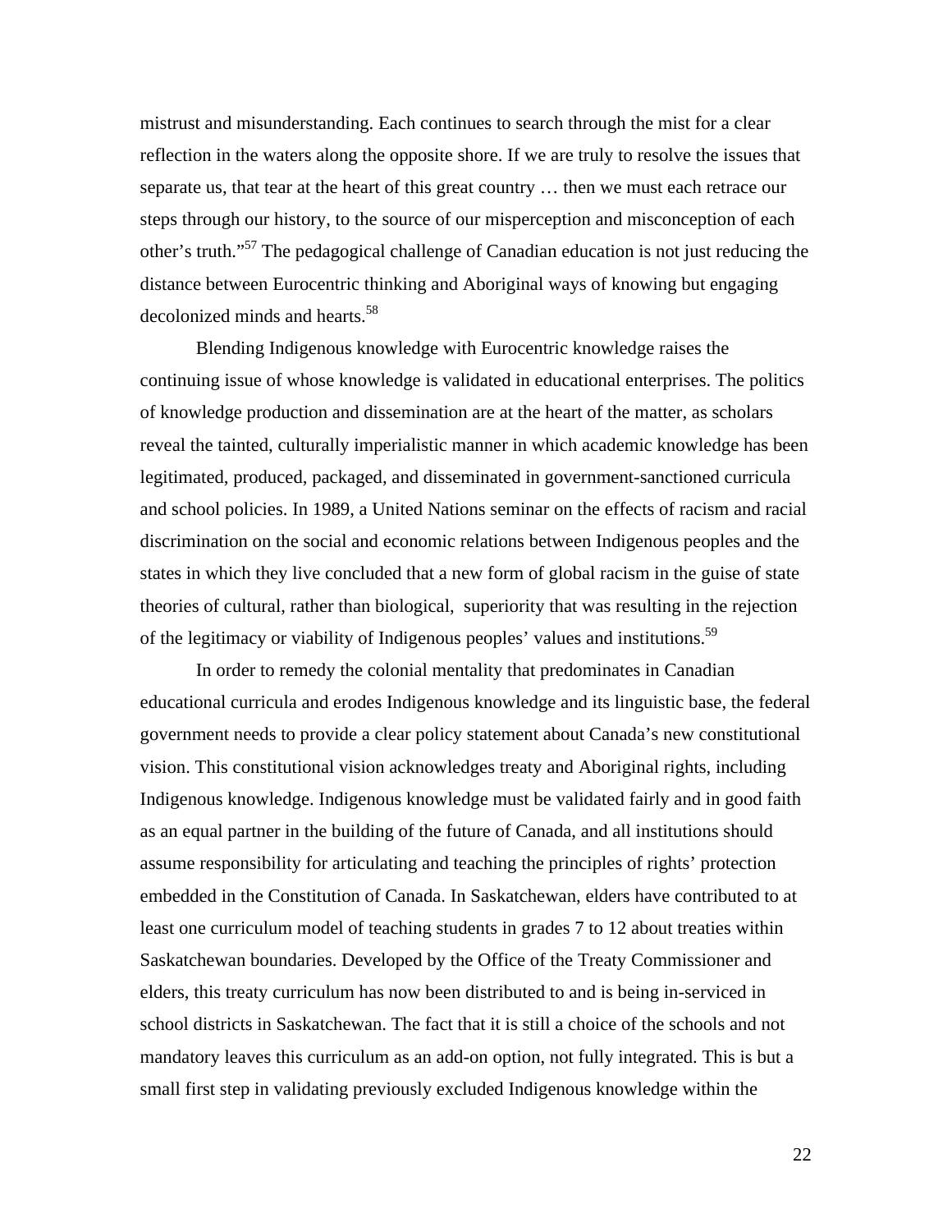mistrust and misunderstanding. Each continues to search through the mist for a clear reflection in the waters along the opposite shore. If we are truly to resolve the issues that separate us, that tear at the heart of this great country … then we must each retrace our steps through our history, to the source of our misperception and misconception of each other's truth."[57] The pedagogical challenge of Canadian education is not just reducing the distance between Eurocentric thinking and Aboriginal ways of knowing but engaging decolonized minds and hearts.[58]

Blending Indigenous knowledge with Eurocentric knowledge raises the continuing issue of whose knowledge is validated in educational enterprises. The politics of knowledge production and dissemination are at the heart of the matter, as scholars reveal the tainted, culturally imperialistic manner in which academic knowledge has been legitimated, produced, packaged, and disseminated in government-sanctioned curricula and school policies. In 1989, a United Nations seminar on the effects of racism and racial discrimination on the social and economic relations between Indigenous peoples and the states in which they live concluded that a new form of global racism in the guise of state theories of cultural, rather than biological, superiority that was resulting in the rejection of the legitimacy or viability of Indigenous peoples' values and institutions.[59]

In order to remedy the colonial mentality that predominates in Canadian educational curricula and erodes Indigenous knowledge and its linguistic base, the federal government needs to provide a clear policy statement about Canada's new constitutional vision. This constitutional vision acknowledges treaty and Aboriginal rights, including Indigenous knowledge. Indigenous knowledge must be validated fairly and in good faith as an equal partner in the building of the future of Canada, and all institutions should assume responsibility for articulating and teaching the principles of rights' protection embedded in the Constitution of Canada. In Saskatchewan, elders have contributed to at least one curriculum model of teaching students in grades 7 to 12 about treaties within Saskatchewan boundaries. Developed by the Office of the Treaty Commissioner and elders, this treaty curriculum has now been distributed to and is being in-serviced in school districts in Saskatchewan. The fact that it is still a choice of the schools and not mandatory leaves this curriculum as an add-on option, not fully integrated. This is but a small first step in validating previously excluded Indigenous knowledge within the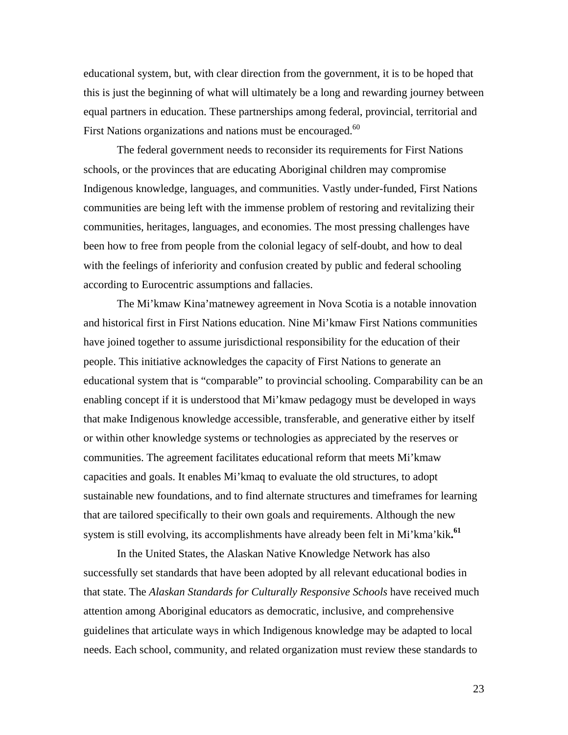educational system, but, with clear direction from the government, it is to be hoped that this is just the beginning of what will ultimately be a long and rewarding journey between equal partners in education. These partnerships among federal, provincial, territorial and First Nations organizations and nations must be encouraged.[60]

The federal government needs to reconsider its requirements for First Nations schools, or the provinces that are educating Aboriginal children may compromise Indigenous knowledge, languages, and communities. Vastly under-funded, First Nations communities are being left with the immense problem of restoring and revitalizing their communities, heritages, languages, and economies. The most pressing challenges have been how to free from people from the colonial legacy of self-doubt, and how to deal with the feelings of inferiority and confusion created by public and federal schooling according to Eurocentric assumptions and fallacies.

The Mi'kmaw Kina'matnewey agreement in Nova Scotia is a notable innovation and historical first in First Nations education. Nine Mi'kmaw First Nations communities have joined together to assume jurisdictional responsibility for the education of their people. This initiative acknowledges the capacity of First Nations to generate an educational system that is "comparable" to provincial schooling. Comparability can be an enabling concept if it is understood that Mi'kmaw pedagogy must be developed in ways that make Indigenous knowledge accessible, transferable, and generative either by itself or within other knowledge systems or technologies as appreciated by the reserves or communities. The agreement facilitates educational reform that meets Mi'kmaw capacities and goals. It enables Mi'kmaq to evaluate the old structures, to adopt sustainable new foundations, and to find alternate structures and timeframes for learning that are tailored specifically to their own goals and requirements. Although the new system is still evolving, its accomplishments have already been felt in Mi'kma'kik.[61]

In the United States, the Alaskan Native Knowledge Network has also successfully set standards that have been adopted by all relevant educational bodies in that state. The *Alaskan Standards for Culturally Responsive Schools* have received much attention among Aboriginal educators as democratic, inclusive, and comprehensive guidelines that articulate ways in which Indigenous knowledge may be adapted to local needs. Each school, community, and related organization must review these standards to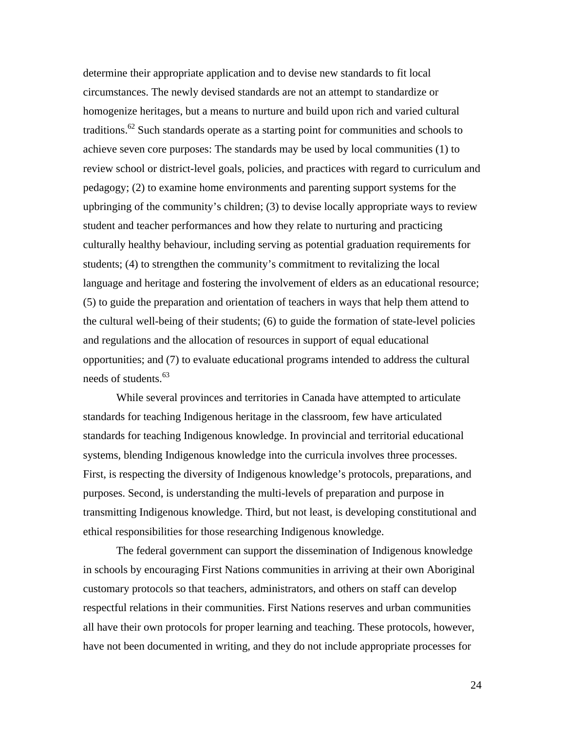determine their appropriate application and to devise new standards to fit local circumstances. The newly devised standards are not an attempt to standardize or homogenize heritages, but a means to nurture and build upon rich and varied cultural traditions.[62] Such standards operate as a starting point for communities and schools to achieve seven core purposes: The standards may be used by local communities (1) to review school or district-level goals, policies, and practices with regard to curriculum and pedagogy; (2) to examine home environments and parenting support systems for the upbringing of the community's children; (3) to devise locally appropriate ways to review student and teacher performances and how they relate to nurturing and practicing culturally healthy behaviour, including serving as potential graduation requirements for students; (4) to strengthen the community's commitment to revitalizing the local language and heritage and fostering the involvement of elders as an educational resource; (5) to guide the preparation and orientation of teachers in ways that help them attend to the cultural well-being of their students; (6) to guide the formation of state-level policies and regulations and the allocation of resources in support of equal educational opportunities; and (7) to evaluate educational programs intended to address the cultural needs of students.[63]

While several provinces and territories in Canada have attempted to articulate standards for teaching Indigenous heritage in the classroom, few have articulated standards for teaching Indigenous knowledge. In provincial and territorial educational systems, blending Indigenous knowledge into the curricula involves three processes. First, is respecting the diversity of Indigenous knowledge's protocols, preparations, and purposes. Second, is understanding the multi-levels of preparation and purpose in transmitting Indigenous knowledge. Third, but not least, is developing constitutional and ethical responsibilities for those researching Indigenous knowledge.

The federal government can support the dissemination of Indigenous knowledge in schools by encouraging First Nations communities in arriving at their own Aboriginal customary protocols so that teachers, administrators, and others on staff can develop respectful relations in their communities. First Nations reserves and urban communities all have their own protocols for proper learning and teaching. These protocols, however, have not been documented in writing, and they do not include appropriate processes for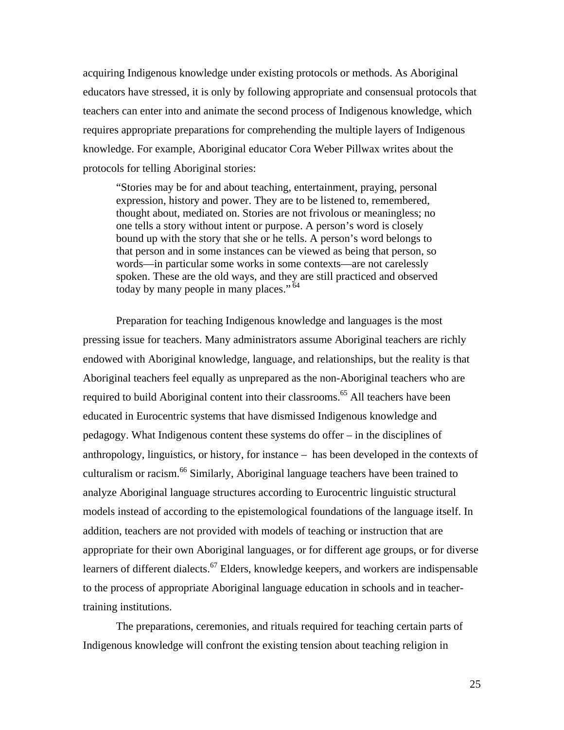acquiring Indigenous knowledge under existing protocols or methods. As Aboriginal educators have stressed, it is only by following appropriate and consensual protocols that teachers can enter into and animate the second process of Indigenous knowledge, which requires appropriate preparations for comprehending the multiple layers of Indigenous knowledge. For example, Aboriginal educator Cora Weber Pillwax writes about the protocols for telling Aboriginal stories:

> "Stories may be for and about teaching, entertainment, praying, personal expression, history and power. They are to be listened to, remembered, thought about, mediated on. Stories are not frivolous or meaningless; no one tells a story without intent or purpose. A person's word is closely bound up with the story that she or he tells. A person's word belongs to that person and in some instances can be viewed as being that person, so words—in particular some works in some contexts—are not carelessly spoken. These are the old ways, and they are still practiced and observed today by many people in many places."[64]

Preparation for teaching Indigenous knowledge and languages is the most pressing issue for teachers. Many administrators assume Aboriginal teachers are richly endowed with Aboriginal knowledge, language, and relationships, but the reality is that Aboriginal teachers feel equally as unprepared as the non-Aboriginal teachers who are required to build Aboriginal content into their classrooms.[65] All teachers have been educated in Eurocentric systems that have dismissed Indigenous knowledge and pedagogy. What Indigenous content these systems do offer – in the disciplines of anthropology, linguistics, or history, for instance – has been developed in the contexts of culturalism or racism.[66] Similarly, Aboriginal language teachers have been trained to analyze Aboriginal language structures according to Eurocentric linguistic structural models instead of according to the epistemological foundations of the language itself. In addition, teachers are not provided with models of teaching or instruction that are appropriate for their own Aboriginal languages, or for different age groups, or for diverse learners of different dialects.[67] Elders, knowledge keepers, and workers are indispensable to the process of appropriate Aboriginal language education in schools and in teacher-training institutions.

The preparations, ceremonies, and rituals required for teaching certain parts of Indigenous knowledge will confront the existing tension about teaching religion in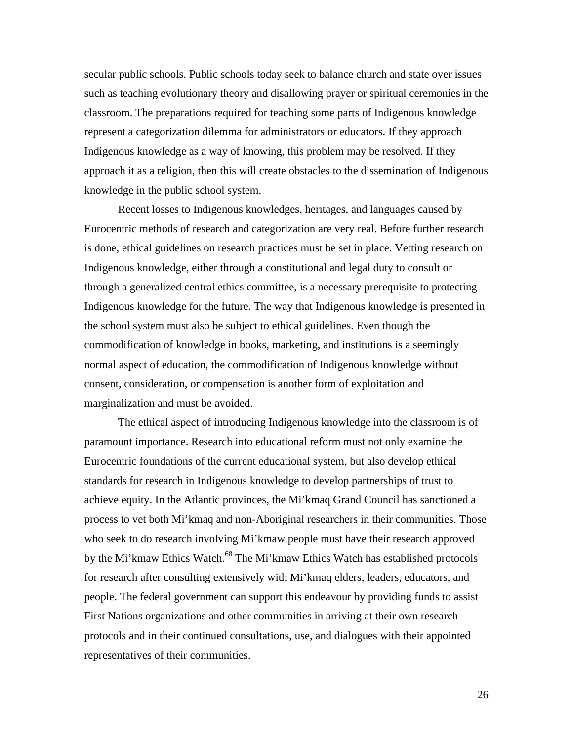secular public schools. Public schools today seek to balance church and state over issues such as teaching evolutionary theory and disallowing prayer or spiritual ceremonies in the classroom. The preparations required for teaching some parts of Indigenous knowledge represent a categorization dilemma for administrators or educators. If they approach Indigenous knowledge as a way of knowing, this problem may be resolved. If they approach it as a religion, then this will create obstacles to the dissemination of Indigenous knowledge in the public school system.

Recent losses to Indigenous knowledges, heritages, and languages caused by Eurocentric methods of research and categorization are very real. Before further research is done, ethical guidelines on research practices must be set in place. Vetting research on Indigenous knowledge, either through a constitutional and legal duty to consult or through a generalized central ethics committee, is a necessary prerequisite to protecting Indigenous knowledge for the future. The way that Indigenous knowledge is presented in the school system must also be subject to ethical guidelines. Even though the commodification of knowledge in books, marketing, and institutions is a seemingly normal aspect of education, the commodification of Indigenous knowledge without consent, consideration, or compensation is another form of exploitation and marginalization and must be avoided.

The ethical aspect of introducing Indigenous knowledge into the classroom is of paramount importance. Research into educational reform must not only examine the Eurocentric foundations of the current educational system, but also develop ethical standards for research in Indigenous knowledge to develop partnerships of trust to achieve equity. In the Atlantic provinces, the Mi'kmaq Grand Council has sanctioned a process to vet both Mi'kmaq and non-Aboriginal researchers in their communities. Those who seek to do research involving Mi'kmaw people must have their research approved by the Mi'kmaw Ethics Watch.[68] The Mi'kmaw Ethics Watch has established protocols for research after consulting extensively with Mi'kmaq elders, leaders, educators, and people. The federal government can support this endeavour by providing funds to assist First Nations organizations and other communities in arriving at their own research protocols and in their continued consultations, use, and dialogues with their appointed representatives of their communities.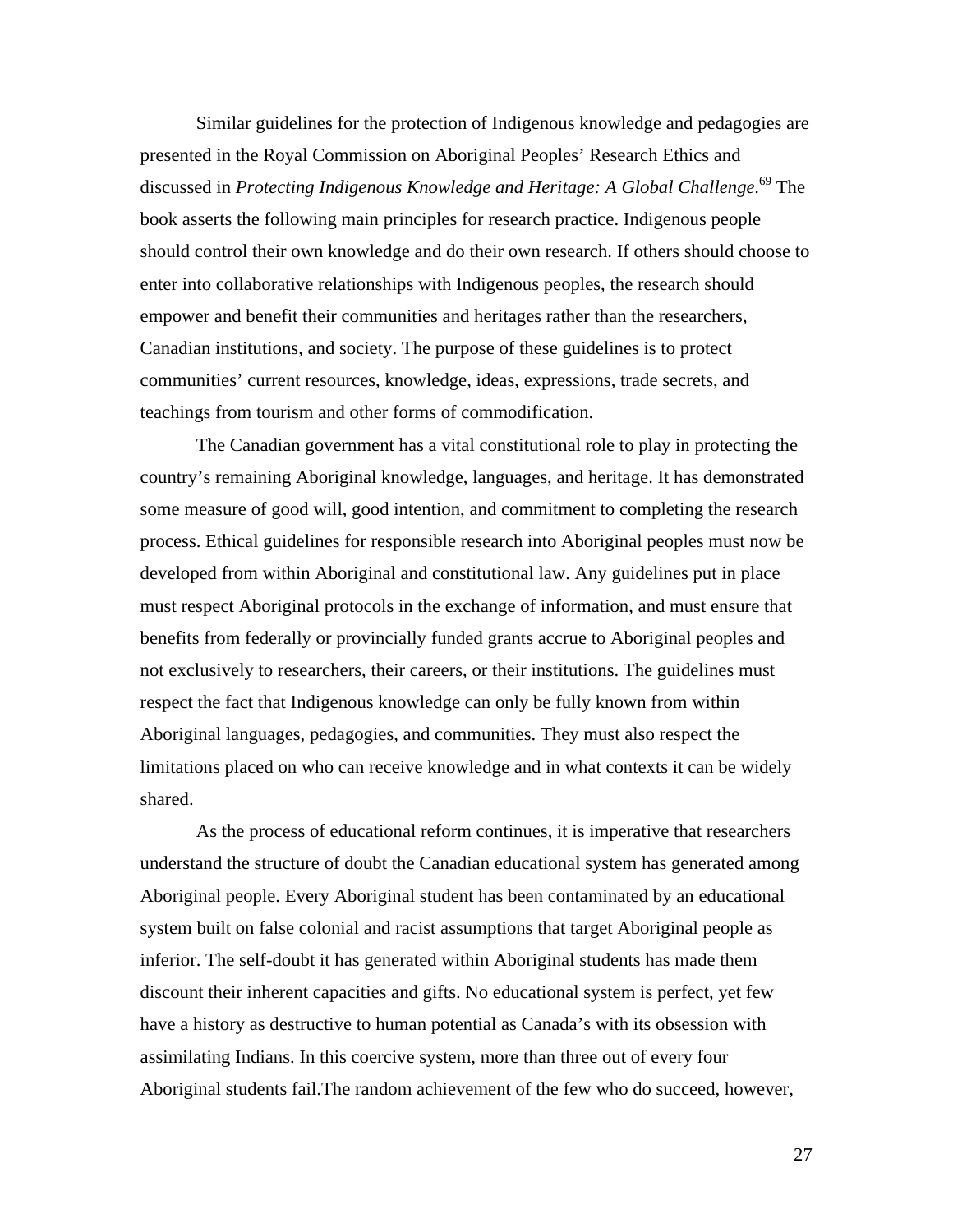Similar guidelines for the protection of Indigenous knowledge and pedagogies are presented in the Royal Commission on Aboriginal Peoples' Research Ethics and discussed in *Protecting Indigenous Knowledge and Heritage: A Global Challenge.*[69] The book asserts the following main principles for research practice. Indigenous people should control their own knowledge and do their own research. If others should choose to enter into collaborative relationships with Indigenous peoples, the research should empower and benefit their communities and heritages rather than the researchers, Canadian institutions, and society. The purpose of these guidelines is to protect communities' current resources, knowledge, ideas, expressions, trade secrets, and teachings from tourism and other forms of commodification.

The Canadian government has a vital constitutional role to play in protecting the country's remaining Aboriginal knowledge, languages, and heritage. It has demonstrated some measure of good will, good intention, and commitment to completing the research process. Ethical guidelines for responsible research into Aboriginal peoples must now be developed from within Aboriginal and constitutional law. Any guidelines put in place must respect Aboriginal protocols in the exchange of information, and must ensure that benefits from federally or provincially funded grants accrue to Aboriginal peoples and not exclusively to researchers, their careers, or their institutions. The guidelines must respect the fact that Indigenous knowledge can only be fully known from within Aboriginal languages, pedagogies, and communities. They must also respect the limitations placed on who can receive knowledge and in what contexts it can be widely shared.

As the process of educational reform continues, it is imperative that researchers understand the structure of doubt the Canadian educational system has generated among Aboriginal people. Every Aboriginal student has been contaminated by an educational system built on false colonial and racist assumptions that target Aboriginal people as inferior. The self-doubt it has generated within Aboriginal students has made them discount their inherent capacities and gifts. No educational system is perfect, yet few have a history as destructive to human potential as Canada's with its obsession with assimilating Indians. In this coercive system, more than three out of every four Aboriginal students fail.The random achievement of the few who do succeed, however,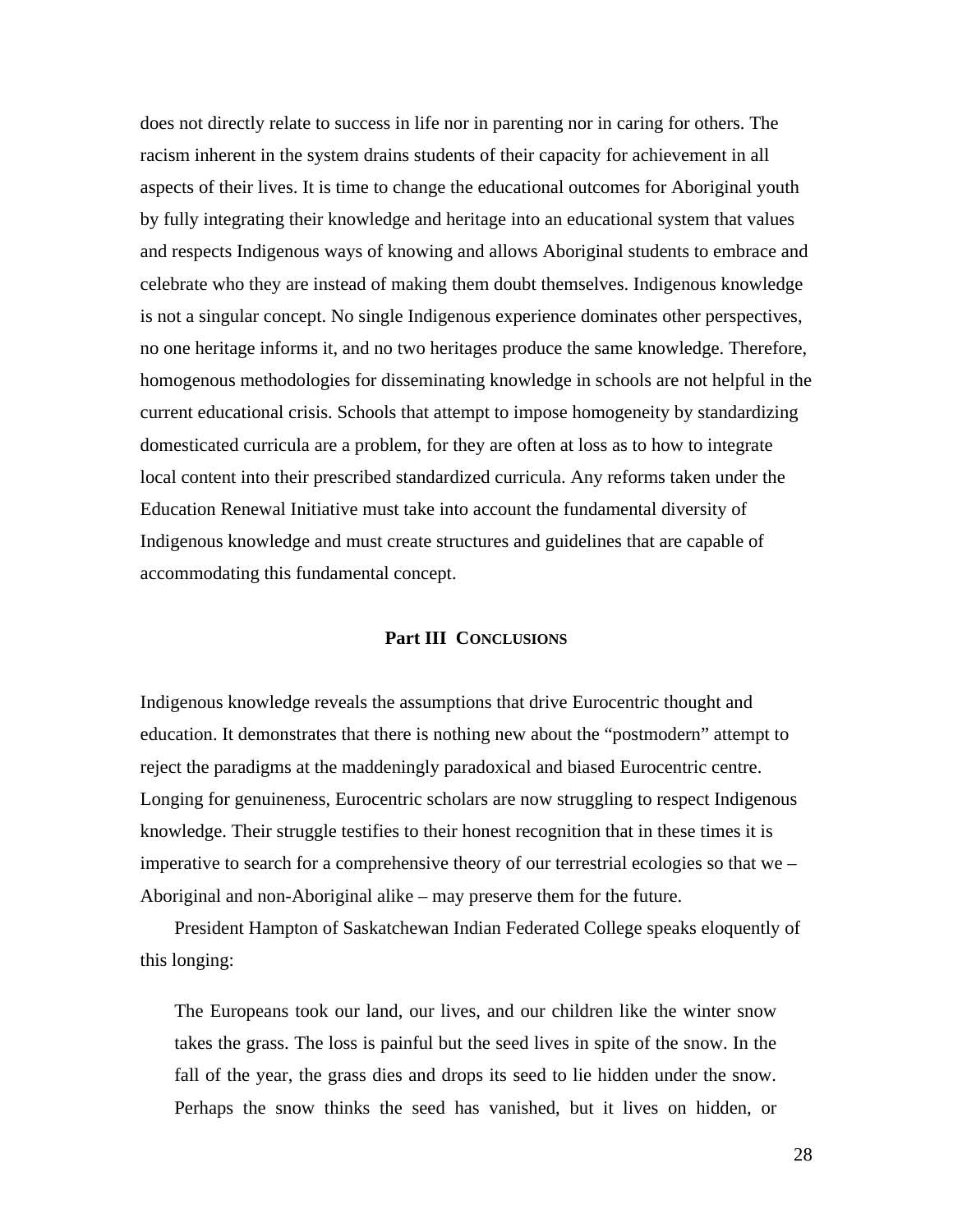does not directly relate to success in life nor in parenting nor in caring for others. The racism inherent in the system drains students of their capacity for achievement in all aspects of their lives. It is time to change the educational outcomes for Aboriginal youth by fully integrating their knowledge and heritage into an educational system that values and respects Indigenous ways of knowing and allows Aboriginal students to embrace and celebrate who they are instead of making them doubt themselves. Indigenous knowledge is not a singular concept. No single Indigenous experience dominates other perspectives, no one heritage informs it, and no two heritages produce the same knowledge. Therefore, homogenous methodologies for disseminating knowledge in schools are not helpful in the current educational crisis. Schools that attempt to impose homogeneity by standardizing domesticated curricula are a problem, for they are often at loss as to how to integrate local content into their prescribed standardized curricula. Any reforms taken under the Education Renewal Initiative must take into account the fundamental diversity of Indigenous knowledge and must create structures and guidelines that are capable of accommodating this fundamental concept.

## Part III CONCLUSIONS

Indigenous knowledge reveals the assumptions that drive Eurocentric thought and education. It demonstrates that there is nothing new about the "postmodern" attempt to reject the paradigms at the maddeningly paradoxical and biased Eurocentric centre. Longing for genuineness, Eurocentric scholars are now struggling to respect Indigenous knowledge. Their struggle testifies to their honest recognition that in these times it is imperative to search for a comprehensive theory of our terrestrial ecologies so that we – Aboriginal and non-Aboriginal alike – may preserve them for the future.

President Hampton of Saskatchewan Indian Federated College speaks eloquently of this longing:

> The Europeans took our land, our lives, and our children like the winter snow takes the grass. The loss is painful but the seed lives in spite of the snow. In the fall of the year, the grass dies and drops its seed to lie hidden under the snow. Perhaps the snow thinks the seed has vanished, but it lives on hidden, or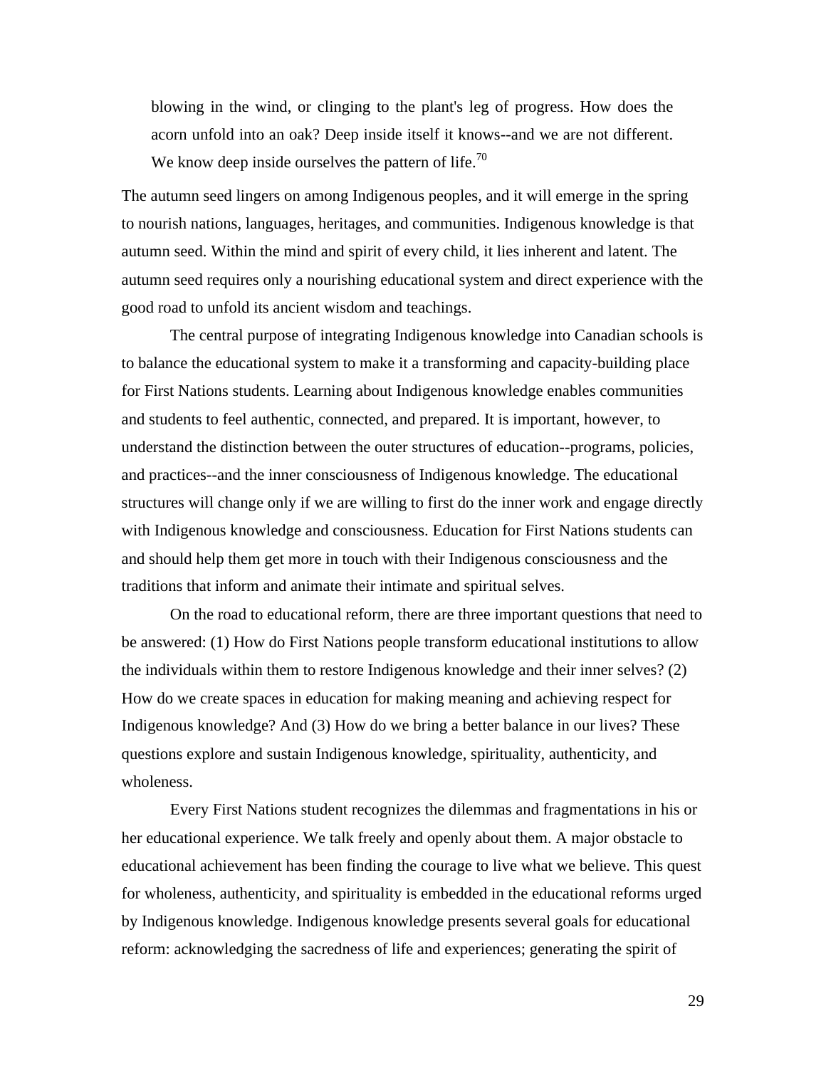> blowing in the wind, or clinging to the plant's leg of progress. How does the acorn unfold into an oak? Deep inside itself it knows--and we are not different. We know deep inside ourselves the pattern of life.[70]

The autumn seed lingers on among Indigenous peoples, and it will emerge in the spring to nourish nations, languages, heritages, and communities. Indigenous knowledge is that autumn seed. Within the mind and spirit of every child, it lies inherent and latent. The autumn seed requires only a nourishing educational system and direct experience with the good road to unfold its ancient wisdom and teachings.

The central purpose of integrating Indigenous knowledge into Canadian schools is to balance the educational system to make it a transforming and capacity-building place for First Nations students. Learning about Indigenous knowledge enables communities and students to feel authentic, connected, and prepared. It is important, however, to understand the distinction between the outer structures of education--programs, policies, and practices--and the inner consciousness of Indigenous knowledge. The educational structures will change only if we are willing to first do the inner work and engage directly with Indigenous knowledge and consciousness. Education for First Nations students can and should help them get more in touch with their Indigenous consciousness and the traditions that inform and animate their intimate and spiritual selves.

On the road to educational reform, there are three important questions that need to be answered: (1) How do First Nations people transform educational institutions to allow the individuals within them to restore Indigenous knowledge and their inner selves? (2) How do we create spaces in education for making meaning and achieving respect for Indigenous knowledge? And (3) How do we bring a better balance in our lives? These questions explore and sustain Indigenous knowledge, spirituality, authenticity, and wholeness.

Every First Nations student recognizes the dilemmas and fragmentations in his or her educational experience. We talk freely and openly about them. A major obstacle to educational achievement has been finding the courage to live what we believe. This quest for wholeness, authenticity, and spirituality is embedded in the educational reforms urged by Indigenous knowledge. Indigenous knowledge presents several goals for educational reform: acknowledging the sacredness of life and experiences; generating the spirit of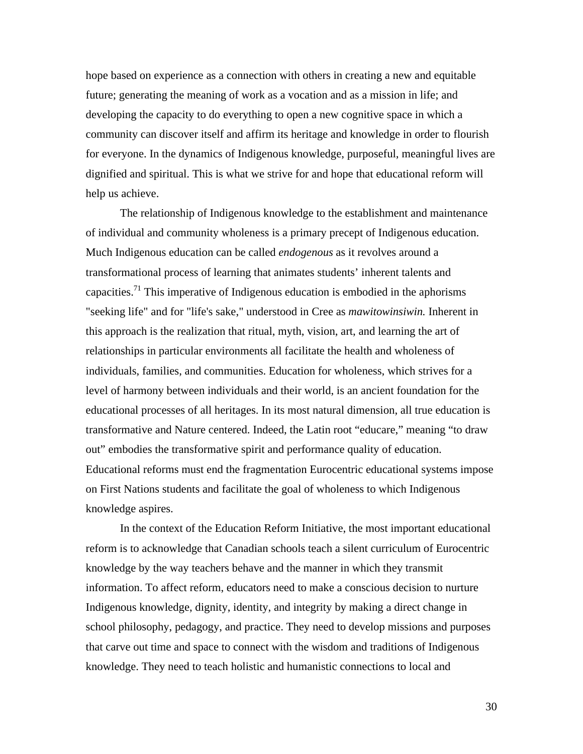hope based on experience as a connection with others in creating a new and equitable future; generating the meaning of work as a vocation and as a mission in life; and developing the capacity to do everything to open a new cognitive space in which a community can discover itself and affirm its heritage and knowledge in order to flourish for everyone. In the dynamics of Indigenous knowledge, purposeful, meaningful lives are dignified and spiritual. This is what we strive for and hope that educational reform will help us achieve.

The relationship of Indigenous knowledge to the establishment and maintenance of individual and community wholeness is a primary precept of Indigenous education. Much Indigenous education can be called *endogenous* as it revolves around a transformational process of learning that animates students' inherent talents and capacities.[71] This imperative of Indigenous education is embodied in the aphorisms "seeking life" and for "life's sake," understood in Cree as *mawitowinsiwin.* Inherent in this approach is the realization that ritual, myth, vision, art, and learning the art of relationships in particular environments all facilitate the health and wholeness of individuals, families, and communities. Education for wholeness, which strives for a level of harmony between individuals and their world, is an ancient foundation for the educational processes of all heritages. In its most natural dimension, all true education is transformative and Nature centered. Indeed, the Latin root "educare," meaning "to draw out" embodies the transformative spirit and performance quality of education. Educational reforms must end the fragmentation Eurocentric educational systems impose on First Nations students and facilitate the goal of wholeness to which Indigenous knowledge aspires.

In the context of the Education Reform Initiative, the most important educational reform is to acknowledge that Canadian schools teach a silent curriculum of Eurocentric knowledge by the way teachers behave and the manner in which they transmit information. To affect reform, educators need to make a conscious decision to nurture Indigenous knowledge, dignity, identity, and integrity by making a direct change in school philosophy, pedagogy, and practice. They need to develop missions and purposes that carve out time and space to connect with the wisdom and traditions of Indigenous knowledge. They need to teach holistic and humanistic connections to local and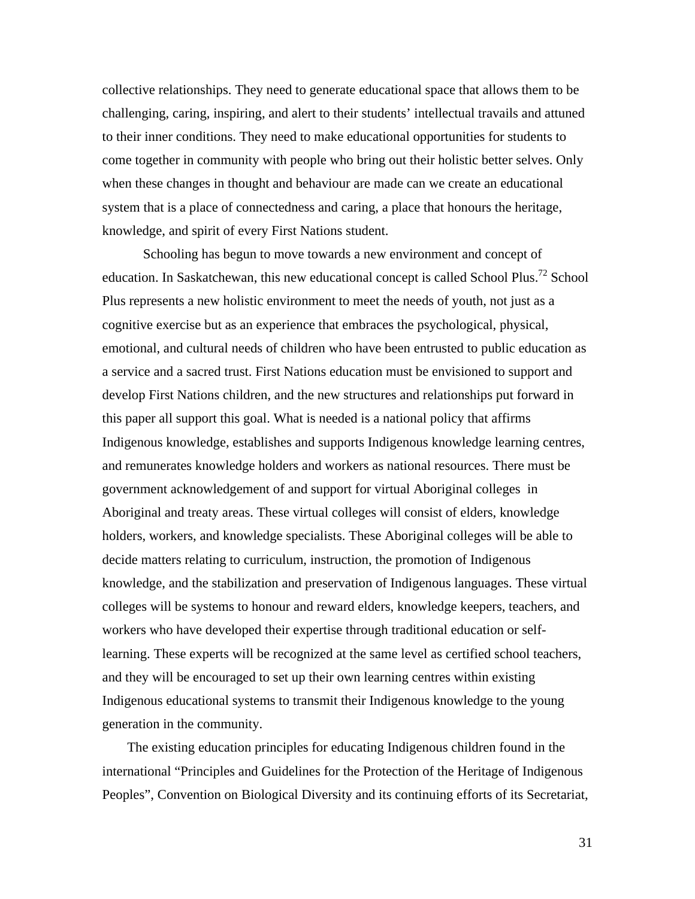collective relationships. They need to generate educational space that allows them to be challenging, caring, inspiring, and alert to their students' intellectual travails and attuned to their inner conditions. They need to make educational opportunities for students to come together in community with people who bring out their holistic better selves. Only when these changes in thought and behaviour are made can we create an educational system that is a place of connectedness and caring, a place that honours the heritage, knowledge, and spirit of every First Nations student.

Schooling has begun to move towards a new environment and concept of education. In Saskatchewan, this new educational concept is called School Plus.[72] School Plus represents a new holistic environment to meet the needs of youth, not just as a cognitive exercise but as an experience that embraces the psychological, physical, emotional, and cultural needs of children who have been entrusted to public education as a service and a sacred trust. First Nations education must be envisioned to support and develop First Nations children, and the new structures and relationships put forward in this paper all support this goal. What is needed is a national policy that affirms Indigenous knowledge, establishes and supports Indigenous knowledge learning centres, and remunerates knowledge holders and workers as national resources. There must be government acknowledgement of and support for virtual Aboriginal colleges in Aboriginal and treaty areas. These virtual colleges will consist of elders, knowledge holders, workers, and knowledge specialists. These Aboriginal colleges will be able to decide matters relating to curriculum, instruction, the promotion of Indigenous knowledge, and the stabilization and preservation of Indigenous languages. These virtual colleges will be systems to honour and reward elders, knowledge keepers, teachers, and workers who have developed their expertise through traditional education or self-learning. These experts will be recognized at the same level as certified school teachers, and they will be encouraged to set up their own learning centres within existing Indigenous educational systems to transmit their Indigenous knowledge to the young generation in the community.

The existing education principles for educating Indigenous children found in the international "Principles and Guidelines for the Protection of the Heritage of Indigenous Peoples", Convention on Biological Diversity and its continuing efforts of its Secretariat,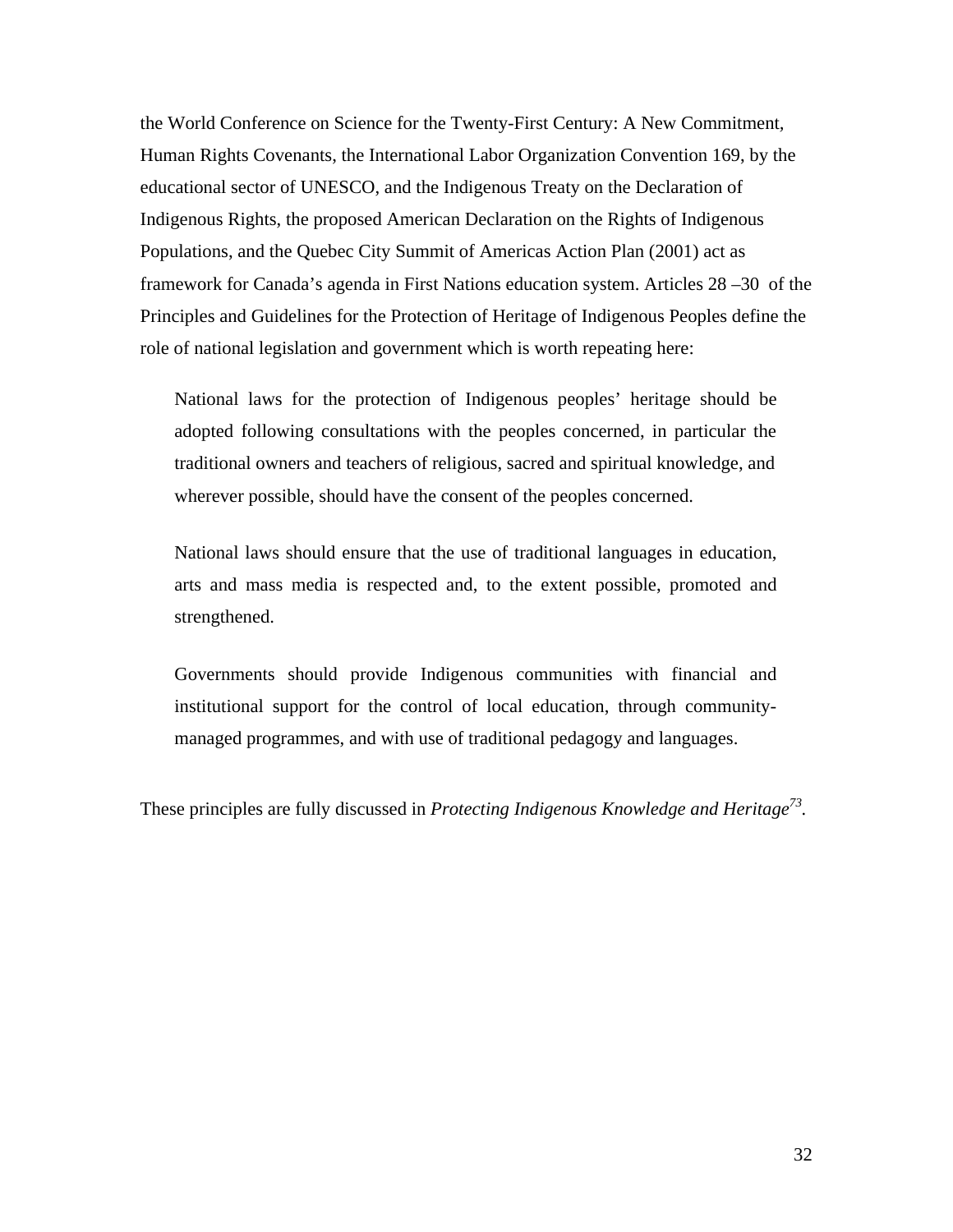the World Conference on Science for the Twenty-First Century: A New Commitment, Human Rights Covenants, the International Labor Organization Convention 169, by the educational sector of UNESCO, and the Indigenous Treaty on the Declaration of Indigenous Rights, the proposed American Declaration on the Rights of Indigenous Populations, and the Quebec City Summit of Americas Action Plan (2001) act as framework for Canada's agenda in First Nations education system. Articles 28 –30 of the Principles and Guidelines for the Protection of Heritage of Indigenous Peoples define the role of national legislation and government which is worth repeating here:

> National laws for the protection of Indigenous peoples' heritage should be adopted following consultations with the peoples concerned, in particular the traditional owners and teachers of religious, sacred and spiritual knowledge, and wherever possible, should have the consent of the peoples concerned.
>
> National laws should ensure that the use of traditional languages in education, arts and mass media is respected and, to the extent possible, promoted and strengthened.
>
> Governments should provide Indigenous communities with financial and institutional support for the control of local education, through community-managed programmes, and with use of traditional pedagogy and languages.

These principles are fully discussed in *Protecting Indigenous Knowledge and Heritage*[73].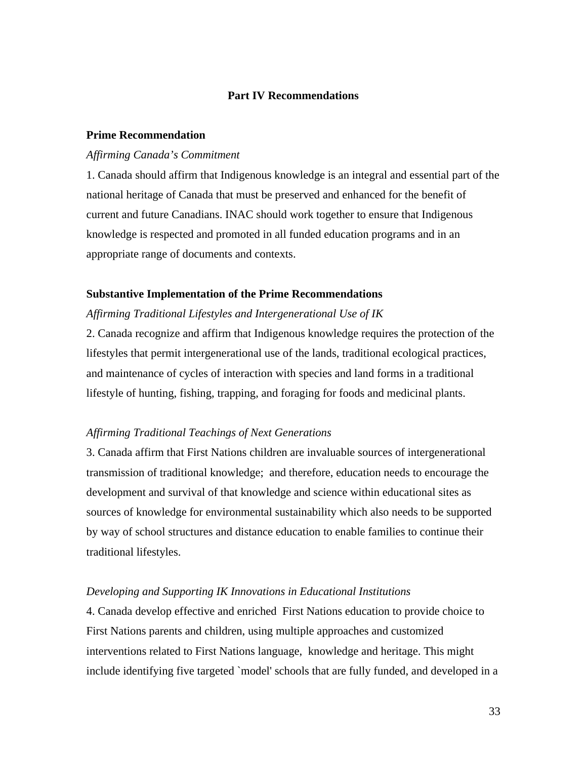## Part IV Recommendations

### Prime Recommendation

*Affirming Canada's Commitment*

1. Canada should affirm that Indigenous knowledge is an integral and essential part of the national heritage of Canada that must be preserved and enhanced for the benefit of current and future Canadians. INAC should work together to ensure that Indigenous knowledge is respected and promoted in all funded education programs and in an appropriate range of documents and contexts.

### Substantive Implementation of the Prime Recommendations

*Affirming Traditional Lifestyles and Intergenerational Use of IK*

2. Canada recognize and affirm that Indigenous knowledge requires the protection of the lifestyles that permit intergenerational use of the lands, traditional ecological practices, and maintenance of cycles of interaction with species and land forms in a traditional lifestyle of hunting, fishing, trapping, and foraging for foods and medicinal plants.

*Affirming Traditional Teachings of Next Generations*

3. Canada affirm that First Nations children are invaluable sources of intergenerational transmission of traditional knowledge; and therefore, education needs to encourage the development and survival of that knowledge and science within educational sites as sources of knowledge for environmental sustainability which also needs to be supported by way of school structures and distance education to enable families to continue their traditional lifestyles.

*Developing and Supporting IK Innovations in Educational Institutions*

4. Canada develop effective and enriched First Nations education to provide choice to First Nations parents and children, using multiple approaches and customized interventions related to First Nations language, knowledge and heritage. This might include identifying five targeted `model' schools that are fully funded, and developed in a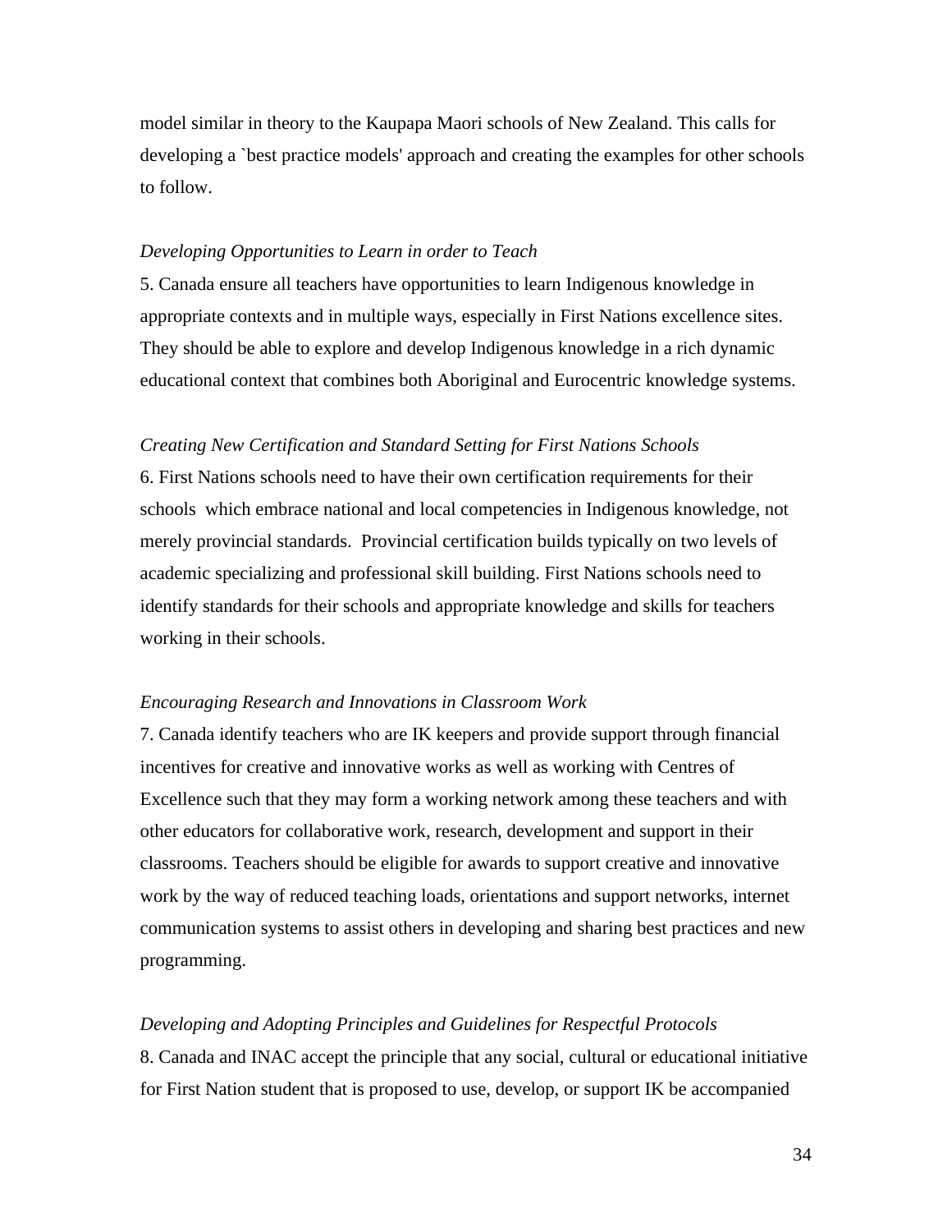model similar in theory to the Kaupapa Maori schools of New Zealand. This calls for developing a `best practice models' approach and creating the examples for other schools to follow.

*Developing Opportunities to Learn in order to Teach*

5. Canada ensure all teachers have opportunities to learn Indigenous knowledge in appropriate contexts and in multiple ways, especially in First Nations excellence sites. They should be able to explore and develop Indigenous knowledge in a rich dynamic educational context that combines both Aboriginal and Eurocentric knowledge systems.

*Creating New Certification and Standard Setting for First Nations Schools*

6. First Nations schools need to have their own certification requirements for their schools which embrace national and local competencies in Indigenous knowledge, not merely provincial standards. Provincial certification builds typically on two levels of academic specializing and professional skill building. First Nations schools need to identify standards for their schools and appropriate knowledge and skills for teachers working in their schools.

*Encouraging Research and Innovations in Classroom Work*

7. Canada identify teachers who are IK keepers and provide support through financial incentives for creative and innovative works as well as working with Centres of Excellence such that they may form a working network among these teachers and with other educators for collaborative work, research, development and support in their classrooms. Teachers should be eligible for awards to support creative and innovative work by the way of reduced teaching loads, orientations and support networks, internet communication systems to assist others in developing and sharing best practices and new programming.

*Developing and Adopting Principles and Guidelines for Respectful Protocols*

8. Canada and INAC accept the principle that any social, cultural or educational initiative for First Nation student that is proposed to use, develop, or support IK be accompanied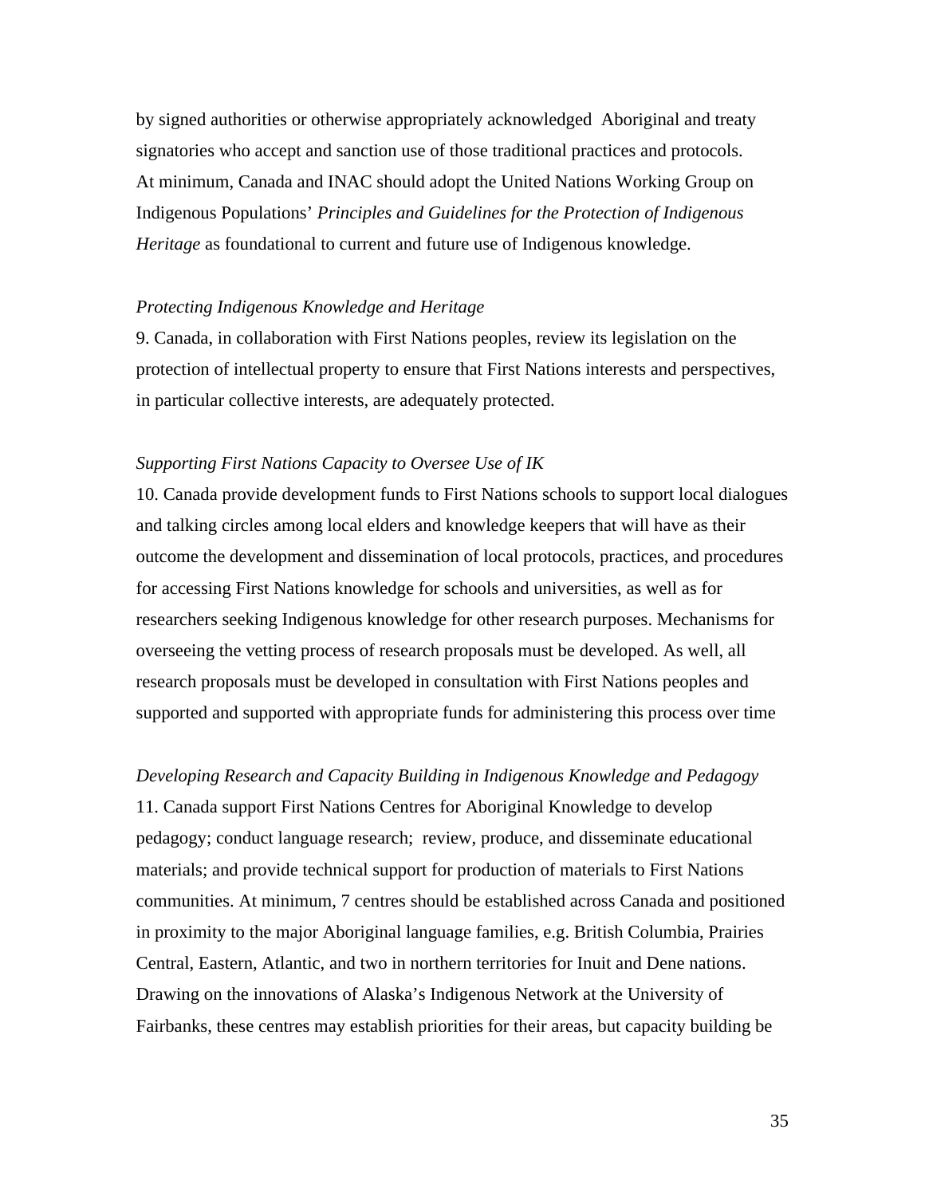by signed authorities or otherwise appropriately acknowledged Aboriginal and treaty signatories who accept and sanction use of those traditional practices and protocols. At minimum, Canada and INAC should adopt the United Nations Working Group on Indigenous Populations' *Principles and Guidelines for the Protection of Indigenous Heritage* as foundational to current and future use of Indigenous knowledge.

*Protecting Indigenous Knowledge and Heritage*

9. Canada, in collaboration with First Nations peoples, review its legislation on the protection of intellectual property to ensure that First Nations interests and perspectives, in particular collective interests, are adequately protected.

*Supporting First Nations Capacity to Oversee Use of IK*

10. Canada provide development funds to First Nations schools to support local dialogues and talking circles among local elders and knowledge keepers that will have as their outcome the development and dissemination of local protocols, practices, and procedures for accessing First Nations knowledge for schools and universities, as well as for researchers seeking Indigenous knowledge for other research purposes. Mechanisms for overseeing the vetting process of research proposals must be developed. As well, all research proposals must be developed in consultation with First Nations peoples and supported and supported with appropriate funds for administering this process over time

*Developing Research and Capacity Building in Indigenous Knowledge and Pedagogy*

11. Canada support First Nations Centres for Aboriginal Knowledge to develop pedagogy; conduct language research; review, produce, and disseminate educational materials; and provide technical support for production of materials to First Nations communities. At minimum, 7 centres should be established across Canada and positioned in proximity to the major Aboriginal language families, e.g. British Columbia, Prairies Central, Eastern, Atlantic, and two in northern territories for Inuit and Dene nations. Drawing on the innovations of Alaska's Indigenous Network at the University of Fairbanks, these centres may establish priorities for their areas, but capacity building be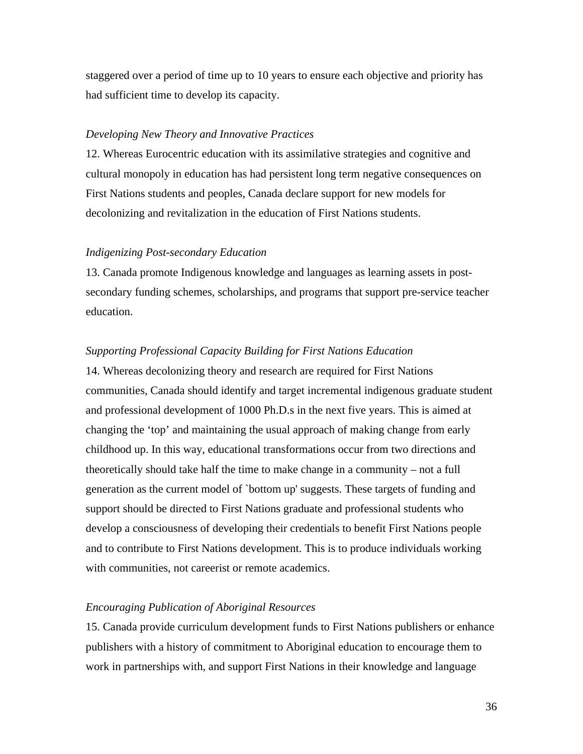staggered over a period of time up to 10 years to ensure each objective and priority has had sufficient time to develop its capacity.

*Developing New Theory and Innovative Practices*

12. Whereas Eurocentric education with its assimilative strategies and cognitive and cultural monopoly in education has had persistent long term negative consequences on First Nations students and peoples, Canada declare support for new models for decolonizing and revitalization in the education of First Nations students.

*Indigenizing Post-secondary Education*

13. Canada promote Indigenous knowledge and languages as learning assets in post-secondary funding schemes, scholarships, and programs that support pre-service teacher education.

*Supporting Professional Capacity Building for First Nations Education*

14. Whereas decolonizing theory and research are required for First Nations communities, Canada should identify and target incremental indigenous graduate student and professional development of 1000 Ph.D.s in the next five years. This is aimed at changing the 'top' and maintaining the usual approach of making change from early childhood up. In this way, educational transformations occur from two directions and theoretically should take half the time to make change in a community – not a full generation as the current model of `bottom up' suggests. These targets of funding and support should be directed to First Nations graduate and professional students who develop a consciousness of developing their credentials to benefit First Nations people and to contribute to First Nations development. This is to produce individuals working with communities, not careerist or remote academics.

*Encouraging Publication of Aboriginal Resources*

15. Canada provide curriculum development funds to First Nations publishers or enhance publishers with a history of commitment to Aboriginal education to encourage them to work in partnerships with, and support First Nations in their knowledge and language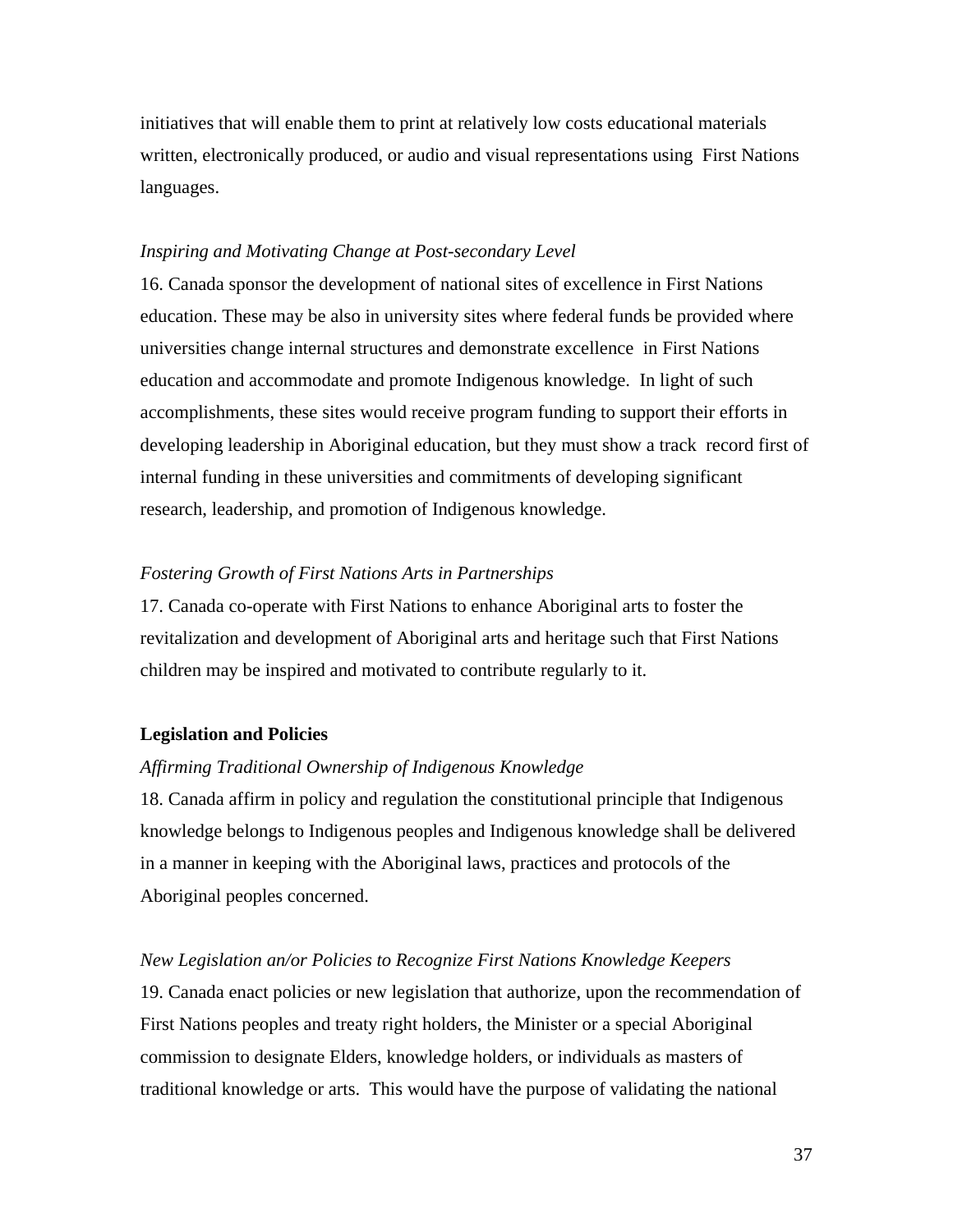initiatives that will enable them to print at relatively low costs educational materials written, electronically produced, or audio and visual representations using First Nations languages.

*Inspiring and Motivating Change at Post-secondary Level*

16. Canada sponsor the development of national sites of excellence in First Nations education. These may be also in university sites where federal funds be provided where universities change internal structures and demonstrate excellence in First Nations education and accommodate and promote Indigenous knowledge. In light of such accomplishments, these sites would receive program funding to support their efforts in developing leadership in Aboriginal education, but they must show a track record first of internal funding in these universities and commitments of developing significant research, leadership, and promotion of Indigenous knowledge.

*Fostering Growth of First Nations Arts in Partnerships*

17. Canada co-operate with First Nations to enhance Aboriginal arts to foster the revitalization and development of Aboriginal arts and heritage such that First Nations children may be inspired and motivated to contribute regularly to it.

**Legislation and Policies**

*Affirming Traditional Ownership of Indigenous Knowledge*

18. Canada affirm in policy and regulation the constitutional principle that Indigenous knowledge belongs to Indigenous peoples and Indigenous knowledge shall be delivered in a manner in keeping with the Aboriginal laws, practices and protocols of the Aboriginal peoples concerned.

*New Legislation an/or Policies to Recognize First Nations Knowledge Keepers*

19. Canada enact policies or new legislation that authorize, upon the recommendation of First Nations peoples and treaty right holders, the Minister or a special Aboriginal commission to designate Elders, knowledge holders, or individuals as masters of traditional knowledge or arts. This would have the purpose of validating the national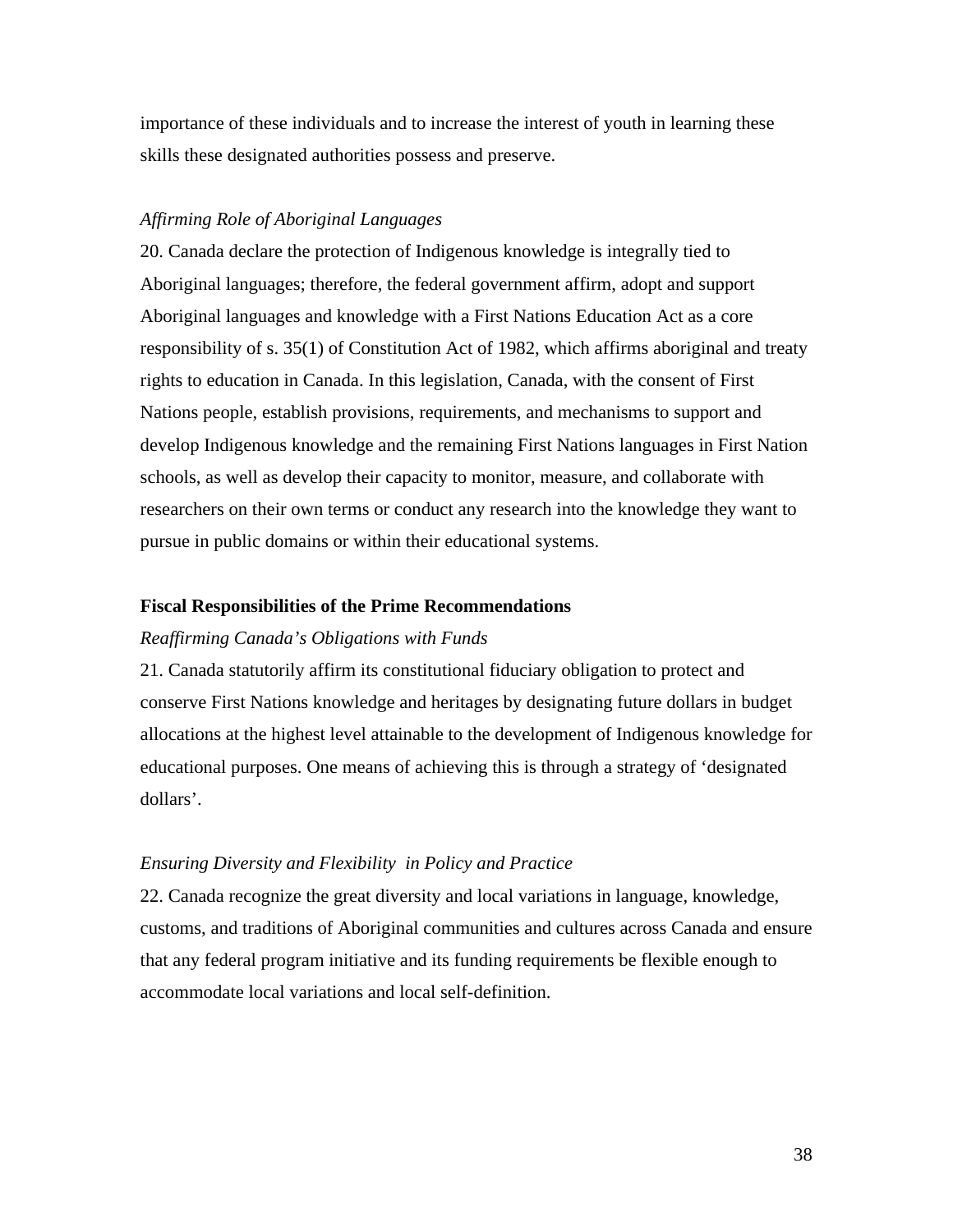importance of these individuals and to increase the interest of youth in learning these skills these designated authorities possess and preserve.

*Affirming Role of Aboriginal Languages*

20. Canada declare the protection of Indigenous knowledge is integrally tied to Aboriginal languages; therefore, the federal government affirm, adopt and support Aboriginal languages and knowledge with a First Nations Education Act as a core responsibility of s. 35(1) of Constitution Act of 1982, which affirms aboriginal and treaty rights to education in Canada. In this legislation, Canada, with the consent of First Nations people, establish provisions, requirements, and mechanisms to support and develop Indigenous knowledge and the remaining First Nations languages in First Nation schools, as well as develop their capacity to monitor, measure, and collaborate with researchers on their own terms or conduct any research into the knowledge they want to pursue in public domains or within their educational systems.

**Fiscal Responsibilities of the Prime Recommendations**

*Reaffirming Canada's Obligations with Funds*

21. Canada statutorily affirm its constitutional fiduciary obligation to protect and conserve First Nations knowledge and heritages by designating future dollars in budget allocations at the highest level attainable to the development of Indigenous knowledge for educational purposes. One means of achieving this is through a strategy of 'designated dollars'.

*Ensuring Diversity and Flexibility in Policy and Practice*

22. Canada recognize the great diversity and local variations in language, knowledge, customs, and traditions of Aboriginal communities and cultures across Canada and ensure that any federal program initiative and its funding requirements be flexible enough to accommodate local variations and local self-definition.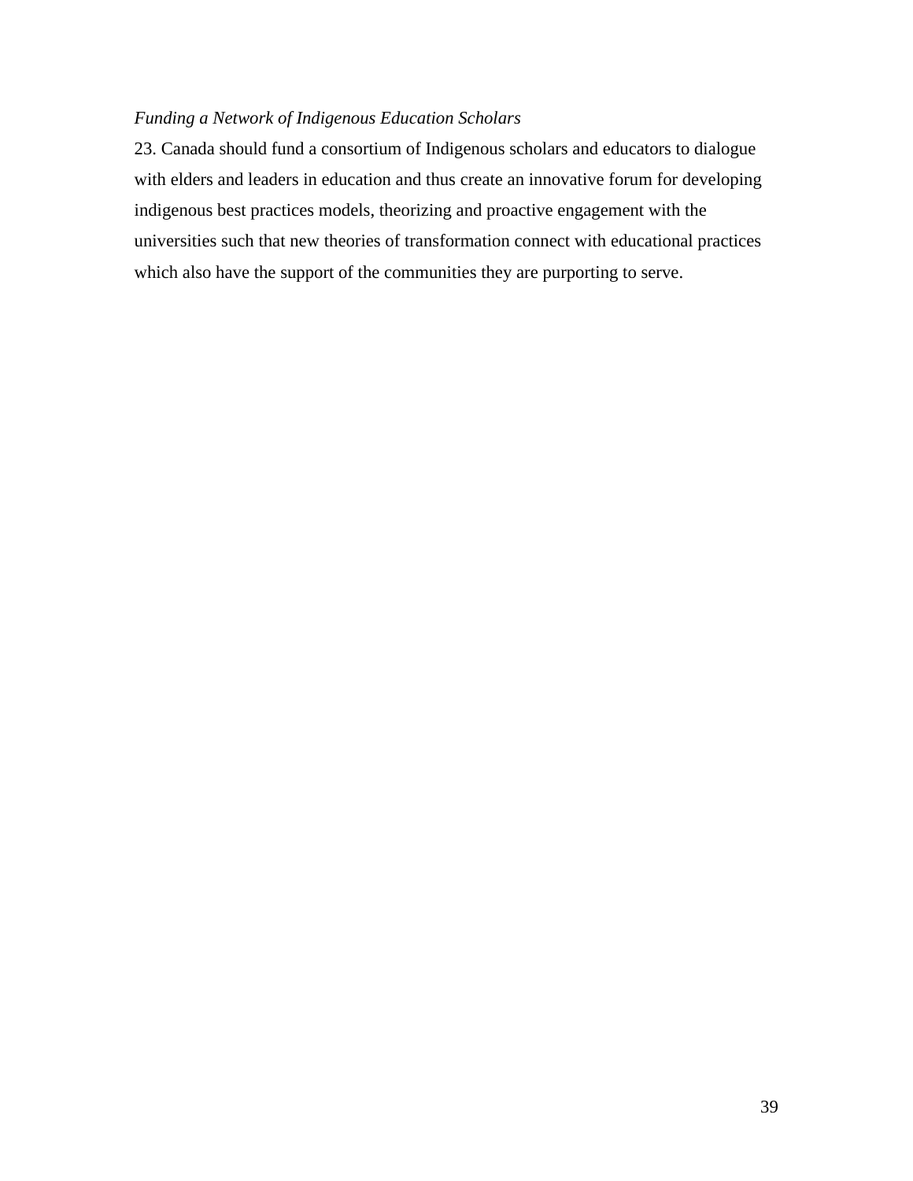*Funding a Network of Indigenous Education Scholars*

23. Canada should fund a consortium of Indigenous scholars and educators to dialogue with elders and leaders in education and thus create an innovative forum for developing indigenous best practices models, theorizing and proactive engagement with the universities such that new theories of transformation connect with educational practices which also have the support of the communities they are purporting to serve.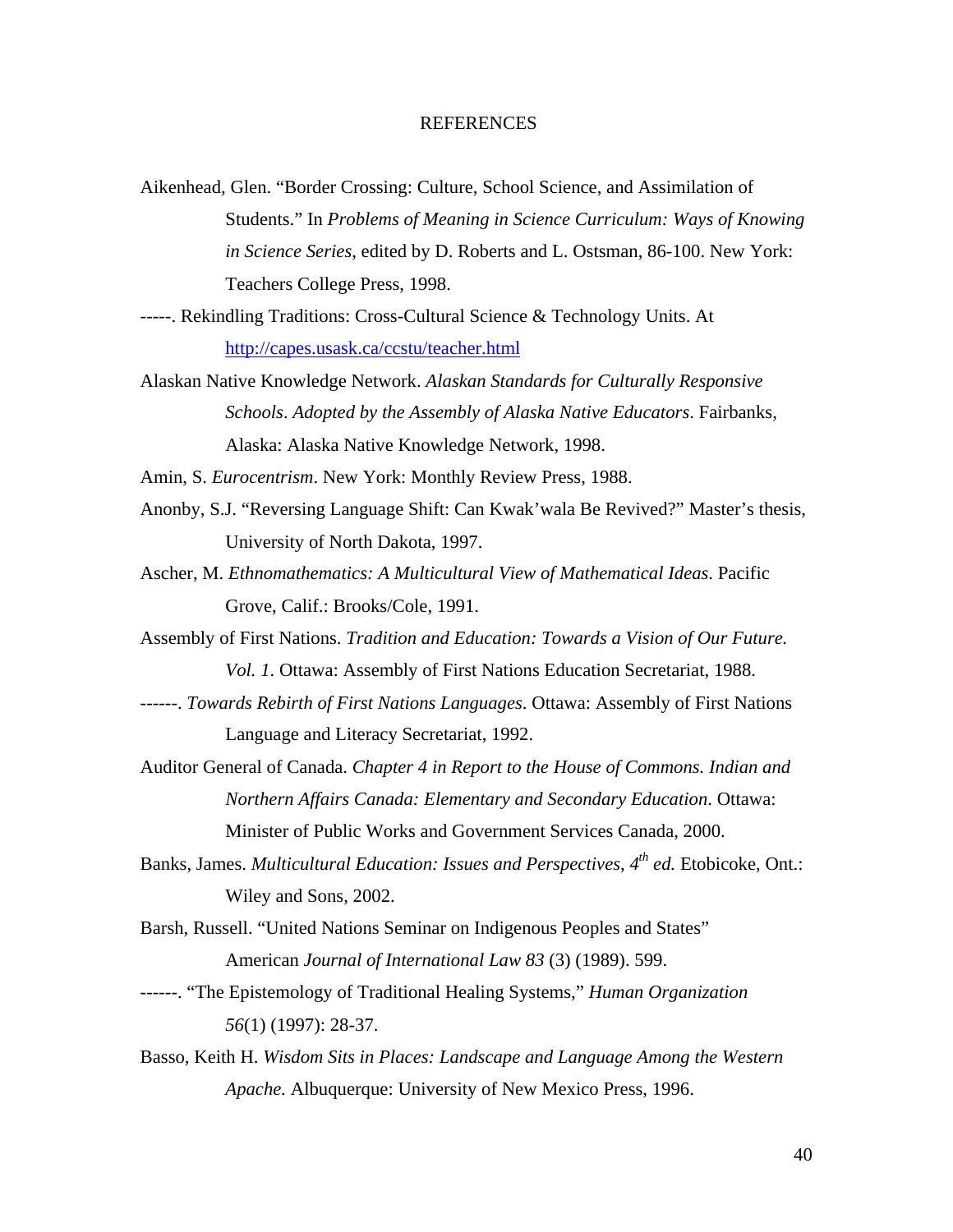# REFERENCES

Aikenhead, Glen. "Border Crossing: Culture, School Science, and Assimilation of Students." In *Problems of Meaning in Science Curriculum: Ways of Knowing in Science Series*, edited by D. Roberts and L. Ostsman, 86-100. New York: Teachers College Press, 1998.

-----. Rekindling Traditions: Cross-Cultural Science & Technology Units. At http://capes.usask.ca/ccstu/teacher.html

Alaskan Native Knowledge Network. *Alaskan Standards for Culturally Responsive Schools*. *Adopted by the Assembly of Alaska Native Educators*. Fairbanks, Alaska: Alaska Native Knowledge Network, 1998.

Amin, S. *Eurocentrism*. New York: Monthly Review Press, 1988.

Anonby, S.J. "Reversing Language Shift: Can Kwak'wala Be Revived?" Master's thesis, University of North Dakota, 1997.

Ascher, M. *Ethnomathematics: A Multicultural View of Mathematical Ideas*. Pacific Grove, Calif.: Brooks/Cole, 1991.

Assembly of First Nations. *Tradition and Education: Towards a Vision of Our Future. Vol. 1*. Ottawa: Assembly of First Nations Education Secretariat, 1988.

------. *Towards Rebirth of First Nations Languages*. Ottawa: Assembly of First Nations Language and Literacy Secretariat, 1992.

Auditor General of Canada. *Chapter 4 in Report to the House of Commons. Indian and Northern Affairs Canada: Elementary and Secondary Education*. Ottawa: Minister of Public Works and Government Services Canada, 2000.

Banks, James. *Multicultural Education: Issues and Perspectives, 4th ed.* Etobicoke, Ont.: Wiley and Sons, 2002.

Barsh, Russell. "United Nations Seminar on Indigenous Peoples and States" American *Journal of International Law 83* (3) (1989). 599.

------. "The Epistemology of Traditional Healing Systems," *Human Organization 56*(1) (1997): 28-37.

Basso, Keith H. *Wisdom Sits in Places: Landscape and Language Among the Western Apache.* Albuquerque: University of New Mexico Press, 1996.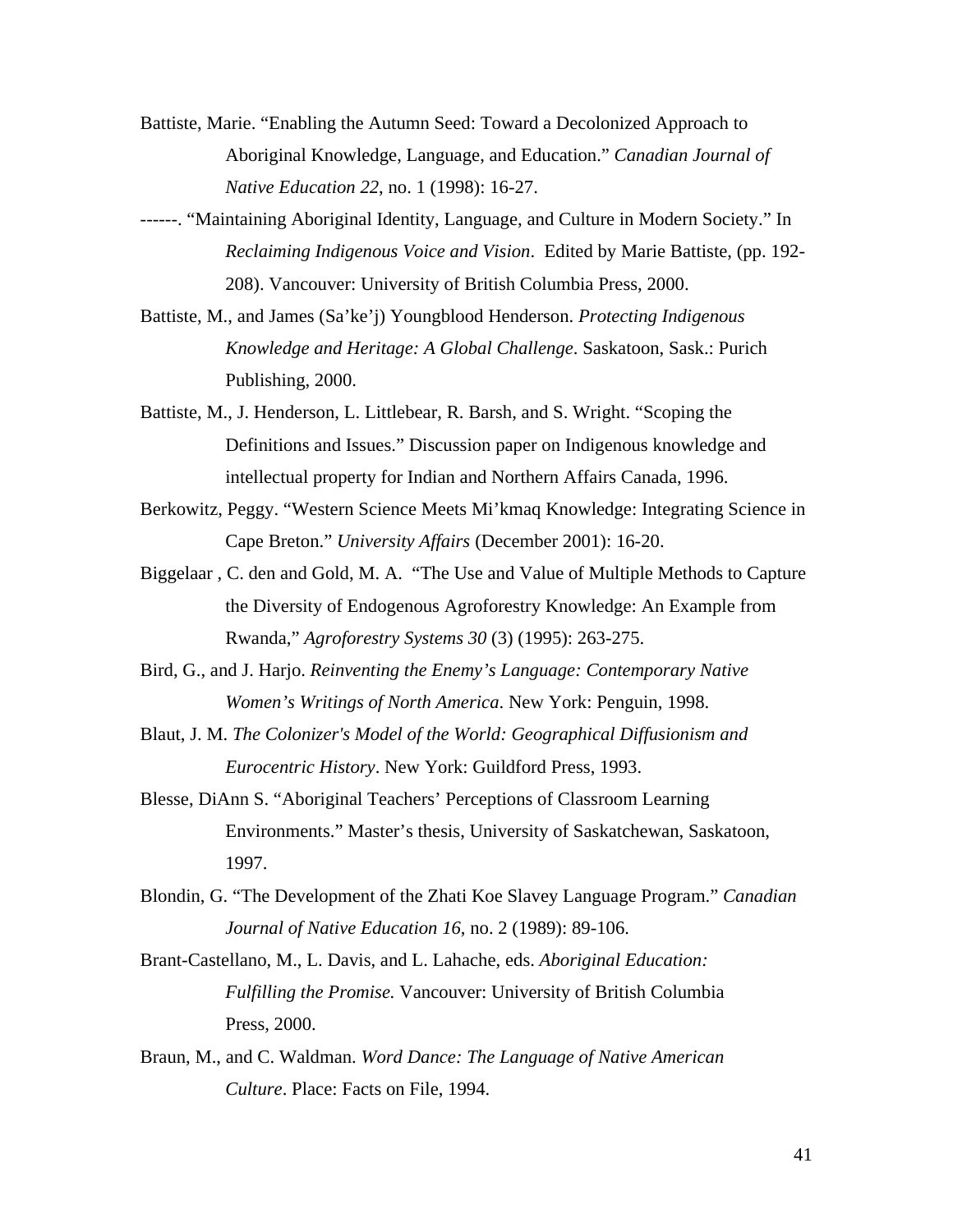Battiste, Marie. “Enabling the Autumn Seed: Toward a Decolonized Approach to Aboriginal Knowledge, Language, and Education.” *Canadian Journal of Native Education 22*, no. 1 (1998): 16-27.

------. “Maintaining Aboriginal Identity, Language, and Culture in Modern Society.” In *Reclaiming Indigenous Voice and Vision*. Edited by Marie Battiste, (pp. 192-208). Vancouver: University of British Columbia Press, 2000.

Battiste, M., and James (Sa’ke’j) Youngblood Henderson. *Protecting Indigenous Knowledge and Heritage: A Global Challenge*. Saskatoon, Sask.: Purich Publishing, 2000.

Battiste, M., J. Henderson, L. Littlebear, R. Barsh, and S. Wright. “Scoping the Definitions and Issues.” Discussion paper on Indigenous knowledge and intellectual property for Indian and Northern Affairs Canada, 1996.

Berkowitz, Peggy. “Western Science Meets Mi’kmaq Knowledge: Integrating Science in Cape Breton.” *University Affairs* (December 2001): 16-20.

Biggelaar , C. den and Gold, M. A. “The Use and Value of Multiple Methods to Capture the Diversity of Endogenous Agroforestry Knowledge: An Example from Rwanda,” *Agroforestry Systems 30* (3) (1995): 263-275.

Bird, G., and J. Harjo. *Reinventing the Enemy’s Language: Contemporary Native Women’s Writings of North America*. New York: Penguin, 1998.

Blaut, J. M. *The Colonizer's Model of the World: Geographical Diffusionism and Eurocentric History*. New York: Guildford Press, 1993.

Blesse, DiAnn S. “Aboriginal Teachers’ Perceptions of Classroom Learning Environments.” Master’s thesis, University of Saskatchewan, Saskatoon, 1997.

Blondin, G. “The Development of the Zhati Koe Slavey Language Program.” *Canadian Journal of Native Education 16*, no. 2 (1989): 89-106.

Brant-Castellano, M., L. Davis, and L. Lahache, eds. *Aboriginal Education: Fulfilling the Promise.* Vancouver: University of British Columbia Press, 2000.

Braun, M., and C. Waldman. *Word Dance: The Language of Native American Culture*. Place: Facts on File, 1994.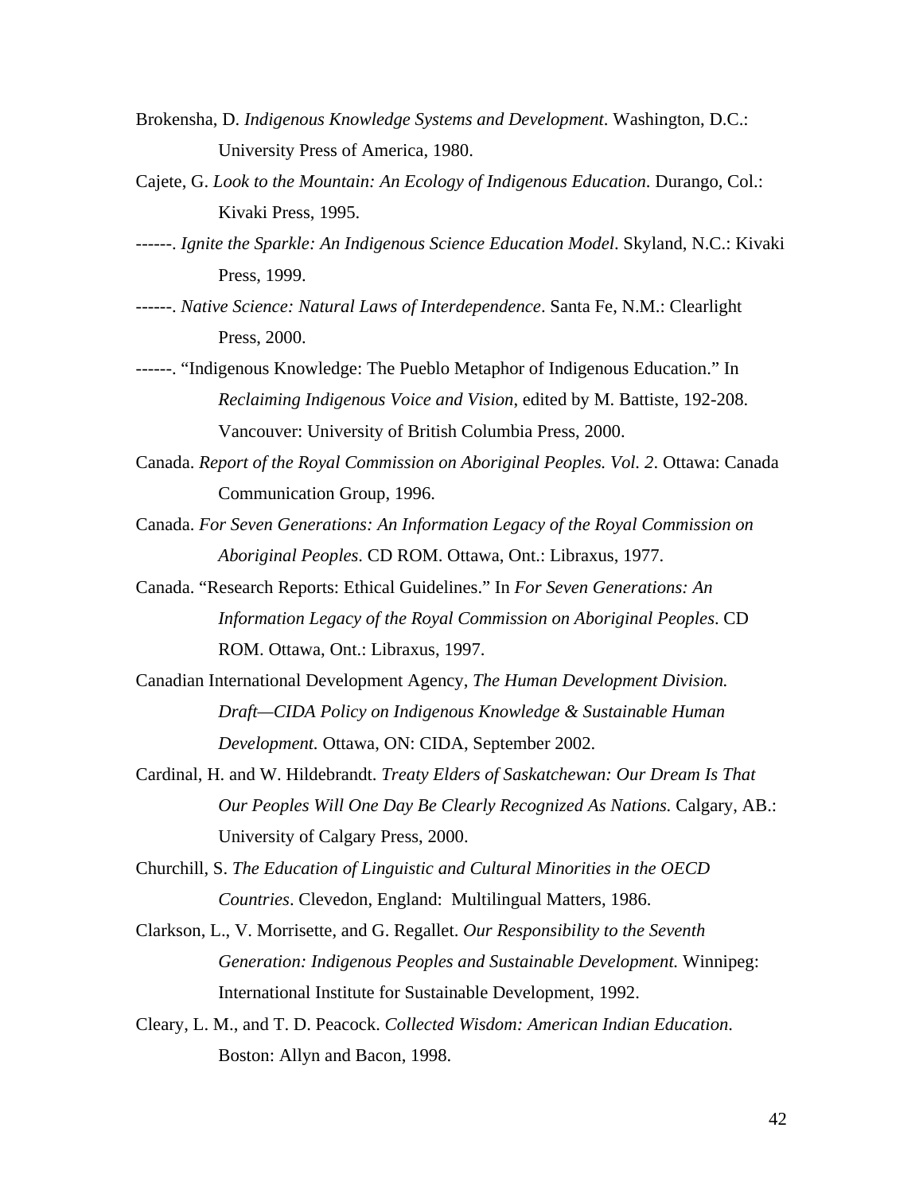Brokensha, D. *Indigenous Knowledge Systems and Development*. Washington, D.C.: University Press of America, 1980.

Cajete, G. *Look to the Mountain: An Ecology of Indigenous Education*. Durango, Col.: Kivaki Press, 1995.

------. *Ignite the Sparkle: An Indigenous Science Education Model*. Skyland, N.C.: Kivaki Press, 1999.

------. *Native Science: Natural Laws of Interdependence*. Santa Fe, N.M.: Clearlight Press, 2000.

------. "Indigenous Knowledge: The Pueblo Metaphor of Indigenous Education." In *Reclaiming Indigenous Voice and Vision*, edited by M. Battiste, 192-208. Vancouver: University of British Columbia Press, 2000.

Canada. *Report of the Royal Commission on Aboriginal Peoples. Vol. 2*. Ottawa: Canada Communication Group, 1996.

Canada. *For Seven Generations: An Information Legacy of the Royal Commission on Aboriginal Peoples*. CD ROM. Ottawa, Ont.: Libraxus, 1977.

Canada. "Research Reports: Ethical Guidelines." In *For Seven Generations: An Information Legacy of the Royal Commission on Aboriginal Peoples*. CD ROM. Ottawa, Ont.: Libraxus, 1997.

Canadian International Development Agency, *The Human Development Division. Draft—CIDA Policy on Indigenous Knowledge & Sustainable Human Development.* Ottawa, ON: CIDA, September 2002.

Cardinal, H. and W. Hildebrandt. *Treaty Elders of Saskatchewan: Our Dream Is That Our Peoples Will One Day Be Clearly Recognized As Nations.* Calgary, AB.: University of Calgary Press, 2000.

Churchill, S. *The Education of Linguistic and Cultural Minorities in the OECD Countries*. Clevedon, England: Multilingual Matters, 1986.

Clarkson, L., V. Morrisette, and G. Regallet. *Our Responsibility to the Seventh Generation: Indigenous Peoples and Sustainable Development.* Winnipeg: International Institute for Sustainable Development, 1992.

Cleary, L. M., and T. D. Peacock. *Collected Wisdom: American Indian Education.* Boston: Allyn and Bacon, 1998.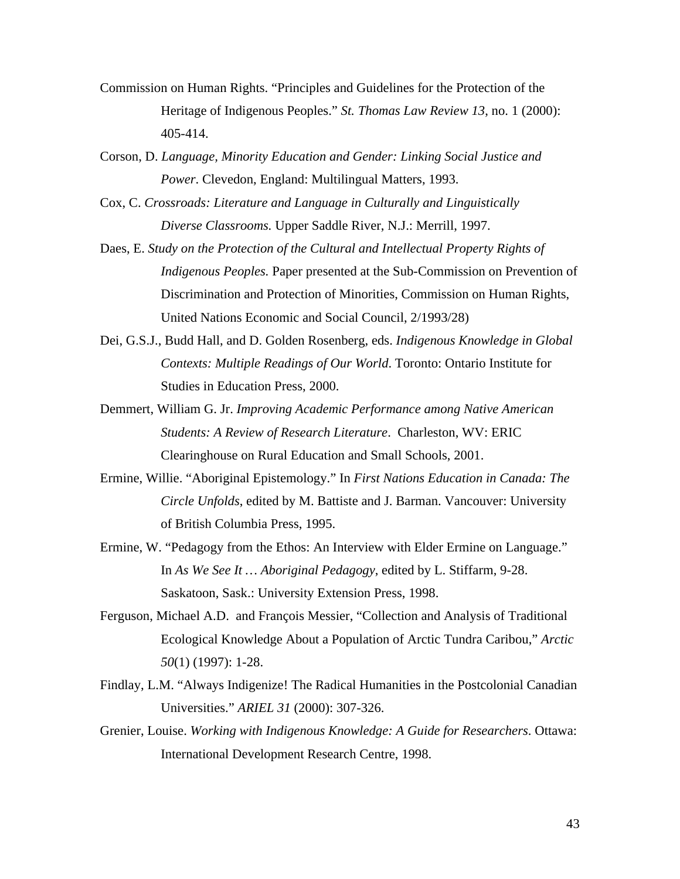Commission on Human Rights. "Principles and Guidelines for the Protection of the Heritage of Indigenous Peoples." *St. Thomas Law Review 13*, no. 1 (2000): 405-414.

Corson, D. *Language, Minority Education and Gender: Linking Social Justice and Power*. Clevedon, England: Multilingual Matters, 1993.

Cox, C. *Crossroads: Literature and Language in Culturally and Linguistically Diverse Classrooms.* Upper Saddle River, N.J.: Merrill, 1997.

Daes, E. *Study on the Protection of the Cultural and Intellectual Property Rights of Indigenous Peoples.* Paper presented at the Sub-Commission on Prevention of Discrimination and Protection of Minorities, Commission on Human Rights, United Nations Economic and Social Council, 2/1993/28)

Dei, G.S.J., Budd Hall, and D. Golden Rosenberg, eds. *Indigenous Knowledge in Global Contexts: Multiple Readings of Our World*. Toronto: Ontario Institute for Studies in Education Press, 2000.

Demmert, William G. Jr. *Improving Academic Performance among Native American Students: A Review of Research Literature*. Charleston, WV: ERIC Clearinghouse on Rural Education and Small Schools, 2001.

Ermine, Willie. "Aboriginal Epistemology." In *First Nations Education in Canada: The Circle Unfolds*, edited by M. Battiste and J. Barman. Vancouver: University of British Columbia Press, 1995.

Ermine, W. "Pedagogy from the Ethos: An Interview with Elder Ermine on Language." In *As We See It … Aboriginal Pedagogy*, edited by L. Stiffarm, 9-28. Saskatoon, Sask.: University Extension Press, 1998.

Ferguson, Michael A.D. and François Messier, "Collection and Analysis of Traditional Ecological Knowledge About a Population of Arctic Tundra Caribou," *Arctic 50*(1) (1997): 1-28.

Findlay, L.M. "Always Indigenize! The Radical Humanities in the Postcolonial Canadian Universities." *ARIEL 31* (2000): 307-326.

Grenier, Louise. *Working with Indigenous Knowledge: A Guide for Researchers*. Ottawa: International Development Research Centre, 1998.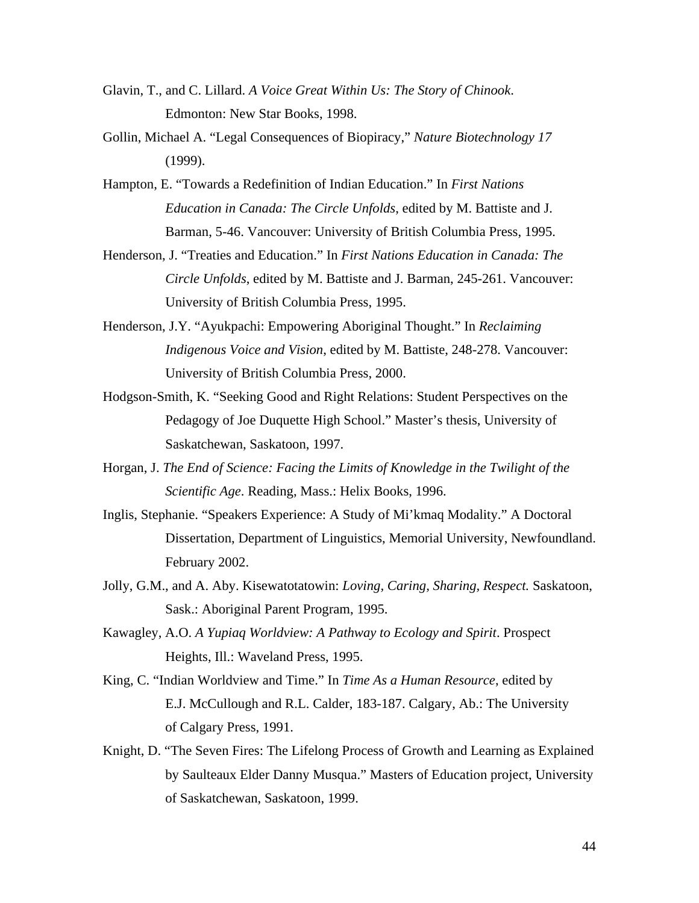Glavin, T., and C. Lillard. *A Voice Great Within Us: The Story of Chinook*. Edmonton: New Star Books, 1998.

Gollin, Michael A. "Legal Consequences of Biopiracy," *Nature Biotechnology 17* (1999).

Hampton, E. "Towards a Redefinition of Indian Education." In *First Nations Education in Canada: The Circle Unfolds*, edited by M. Battiste and J. Barman, 5-46. Vancouver: University of British Columbia Press, 1995.

Henderson, J. "Treaties and Education." In *First Nations Education in Canada: The Circle Unfolds*, edited by M. Battiste and J. Barman, 245-261. Vancouver: University of British Columbia Press, 1995.

Henderson, J.Y. "Ayukpachi: Empowering Aboriginal Thought." In *Reclaiming Indigenous Voice and Vision*, edited by M. Battiste, 248-278. Vancouver: University of British Columbia Press, 2000.

Hodgson-Smith, K. "Seeking Good and Right Relations: Student Perspectives on the Pedagogy of Joe Duquette High School." Master's thesis, University of Saskatchewan, Saskatoon, 1997.

Horgan, J. *The End of Science: Facing the Limits of Knowledge in the Twilight of the Scientific Age*. Reading, Mass.: Helix Books, 1996.

Inglis, Stephanie. "Speakers Experience: A Study of Mi'kmaq Modality." A Doctoral Dissertation, Department of Linguistics, Memorial University, Newfoundland. February 2002.

Jolly, G.M., and A. Aby. Kisewatotatowin: *Loving, Caring, Sharing, Respect.* Saskatoon, Sask.: Aboriginal Parent Program, 1995.

Kawagley, A.O. *A Yupiaq Worldview: A Pathway to Ecology and Spirit*. Prospect Heights, Ill.: Waveland Press, 1995.

King, C. "Indian Worldview and Time." In *Time As a Human Resource*, edited by E.J. McCullough and R.L. Calder, 183-187. Calgary, Ab.: The University of Calgary Press, 1991.

Knight, D. "The Seven Fires: The Lifelong Process of Growth and Learning as Explained by Saulteaux Elder Danny Musqua." Masters of Education project, University of Saskatchewan, Saskatoon, 1999.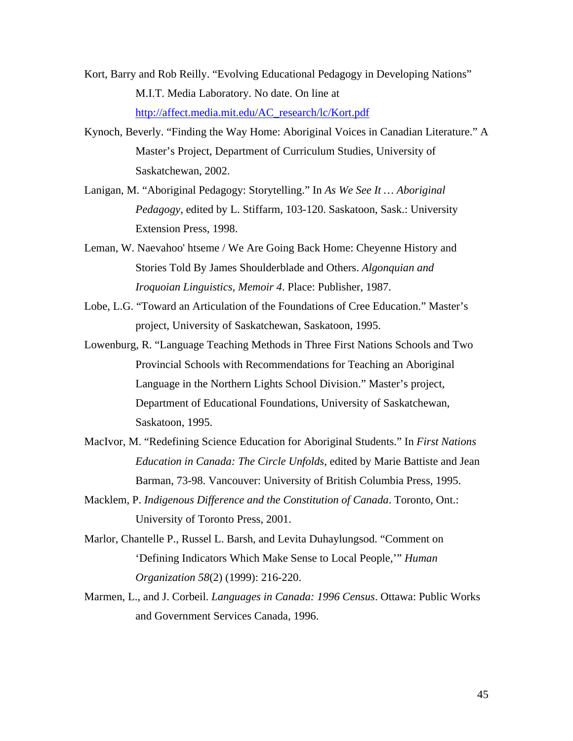Kort, Barry and Rob Reilly. “Evolving Educational Pedagogy in Developing Nations” M.I.T. Media Laboratory. No date. On line at http://affect.media.mit.edu/AC_research/lc/Kort.pdf

Kynoch, Beverly. “Finding the Way Home: Aboriginal Voices in Canadian Literature.” A Master’s Project, Department of Curriculum Studies, University of Saskatchewan, 2002.

Lanigan, M. “Aboriginal Pedagogy: Storytelling.” In *As We See It … Aboriginal Pedagogy*, edited by L. Stiffarm, 103-120. Saskatoon, Sask.: University Extension Press, 1998.

Leman, W. Naevahoo' htseme / We Are Going Back Home: Cheyenne History and Stories Told By James Shoulderblade and Others. *Algonquian and Iroquoian Linguistics, Memoir 4*. Place: Publisher, 1987.

Lobe, L.G. “Toward an Articulation of the Foundations of Cree Education.” Master’s project, University of Saskatchewan, Saskatoon, 1995.

Lowenburg, R. “Language Teaching Methods in Three First Nations Schools and Two Provincial Schools with Recommendations for Teaching an Aboriginal Language in the Northern Lights School Division.” Master’s project, Department of Educational Foundations, University of Saskatchewan, Saskatoon, 1995.

MacIvor, M. “Redefining Science Education for Aboriginal Students.” In *First Nations Education in Canada: The Circle Unfolds*, edited by Marie Battiste and Jean Barman, 73-98. Vancouver: University of British Columbia Press, 1995.

Macklem, P. *Indigenous Difference and the Constitution of Canada*. Toronto, Ont.: University of Toronto Press, 2001.

Marlor, Chantelle P., Russel L. Barsh, and Levita Duhaylungsod. “Comment on ‘Defining Indicators Which Make Sense to Local People,’” *Human Organization 58*(2) (1999): 216-220.

Marmen, L., and J. Corbeil. *Languages in Canada: 1996 Census*. Ottawa: Public Works and Government Services Canada, 1996.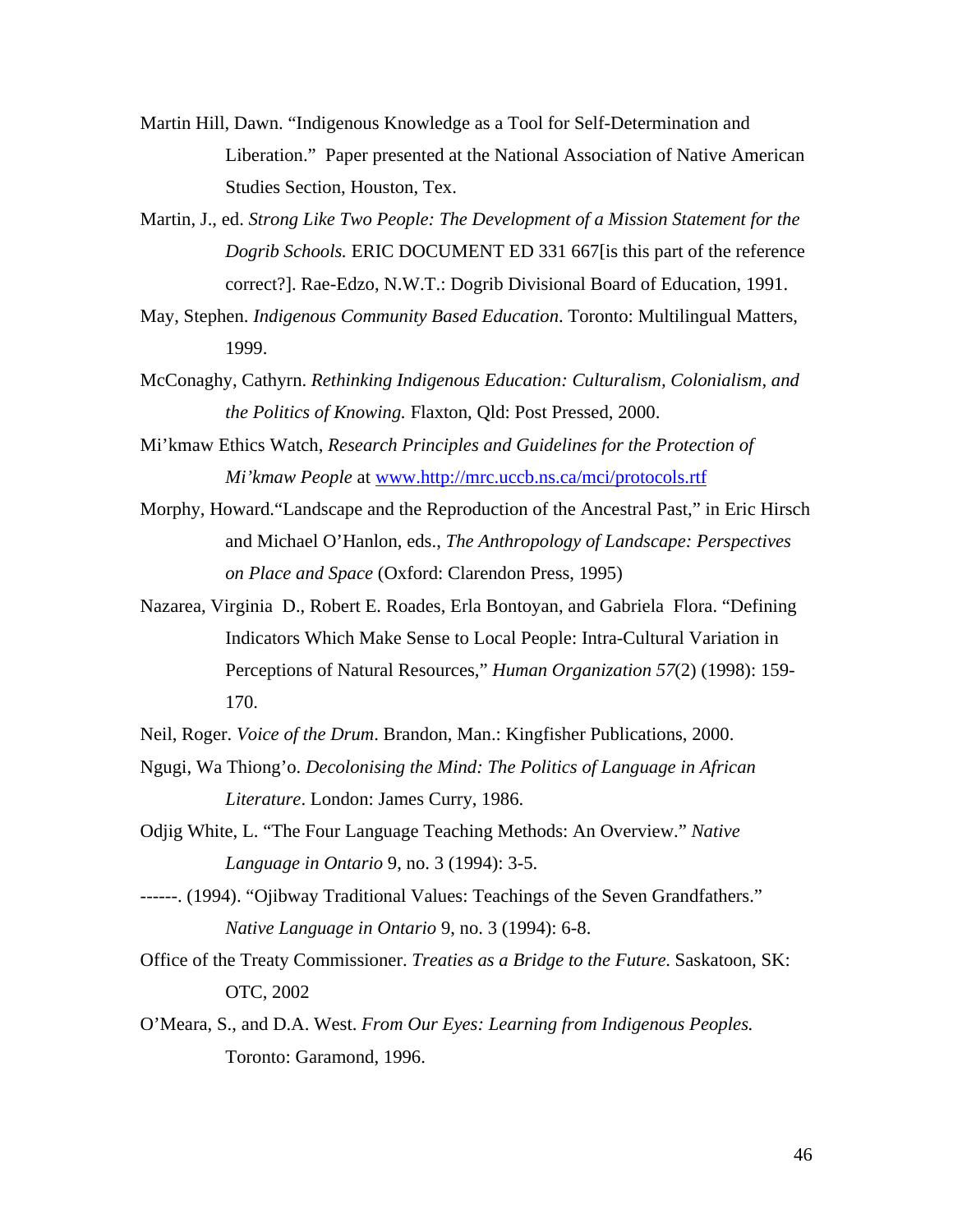Martin Hill, Dawn. “Indigenous Knowledge as a Tool for Self-Determination and Liberation.” Paper presented at the National Association of Native American Studies Section, Houston, Tex.

Martin, J., ed. *Strong Like Two People: The Development of a Mission Statement for the Dogrib Schools.* ERIC DOCUMENT ED 331 667[is this part of the reference correct?]. Rae-Edzo, N.W.T.: Dogrib Divisional Board of Education, 1991.

May, Stephen. *Indigenous Community Based Education*. Toronto: Multilingual Matters, 1999.

McConaghy, Cathyrn. *Rethinking Indigenous Education: Culturalism, Colonialism, and the Politics of Knowing.* Flaxton, Qld: Post Pressed, 2000.

Mi’kmaw Ethics Watch, *Research Principles and Guidelines for the Protection of Mi’kmaw People* at www.http://mrc.uccb.ns.ca/mci/protocols.rtf

Morphy, Howard.“Landscape and the Reproduction of the Ancestral Past,” in Eric Hirsch and Michael O’Hanlon, eds., *The Anthropology of Landscape: Perspectives on Place and Space* (Oxford: Clarendon Press, 1995)

Nazarea, Virginia D., Robert E. Roades, Erla Bontoyan, and Gabriela Flora. “Defining Indicators Which Make Sense to Local People: Intra-Cultural Variation in Perceptions of Natural Resources,” *Human Organization 57*(2) (1998): 159-170.

Neil, Roger. *Voice of the Drum*. Brandon, Man.: Kingfisher Publications, 2000.

Ngugi, Wa Thiong’o. *Decolonising the Mind: The Politics of Language in African Literature*. London: James Curry, 1986.

Odjig White, L. “The Four Language Teaching Methods: An Overview.” *Native Language in Ontario* 9, no. 3 (1994): 3-5.

------. (1994). “Ojibway Traditional Values: Teachings of the Seven Grandfathers.” *Native Language in Ontario* 9, no. 3 (1994): 6-8.

Office of the Treaty Commissioner. *Treaties as a Bridge to the Future*. Saskatoon, SK: OTC, 2002

O’Meara, S., and D.A. West. *From Our Eyes: Learning from Indigenous Peoples.* Toronto: Garamond, 1996.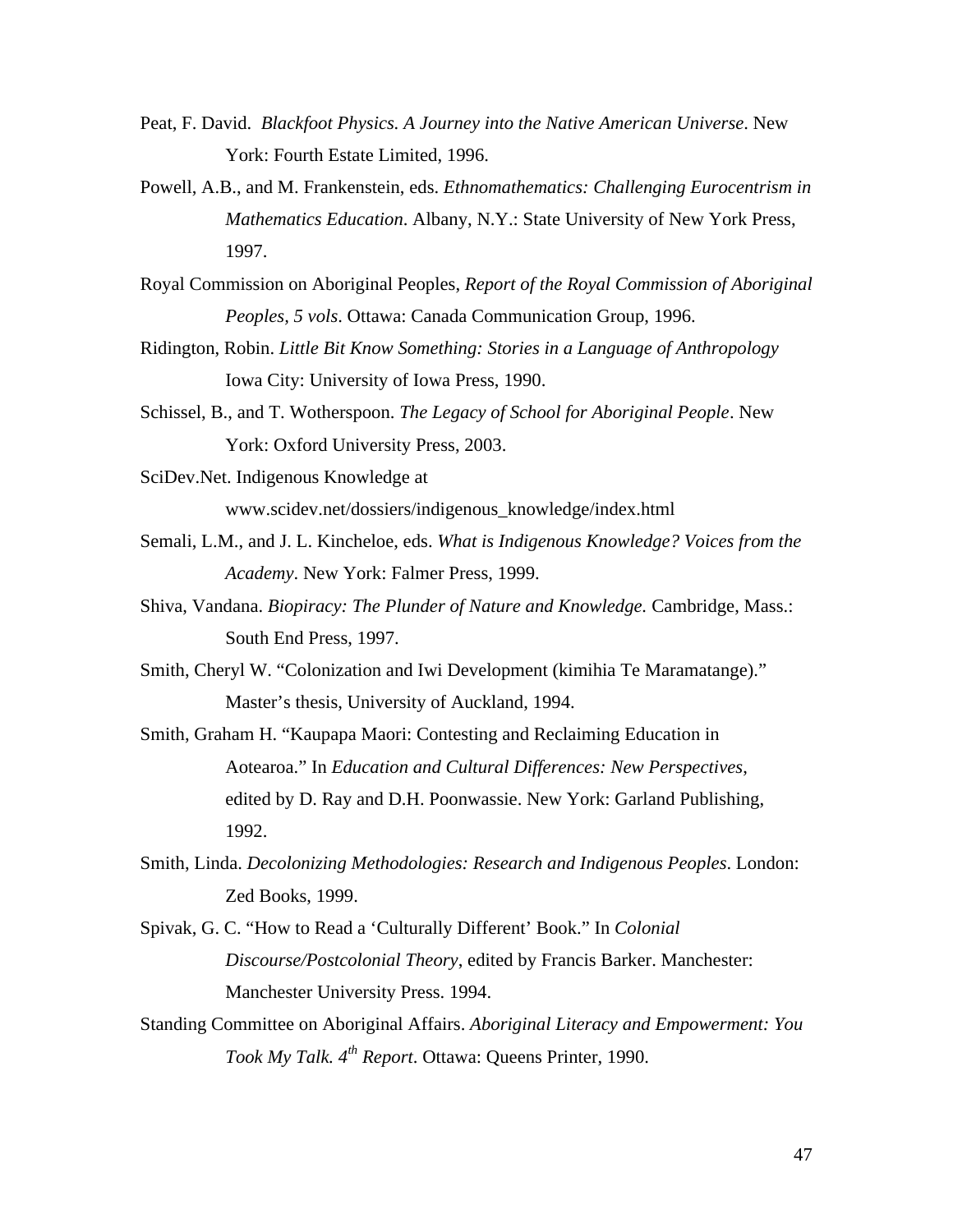Peat, F. David. *Blackfoot Physics. A Journey into the Native American Universe*. New York: Fourth Estate Limited, 1996.

Powell, A.B., and M. Frankenstein, eds. *Ethnomathematics: Challenging Eurocentrism in Mathematics Education*. Albany, N.Y.: State University of New York Press, 1997.

Royal Commission on Aboriginal Peoples, *Report of the Royal Commission of Aboriginal Peoples, 5 vols*. Ottawa: Canada Communication Group, 1996.

Ridington, Robin. *Little Bit Know Something: Stories in a Language of Anthropology* Iowa City: University of Iowa Press, 1990.

Schissel, B., and T. Wotherspoon. *The Legacy of School for Aboriginal People*. New York: Oxford University Press, 2003.

SciDev.Net. Indigenous Knowledge at www.scidev.net/dossiers/indigenous_knowledge/index.html

Semali, L.M., and J. L. Kincheloe, eds. *What is Indigenous Knowledge? Voices from the Academy*. New York: Falmer Press, 1999.

Shiva, Vandana. *Biopiracy: The Plunder of Nature and Knowledge.* Cambridge, Mass.: South End Press, 1997.

Smith, Cheryl W. "Colonization and Iwi Development (kimihia Te Maramatange)." Master's thesis, University of Auckland, 1994.

Smith, Graham H. "Kaupapa Maori: Contesting and Reclaiming Education in Aotearoa." In *Education and Cultural Differences: New Perspectives*, edited by D. Ray and D.H. Poonwassie. New York: Garland Publishing, 1992.

Smith, Linda. *Decolonizing Methodologies: Research and Indigenous Peoples*. London: Zed Books, 1999.

Spivak, G. C. "How to Read a 'Culturally Different' Book." In *Colonial Discourse/Postcolonial Theory*, edited by Francis Barker. Manchester: Manchester University Press. 1994.

Standing Committee on Aboriginal Affairs. *Aboriginal Literacy and Empowerment: You Took My Talk. 4th Report*. Ottawa: Queens Printer, 1990.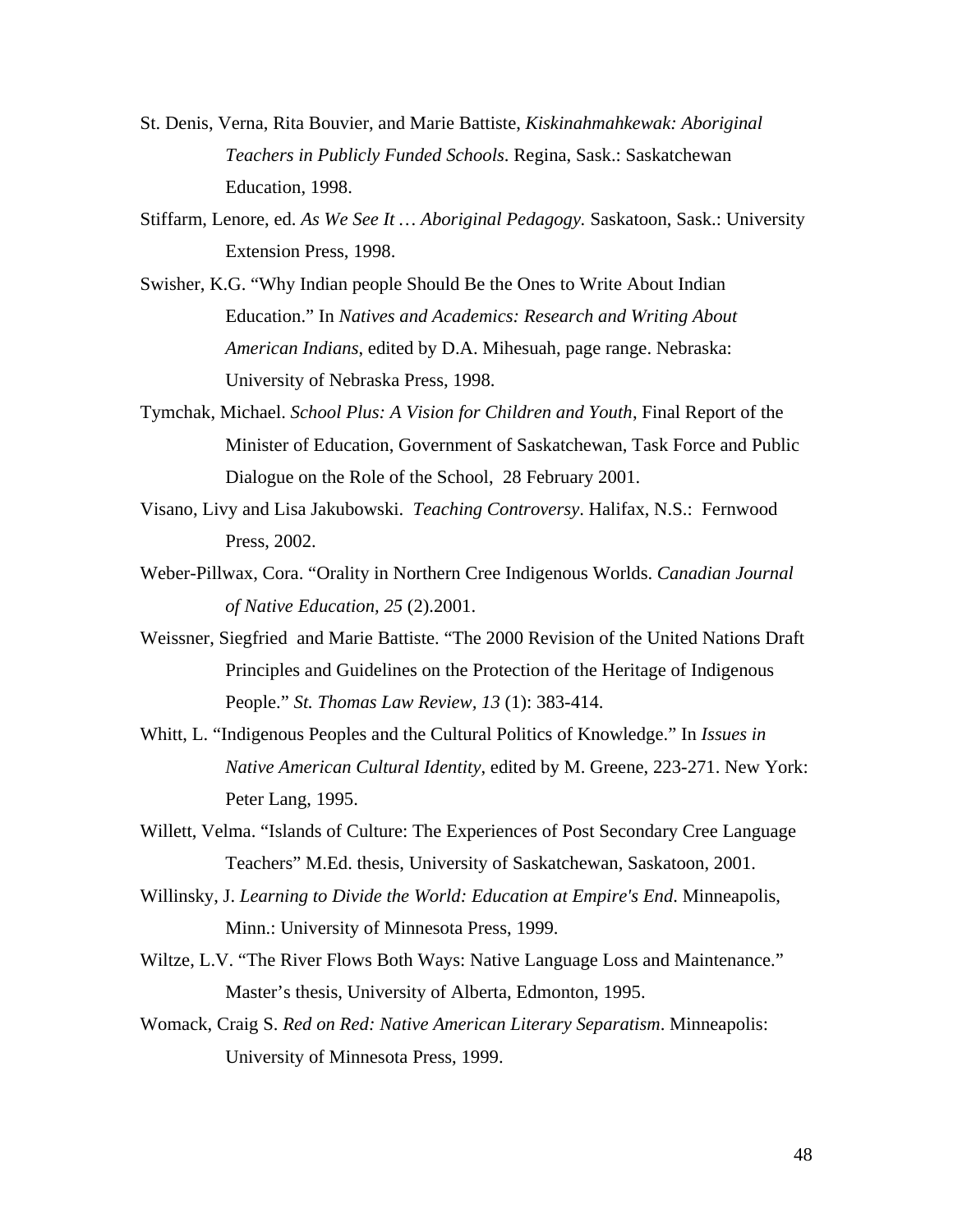St. Denis, Verna, Rita Bouvier, and Marie Battiste, *Kiskinahmahkewak: Aboriginal Teachers in Publicly Funded Schools*. Regina, Sask.: Saskatchewan Education, 1998.

Stiffarm, Lenore, ed. *As We See It … Aboriginal Pedagogy.* Saskatoon, Sask.: University Extension Press, 1998.

Swisher, K.G. "Why Indian people Should Be the Ones to Write About Indian Education." In *Natives and Academics: Research and Writing About American Indians*, edited by D.A. Mihesuah, page range. Nebraska: University of Nebraska Press, 1998.

Tymchak, Michael. *School Plus: A Vision for Children and Youth*, Final Report of the Minister of Education, Government of Saskatchewan, Task Force and Public Dialogue on the Role of the School, 28 February 2001.

Visano, Livy and Lisa Jakubowski. *Teaching Controversy*. Halifax, N.S.: Fernwood Press, 2002.

Weber-Pillwax, Cora. "Orality in Northern Cree Indigenous Worlds. *Canadian Journal of Native Education, 25* (2).2001.

Weissner, Siegfried and Marie Battiste. "The 2000 Revision of the United Nations Draft Principles and Guidelines on the Protection of the Heritage of Indigenous People." *St. Thomas Law Review*, *13* (1): 383-414.

Whitt, L. "Indigenous Peoples and the Cultural Politics of Knowledge." In *Issues in Native American Cultural Identity*, edited by M. Greene, 223-271. New York: Peter Lang, 1995.

Willett, Velma. "Islands of Culture: The Experiences of Post Secondary Cree Language Teachers" M.Ed. thesis, University of Saskatchewan, Saskatoon, 2001.

Willinsky, J. *Learning to Divide the World: Education at Empire's End*. Minneapolis, Minn.: University of Minnesota Press, 1999.

Wiltze, L.V. "The River Flows Both Ways: Native Language Loss and Maintenance." Master's thesis, University of Alberta, Edmonton, 1995.

Womack, Craig S. *Red on Red: Native American Literary Separatism*. Minneapolis: University of Minnesota Press, 1999.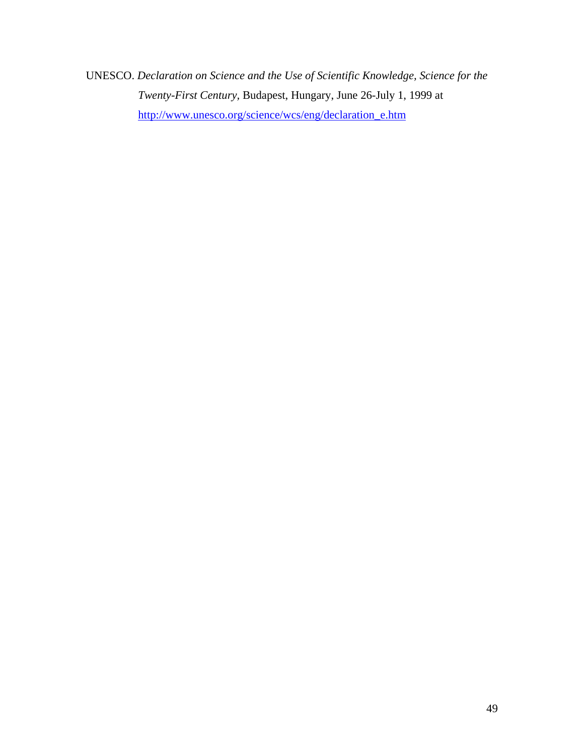UNESCO. *Declaration on Science and the Use of Scientific Knowledge, Science for the Twenty-First Century*, Budapest, Hungary, June 26-July 1, 1999 at http://www.unesco.org/science/wcs/eng/declaration_e.htm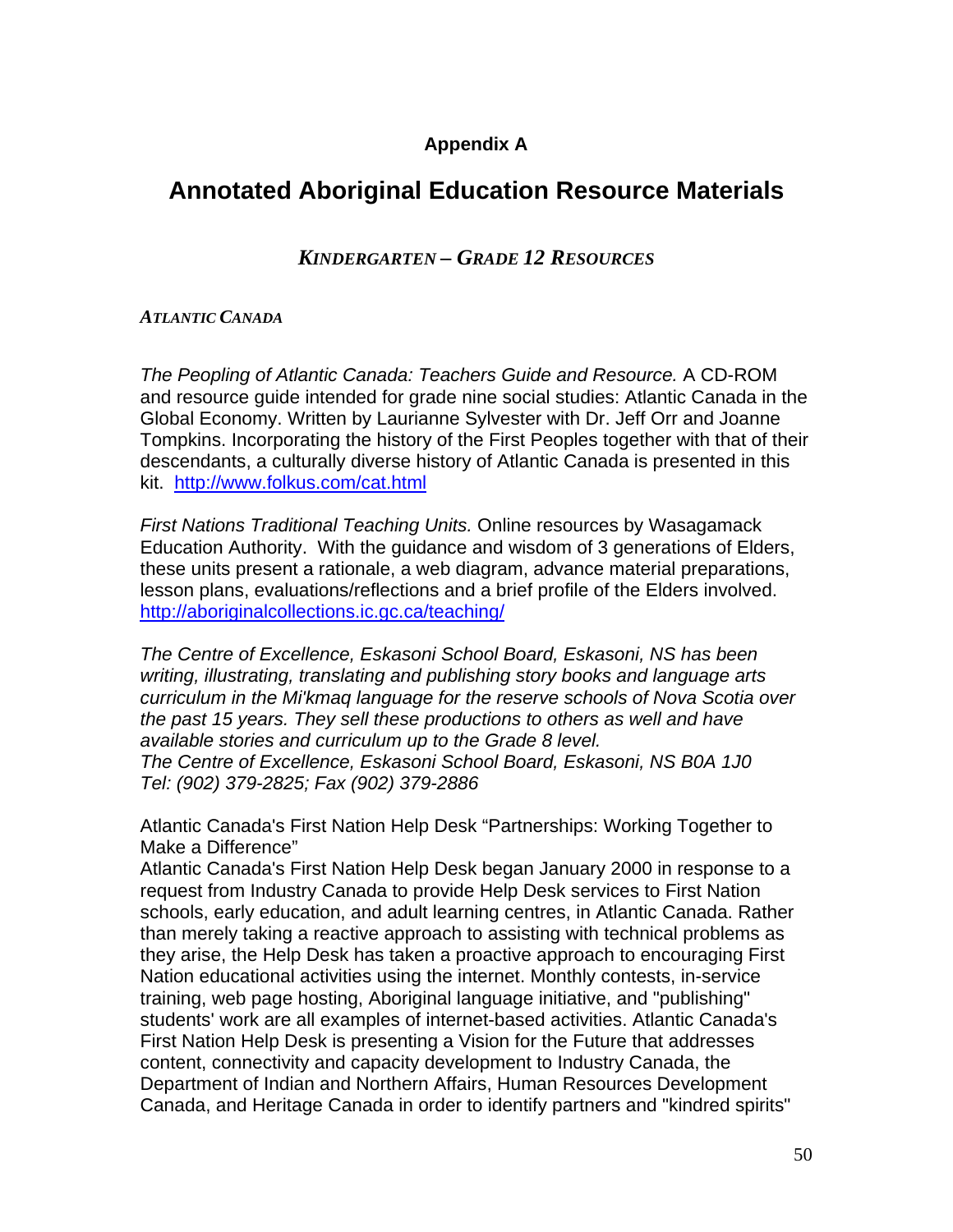**Appendix A**

# Annotated Aboriginal Education Resource Materials

## *Kindergarten – Grade 12 Resources*

### *Atlantic Canada*

*The Peopling of Atlantic Canada: Teachers Guide and Resource.* A CD-ROM and resource guide intended for grade nine social studies: Atlantic Canada in the Global Economy. Written by Laurianne Sylvester with Dr. Jeff Orr and Joanne Tompkins. Incorporating the history of the First Peoples together with that of their descendants, a culturally diverse history of Atlantic Canada is presented in this kit. http://www.folkus.com/cat.html

*First Nations Traditional Teaching Units.* Online resources by Wasagamack Education Authority. With the guidance and wisdom of 3 generations of Elders, these units present a rationale, a web diagram, advance material preparations, lesson plans, evaluations/reflections and a brief profile of the Elders involved. http://aboriginalcollections.ic.gc.ca/teaching/

*The Centre of Excellence, Eskasoni School Board, Eskasoni, NS has been writing, illustrating, translating and publishing story books and language arts curriculum in the Mi'kmaq language for the reserve schools of Nova Scotia over the past 15 years. They sell these productions to others as well and have available stories and curriculum up to the Grade 8 level.*
*The Centre of Excellence, Eskasoni School Board, Eskasoni, NS B0A 1J0*
*Tel: (902) 379-2825; Fax (902) 379-2886*

Atlantic Canada's First Nation Help Desk "Partnerships: Working Together to Make a Difference"
Atlantic Canada's First Nation Help Desk began January 2000 in response to a request from Industry Canada to provide Help Desk services to First Nation schools, early education, and adult learning centres, in Atlantic Canada. Rather than merely taking a reactive approach to assisting with technical problems as they arise, the Help Desk has taken a proactive approach to encouraging First Nation educational activities using the internet. Monthly contests, in-service training, web page hosting, Aboriginal language initiative, and "publishing" students' work are all examples of internet-based activities. Atlantic Canada's First Nation Help Desk is presenting a Vision for the Future that addresses content, connectivity and capacity development to Industry Canada, the Department of Indian and Northern Affairs, Human Resources Development Canada, and Heritage Canada in order to identify partners and "kindred spirits"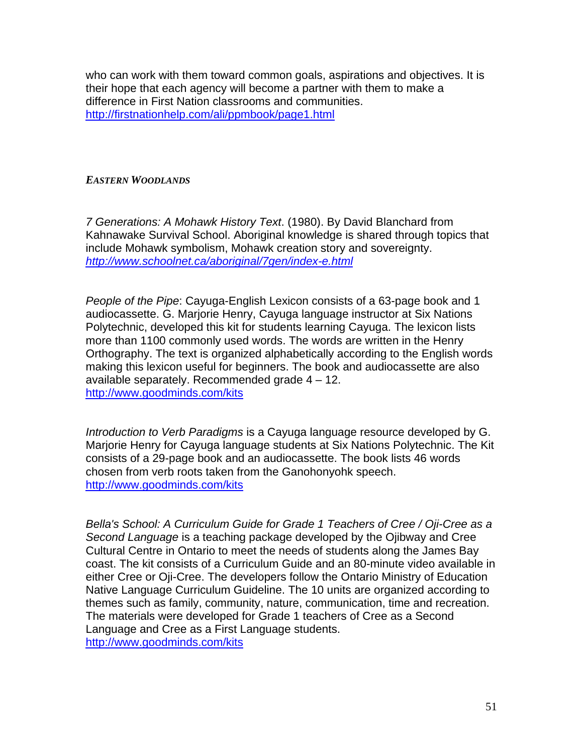who can work with them toward common goals, aspirations and objectives. It is their hope that each agency will become a partner with them to make a difference in First Nation classrooms and communities.
http://firstnationhelp.com/ali/ppmbook/page1.html

***EASTERN WOODLANDS***

*7 Generations: A Mohawk History Text*. (1980). By David Blanchard from Kahnawake Survival School. Aboriginal knowledge is shared through topics that include Mohawk symbolism, Mohawk creation story and sovereignty.
*http://www.schoolnet.ca/aboriginal/7gen/index-e.html*

*People of the Pipe*: Cayuga-English Lexicon consists of a 63-page book and 1 audiocassette. G. Marjorie Henry, Cayuga language instructor at Six Nations Polytechnic, developed this kit for students learning Cayuga. The lexicon lists more than 1100 commonly used words. The words are written in the Henry Orthography. The text is organized alphabetically according to the English words making this lexicon useful for beginners. The book and audiocassette are also available separately. Recommended grade 4 – 12.
http://www.goodminds.com/kits

*Introduction to Verb Paradigms* is a Cayuga language resource developed by G. Marjorie Henry for Cayuga language students at Six Nations Polytechnic. The Kit consists of a 29-page book and an audiocassette. The book lists 46 words chosen from verb roots taken from the Ganohonyohk speech.
http://www.goodminds.com/kits

*Bella's School: A Curriculum Guide for Grade 1 Teachers of Cree / Oji-Cree as a Second Language* is a teaching package developed by the Ojibway and Cree Cultural Centre in Ontario to meet the needs of students along the James Bay coast. The kit consists of a Curriculum Guide and an 80-minute video available in either Cree or Oji-Cree. The developers follow the Ontario Ministry of Education Native Language Curriculum Guideline. The 10 units are organized according to themes such as family, community, nature, communication, time and recreation. The materials were developed for Grade 1 teachers of Cree as a Second Language and Cree as a First Language students.
http://www.goodminds.com/kits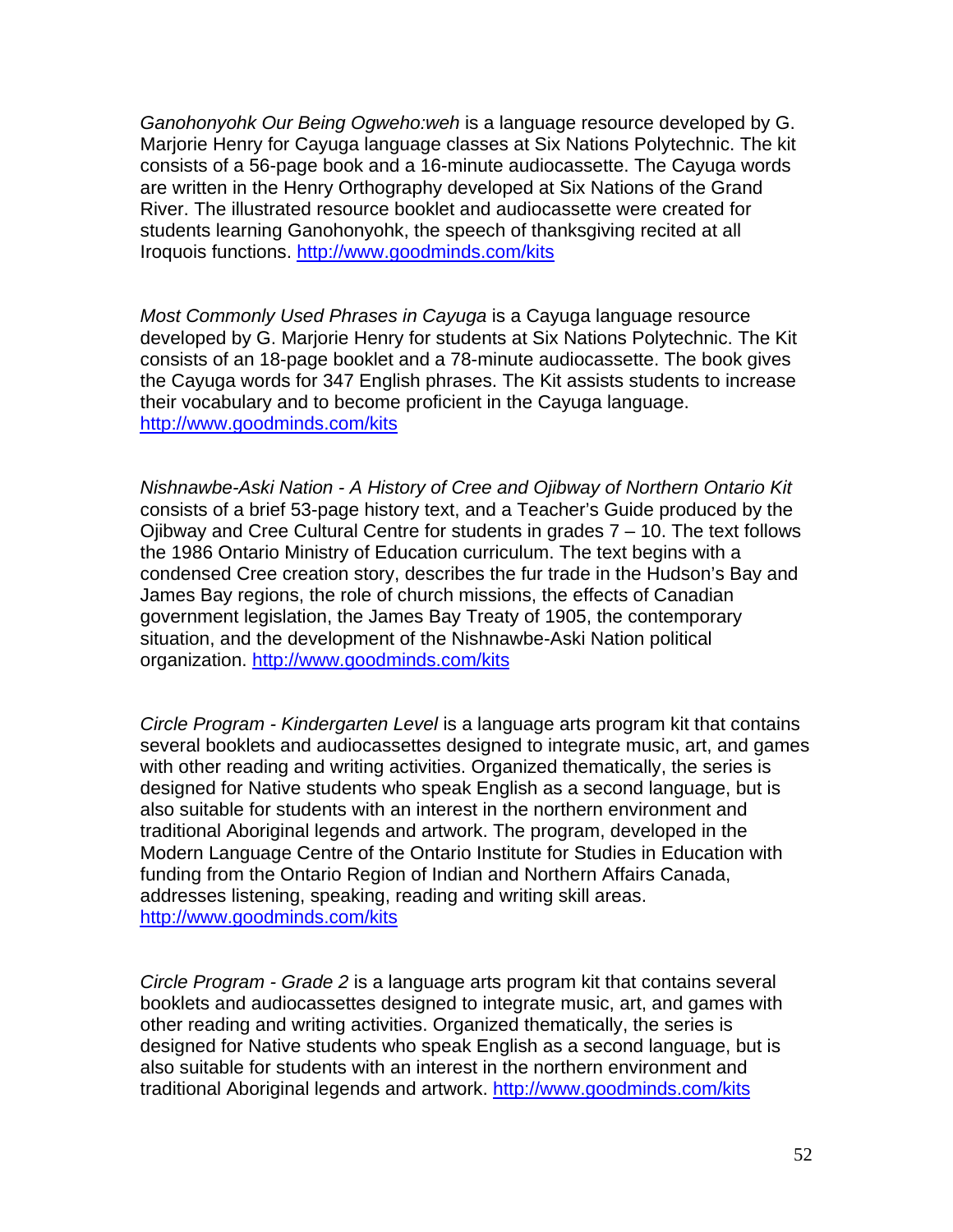*Ganohonyohk Our Being Ogweho:weh* is a language resource developed by G. Marjorie Henry for Cayuga language classes at Six Nations Polytechnic. The kit consists of a 56-page book and a 16-minute audiocassette. The Cayuga words are written in the Henry Orthography developed at Six Nations of the Grand River. The illustrated resource booklet and audiocassette were created for students learning Ganohonyohk, the speech of thanksgiving recited at all Iroquois functions. http://www.goodminds.com/kits

*Most Commonly Used Phrases in Cayuga* is a Cayuga language resource developed by G. Marjorie Henry for students at Six Nations Polytechnic. The Kit consists of an 18-page booklet and a 78-minute audiocassette. The book gives the Cayuga words for 347 English phrases. The Kit assists students to increase their vocabulary and to become proficient in the Cayuga language. http://www.goodminds.com/kits

*Nishnawbe-Aski Nation - A History of Cree and Ojibway of Northern Ontario Kit* consists of a brief 53-page history text, and a Teacher's Guide produced by the Ojibway and Cree Cultural Centre for students in grades 7 – 10. The text follows the 1986 Ontario Ministry of Education curriculum. The text begins with a condensed Cree creation story, describes the fur trade in the Hudson's Bay and James Bay regions, the role of church missions, the effects of Canadian government legislation, the James Bay Treaty of 1905, the contemporary situation, and the development of the Nishnawbe-Aski Nation political organization. http://www.goodminds.com/kits

*Circle Program - Kindergarten Level* is a language arts program kit that contains several booklets and audiocassettes designed to integrate music, art, and games with other reading and writing activities. Organized thematically, the series is designed for Native students who speak English as a second language, but is also suitable for students with an interest in the northern environment and traditional Aboriginal legends and artwork. The program, developed in the Modern Language Centre of the Ontario Institute for Studies in Education with funding from the Ontario Region of Indian and Northern Affairs Canada, addresses listening, speaking, reading and writing skill areas. http://www.goodminds.com/kits

*Circle Program - Grade 2* is a language arts program kit that contains several booklets and audiocassettes designed to integrate music, art, and games with other reading and writing activities. Organized thematically, the series is designed for Native students who speak English as a second language, but is also suitable for students with an interest in the northern environment and traditional Aboriginal legends and artwork. http://www.goodminds.com/kits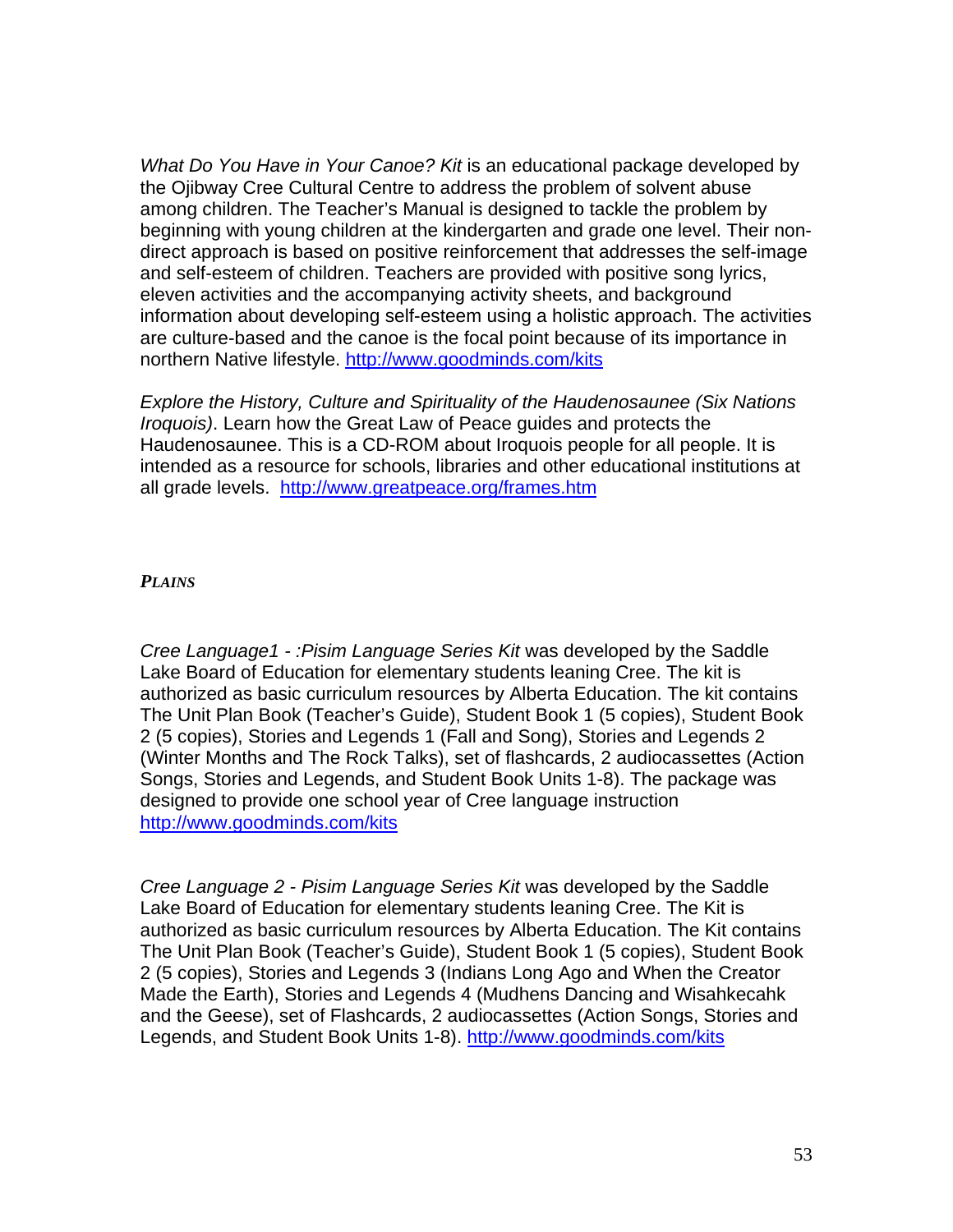*What Do You Have in Your Canoe? Kit* is an educational package developed by the Ojibway Cree Cultural Centre to address the problem of solvent abuse among children. The Teacher's Manual is designed to tackle the problem by beginning with young children at the kindergarten and grade one level. Their non-direct approach is based on positive reinforcement that addresses the self-image and self-esteem of children. Teachers are provided with positive song lyrics, eleven activities and the accompanying activity sheets, and background information about developing self-esteem using a holistic approach. The activities are culture-based and the canoe is the focal point because of its importance in northern Native lifestyle. http://www.goodminds.com/kits

*Explore the History, Culture and Spirituality of the Haudenosaunee (Six Nations Iroquois)*. Learn how the Great Law of Peace guides and protects the Haudenosaunee. This is a CD-ROM about Iroquois people for all people. It is intended as a resource for schools, libraries and other educational institutions at all grade levels. http://www.greatpeace.org/frames.htm

***PLAINS***

*Cree Language1 - :Pisim Language Series Kit* was developed by the Saddle Lake Board of Education for elementary students leaning Cree. The kit is authorized as basic curriculum resources by Alberta Education. The kit contains The Unit Plan Book (Teacher's Guide), Student Book 1 (5 copies), Student Book 2 (5 copies), Stories and Legends 1 (Fall and Song), Stories and Legends 2 (Winter Months and The Rock Talks), set of flashcards, 2 audiocassettes (Action Songs, Stories and Legends, and Student Book Units 1-8). The package was designed to provide one school year of Cree language instruction http://www.goodminds.com/kits

*Cree Language 2 - Pisim Language Series Kit* was developed by the Saddle Lake Board of Education for elementary students leaning Cree. The Kit is authorized as basic curriculum resources by Alberta Education. The Kit contains The Unit Plan Book (Teacher's Guide), Student Book 1 (5 copies), Student Book 2 (5 copies), Stories and Legends 3 (Indians Long Ago and When the Creator Made the Earth), Stories and Legends 4 (Mudhens Dancing and Wisahkecahk and the Geese), set of Flashcards, 2 audiocassettes (Action Songs, Stories and Legends, and Student Book Units 1-8). http://www.goodminds.com/kits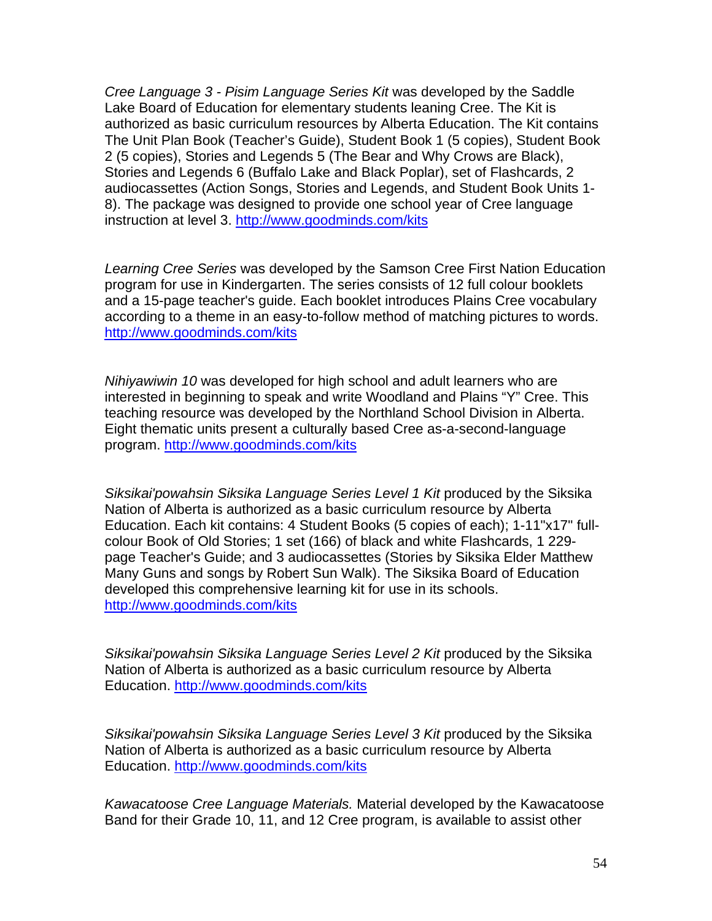*Cree Language 3 - Pisim Language Series Kit* was developed by the Saddle Lake Board of Education for elementary students leaning Cree. The Kit is authorized as basic curriculum resources by Alberta Education. The Kit contains The Unit Plan Book (Teacher's Guide), Student Book 1 (5 copies), Student Book 2 (5 copies), Stories and Legends 5 (The Bear and Why Crows are Black), Stories and Legends 6 (Buffalo Lake and Black Poplar), set of Flashcards, 2 audiocassettes (Action Songs, Stories and Legends, and Student Book Units 1-8). The package was designed to provide one school year of Cree language instruction at level 3. http://www.goodminds.com/kits

*Learning Cree Series* was developed by the Samson Cree First Nation Education program for use in Kindergarten. The series consists of 12 full colour booklets and a 15-page teacher's guide. Each booklet introduces Plains Cree vocabulary according to a theme in an easy-to-follow method of matching pictures to words. http://www.goodminds.com/kits

*Nihiyawiwin 10* was developed for high school and adult learners who are interested in beginning to speak and write Woodland and Plains "Y" Cree. This teaching resource was developed by the Northland School Division in Alberta. Eight thematic units present a culturally based Cree as-a-second-language program. http://www.goodminds.com/kits

*Siksikai'powahsin Siksika Language Series Level 1 Kit* produced by the Siksika Nation of Alberta is authorized as a basic curriculum resource by Alberta Education. Each kit contains: 4 Student Books (5 copies of each); 1-11"x17" full-colour Book of Old Stories; 1 set (166) of black and white Flashcards, 1 229-page Teacher's Guide; and 3 audiocassettes (Stories by Siksika Elder Matthew Many Guns and songs by Robert Sun Walk). The Siksika Board of Education developed this comprehensive learning kit for use in its schools. http://www.goodminds.com/kits

*Siksikai'powahsin Siksika Language Series Level 2 Kit* produced by the Siksika Nation of Alberta is authorized as a basic curriculum resource by Alberta Education. http://www.goodminds.com/kits

*Siksikai'powahsin Siksika Language Series Level 3 Kit* produced by the Siksika Nation of Alberta is authorized as a basic curriculum resource by Alberta Education. http://www.goodminds.com/kits

*Kawacatoose Cree Language Materials.* Material developed by the Kawacatoose Band for their Grade 10, 11, and 12 Cree program, is available to assist other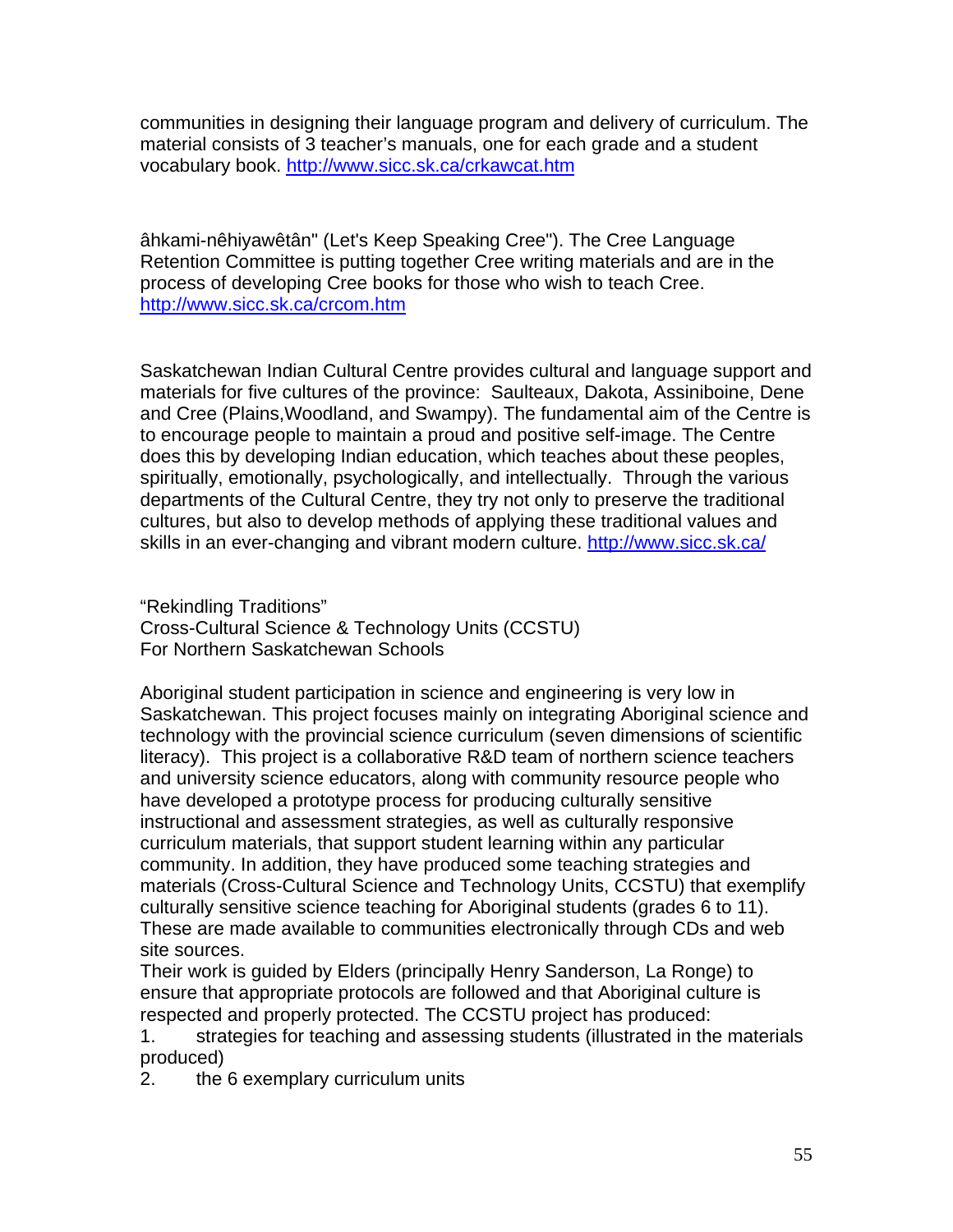communities in designing their language program and delivery of curriculum. The material consists of 3 teacher's manuals, one for each grade and a student vocabulary book. http://www.sicc.sk.ca/crkawcat.htm

âhkami-nêhiyawêtân" (Let's Keep Speaking Cree"). The Cree Language Retention Committee is putting together Cree writing materials and are in the process of developing Cree books for those who wish to teach Cree. http://www.sicc.sk.ca/crcom.htm

Saskatchewan Indian Cultural Centre provides cultural and language support and materials for five cultures of the province: Saulteaux, Dakota, Assiniboine, Dene and Cree (Plains,Woodland, and Swampy). The fundamental aim of the Centre is to encourage people to maintain a proud and positive self-image. The Centre does this by developing Indian education, which teaches about these peoples, spiritually, emotionally, psychologically, and intellectually. Through the various departments of the Cultural Centre, they try not only to preserve the traditional cultures, but also to develop methods of applying these traditional values and skills in an ever-changing and vibrant modern culture. http://www.sicc.sk.ca/

"Rekindling Traditions"
Cross-Cultural Science & Technology Units (CCSTU)
For Northern Saskatchewan Schools

Aboriginal student participation in science and engineering is very low in Saskatchewan. This project focuses mainly on integrating Aboriginal science and technology with the provincial science curriculum (seven dimensions of scientific literacy). This project is a collaborative R&D team of northern science teachers and university science educators, along with community resource people who have developed a prototype process for producing culturally sensitive instructional and assessment strategies, as well as culturally responsive curriculum materials, that support student learning within any particular community. In addition, they have produced some teaching strategies and materials (Cross-Cultural Science and Technology Units, CCSTU) that exemplify culturally sensitive science teaching for Aboriginal students (grades 6 to 11). These are made available to communities electronically through CDs and web site sources.
Their work is guided by Elders (principally Henry Sanderson, La Ronge) to ensure that appropriate protocols are followed and that Aboriginal culture is respected and properly protected. The CCSTU project has produced:

1. strategies for teaching and assessing students (illustrated in the materials produced)
2. the 6 exemplary curriculum units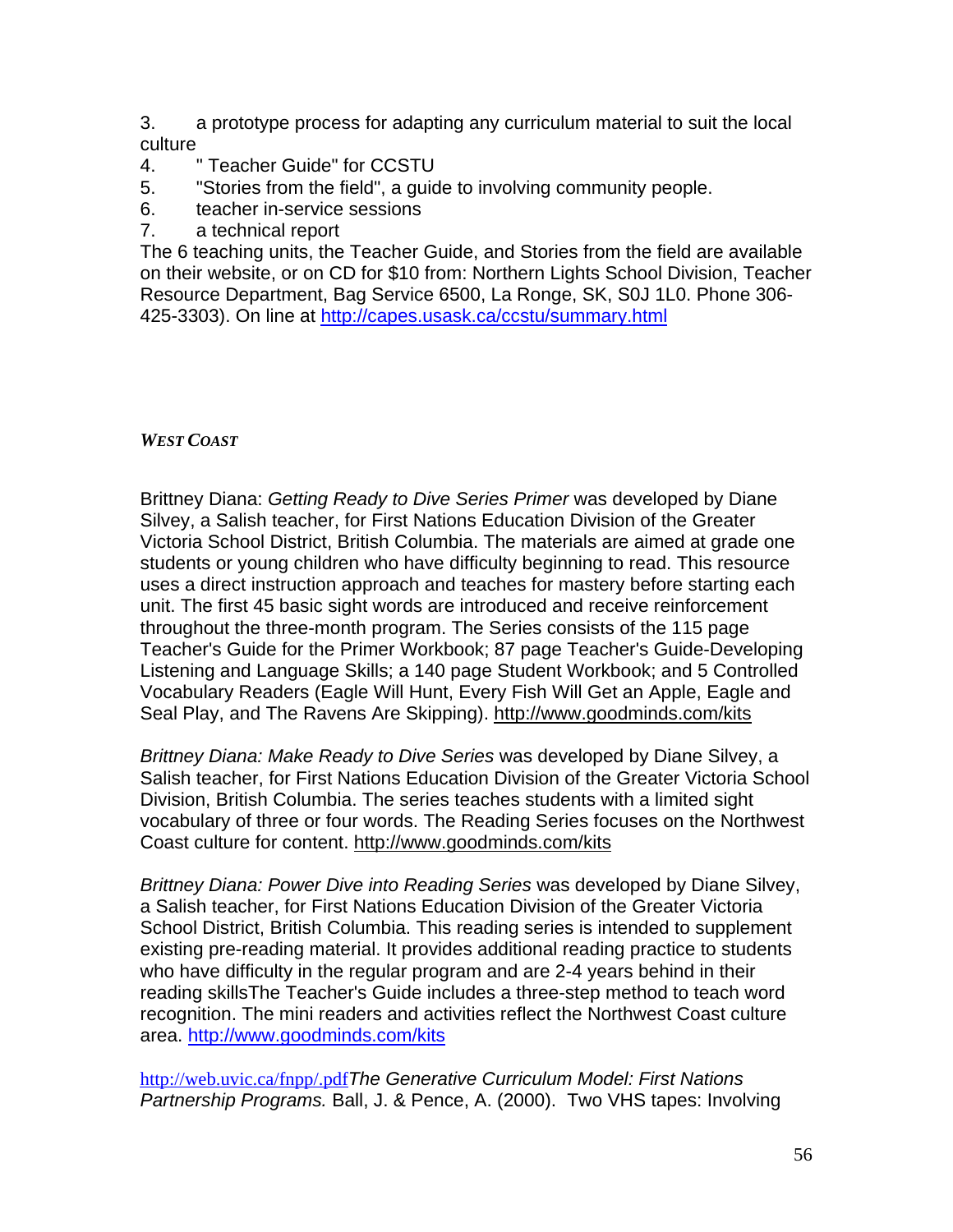3. a prototype process for adapting any curriculum material to suit the local culture
4. " Teacher Guide" for CCSTU
5. "Stories from the field", a guide to involving community people.
6. teacher in-service sessions
7. a technical report

The 6 teaching units, the Teacher Guide, and Stories from the field are available on their website, or on CD for $10 from: Northern Lights School Division, Teacher Resource Department, Bag Service 6500, La Ronge, SK, S0J 1L0. Phone 306-425-3303). On line at http://capes.usask.ca/ccstu/summary.html

***WEST COAST***

Brittney Diana: *Getting Ready to Dive Series Primer* was developed by Diane Silvey, a Salish teacher, for First Nations Education Division of the Greater Victoria School District, British Columbia. The materials are aimed at grade one students or young children who have difficulty beginning to read. This resource uses a direct instruction approach and teaches for mastery before starting each unit. The first 45 basic sight words are introduced and receive reinforcement throughout the three-month program. The Series consists of the 115 page Teacher's Guide for the Primer Workbook; 87 page Teacher's Guide-Developing Listening and Language Skills; a 140 page Student Workbook; and 5 Controlled Vocabulary Readers (Eagle Will Hunt, Every Fish Will Get an Apple, Eagle and Seal Play, and The Ravens Are Skipping). http://www.goodminds.com/kits

*Brittney Diana: Make Ready to Dive Series* was developed by Diane Silvey, a Salish teacher, for First Nations Education Division of the Greater Victoria School Division, British Columbia. The series teaches students with a limited sight vocabulary of three or four words. The Reading Series focuses on the Northwest Coast culture for content. http://www.goodminds.com/kits

*Brittney Diana: Power Dive into Reading Series* was developed by Diane Silvey, a Salish teacher, for First Nations Education Division of the Greater Victoria School District, British Columbia. This reading series is intended to supplement existing pre-reading material. It provides additional reading practice to students who have difficulty in the regular program and are 2-4 years behind in their reading skillsThe Teacher's Guide includes a three-step method to teach word recognition. The mini readers and activities reflect the Northwest Coast culture area. http://www.goodminds.com/kits

http://web.uvic.ca/fnpp/.pdf*The Generative Curriculum Model: First Nations Partnership Programs.* Ball, J. & Pence, A. (2000). Two VHS tapes: Involving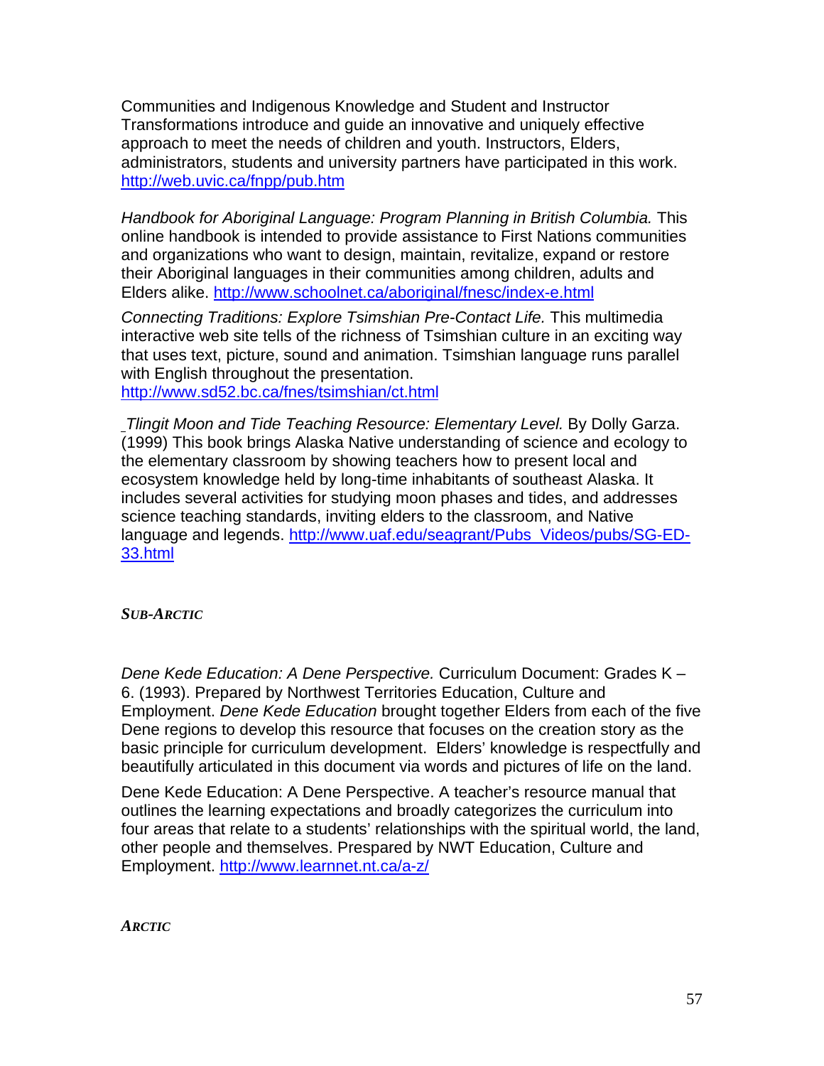Communities and Indigenous Knowledge and Student and Instructor Transformations introduce and guide an innovative and uniquely effective approach to meet the needs of children and youth. Instructors, Elders, administrators, students and university partners have participated in this work. http://web.uvic.ca/fnpp/pub.htm

*Handbook for Aboriginal Language: Program Planning in British Columbia.* This online handbook is intended to provide assistance to First Nations communities and organizations who want to design, maintain, revitalize, expand or restore their Aboriginal languages in their communities among children, adults and Elders alike. http://www.schoolnet.ca/aboriginal/fnesc/index-e.html

*Connecting Traditions: Explore Tsimshian Pre-Contact Life.* This multimedia interactive web site tells of the richness of Tsimshian culture in an exciting way that uses text, picture, sound and animation. Tsimshian language runs parallel with English throughout the presentation. http://www.sd52.bc.ca/fnes/tsimshian/ct.html

*Tlingit Moon and Tide Teaching Resource: Elementary Level.* By Dolly Garza. (1999) This book brings Alaska Native understanding of science and ecology to the elementary classroom by showing teachers how to present local and ecosystem knowledge held by long-time inhabitants of southeast Alaska. It includes several activities for studying moon phases and tides, and addresses science teaching standards, inviting elders to the classroom, and Native language and legends. http://www.uaf.edu/seagrant/Pubs_Videos/pubs/SG-ED-33.html

### *SUB-ARCTIC*

*Dene Kede Education: A Dene Perspective.* Curriculum Document: Grades K – 6. (1993). Prepared by Northwest Territories Education, Culture and Employment. *Dene Kede Education* brought together Elders from each of the five Dene regions to develop this resource that focuses on the creation story as the basic principle for curriculum development. Elders' knowledge is respectfully and beautifully articulated in this document via words and pictures of life on the land.

Dene Kede Education: A Dene Perspective. A teacher's resource manual that outlines the learning expectations and broadly categorizes the curriculum into four areas that relate to a students' relationships with the spiritual world, the land, other people and themselves. Prespared by NWT Education, Culture and Employment. http://www.learnnet.nt.ca/a-z/

### *ARCTIC*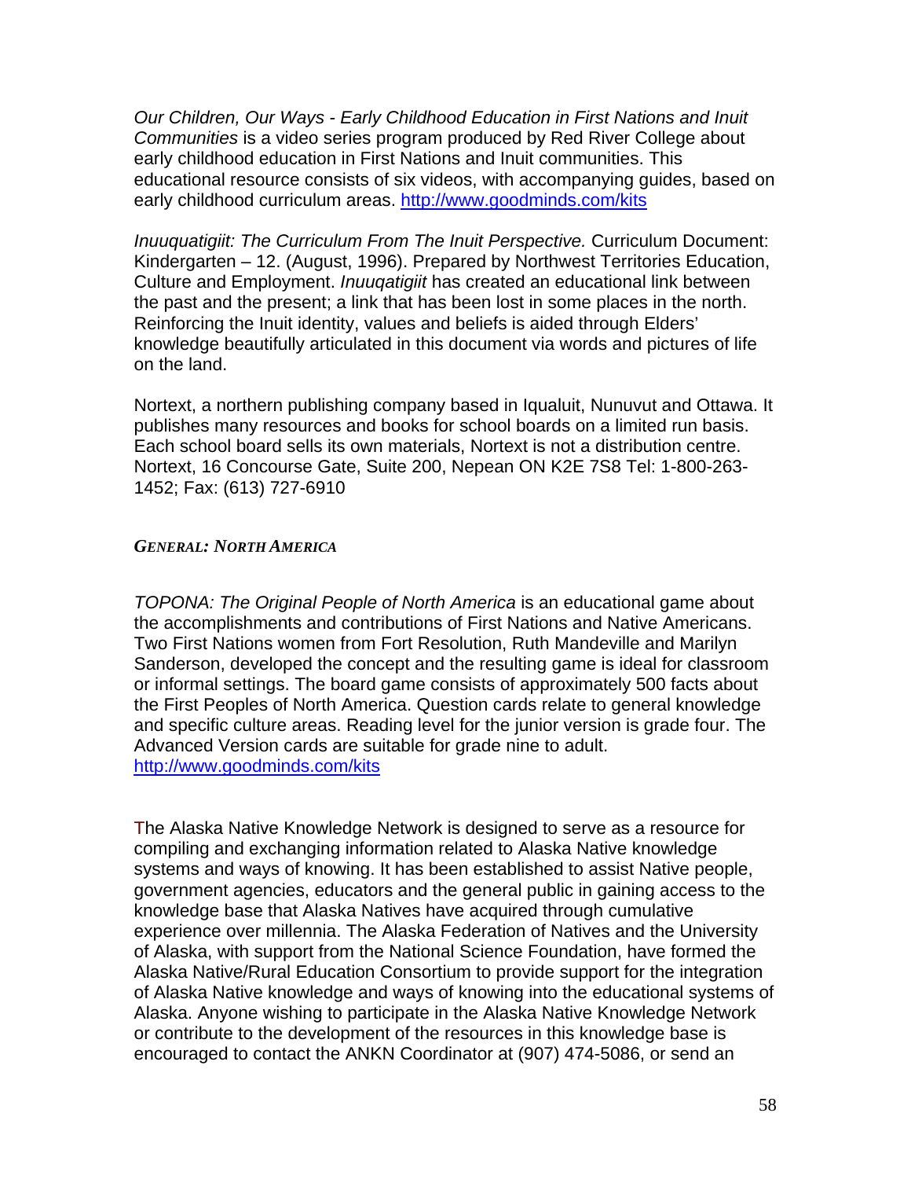*Our Children, Our Ways - Early Childhood Education in First Nations and Inuit Communities* is a video series program produced by Red River College about early childhood education in First Nations and Inuit communities. This educational resource consists of six videos, with accompanying guides, based on early childhood curriculum areas. http://www.goodminds.com/kits

*Inuuquatigiit: The Curriculum From The Inuit Perspective.* Curriculum Document: Kindergarten – 12. (August, 1996). Prepared by Northwest Territories Education, Culture and Employment. *Inuuqatigiit* has created an educational link between the past and the present; a link that has been lost in some places in the north. Reinforcing the Inuit identity, values and beliefs is aided through Elders' knowledge beautifully articulated in this document via words and pictures of life on the land.

Nortext, a northern publishing company based in Iqualuit, Nunuvut and Ottawa. It publishes many resources and books for school boards on a limited run basis. Each school board sells its own materials, Nortext is not a distribution centre. Nortext, 16 Concourse Gate, Suite 200, Nepean ON K2E 7S8 Tel: 1-800-263-1452; Fax: (613) 727-6910

### *GENERAL: NORTH AMERICA*

*TOPONA: The Original People of North America* is an educational game about the accomplishments and contributions of First Nations and Native Americans. Two First Nations women from Fort Resolution, Ruth Mandeville and Marilyn Sanderson, developed the concept and the resulting game is ideal for classroom or informal settings. The board game consists of approximately 500 facts about the First Peoples of North America. Question cards relate to general knowledge and specific culture areas. Reading level for the junior version is grade four. The Advanced Version cards are suitable for grade nine to adult. http://www.goodminds.com/kits

The Alaska Native Knowledge Network is designed to serve as a resource for compiling and exchanging information related to Alaska Native knowledge systems and ways of knowing. It has been established to assist Native people, government agencies, educators and the general public in gaining access to the knowledge base that Alaska Natives have acquired through cumulative experience over millennia. The Alaska Federation of Natives and the University of Alaska, with support from the National Science Foundation, have formed the Alaska Native/Rural Education Consortium to provide support for the integration of Alaska Native knowledge and ways of knowing into the educational systems of Alaska. Anyone wishing to participate in the Alaska Native Knowledge Network or contribute to the development of the resources in this knowledge base is encouraged to contact the ANKN Coordinator at (907) 474-5086, or send an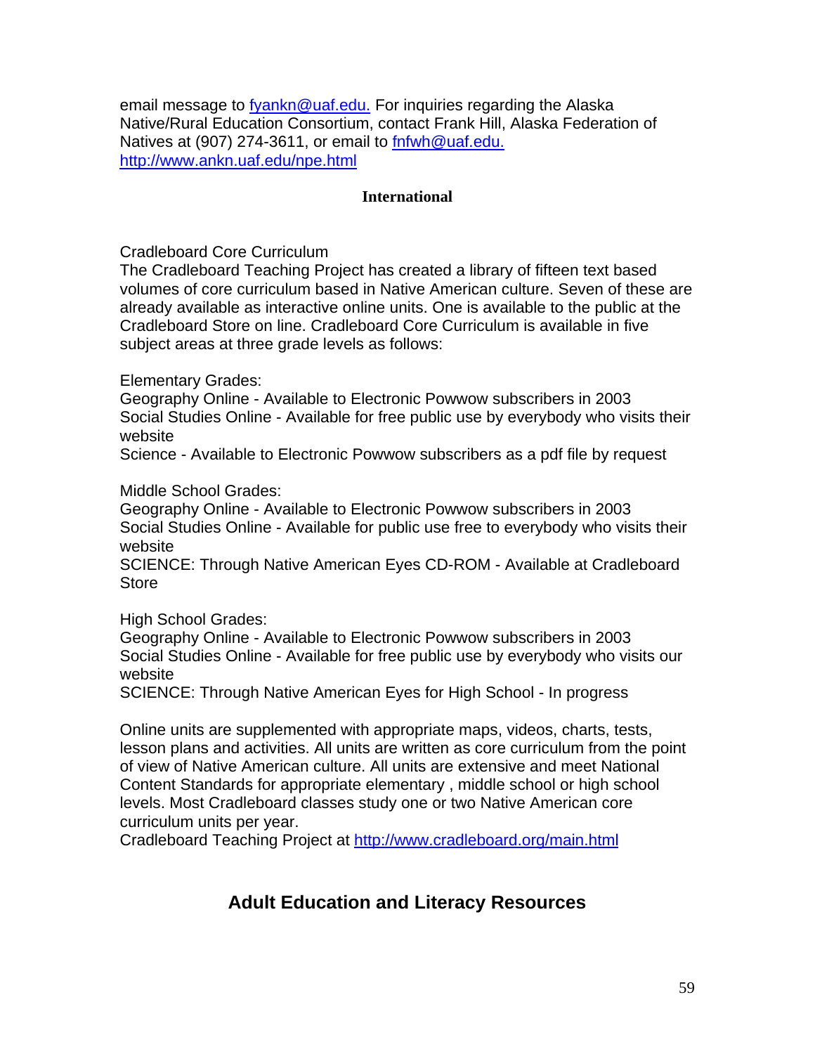email message to [fyankn@uaf.edu.](mailto:fyankn@uaf.edu) For inquiries regarding the Alaska Native/Rural Education Consortium, contact Frank Hill, Alaska Federation of Natives at (907) 274-3611, or email to [fnfwh@uaf.edu.](mailto:fnfwh@uaf.edu)
[http://www.ankn.uaf.edu/npe.html](http://www.ankn.uaf.edu/npe.html)

**International**

Cradleboard Core Curriculum
The Cradleboard Teaching Project has created a library of fifteen text based volumes of core curriculum based in Native American culture. Seven of these are already available as interactive online units. One is available to the public at the Cradleboard Store on line. Cradleboard Core Curriculum is available in five subject areas at three grade levels as follows:

Elementary Grades:
Geography Online - Available to Electronic Powwow subscribers in 2003
Social Studies Online - Available for free public use by everybody who visits their website
Science - Available to Electronic Powwow subscribers as a pdf file by request

Middle School Grades:
Geography Online - Available to Electronic Powwow subscribers in 2003
Social Studies Online - Available for public use free to everybody who visits their website
SCIENCE: Through Native American Eyes CD-ROM - Available at Cradleboard Store

High School Grades:
Geography Online - Available to Electronic Powwow subscribers in 2003
Social Studies Online - Available for free public use by everybody who visits our website
SCIENCE: Through Native American Eyes for High School - In progress

Online units are supplemented with appropriate maps, videos, charts, tests, lesson plans and activities. All units are written as core curriculum from the point of view of Native American culture. All units are extensive and meet National Content Standards for appropriate elementary , middle school or high school levels. Most Cradleboard classes study one or two Native American core curriculum units per year.
Cradleboard Teaching Project at [http://www.cradleboard.org/main.html](http://www.cradleboard.org/main.html)

## Adult Education and Literacy Resources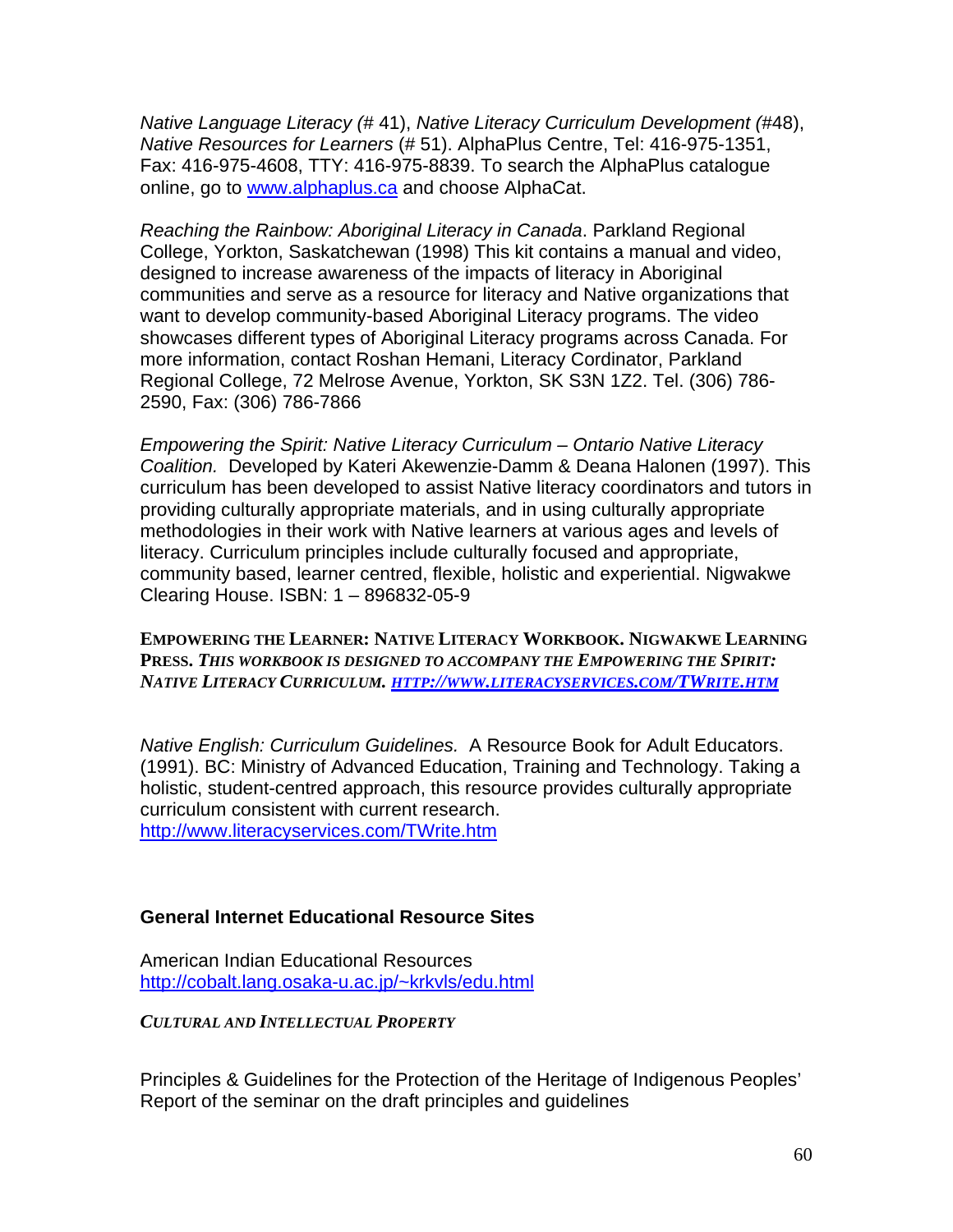*Native Language Literacy (*# 41), *Native Literacy Curriculum Development (*#48), *Native Resources for Learners* (# 51). AlphaPlus Centre, Tel: 416-975-1351, Fax: 416-975-4608, TTY: 416-975-8839. To search the AlphaPlus catalogue online, go to www.alphaplus.ca and choose AlphaCat.

*Reaching the Rainbow: Aboriginal Literacy in Canada*. Parkland Regional College, Yorkton, Saskatchewan (1998) This kit contains a manual and video, designed to increase awareness of the impacts of literacy in Aboriginal communities and serve as a resource for literacy and Native organizations that want to develop community-based Aboriginal Literacy programs. The video showcases different types of Aboriginal Literacy programs across Canada. For more information, contact Roshan Hemani, Literacy Cordinator, Parkland Regional College, 72 Melrose Avenue, Yorkton, SK S3N 1Z2. Tel. (306) 786-2590, Fax: (306) 786-7866

*Empowering the Spirit: Native Literacy Curriculum – Ontario Native Literacy Coalition.* Developed by Kateri Akewenzie-Damm & Deana Halonen (1997). This curriculum has been developed to assist Native literacy coordinators and tutors in providing culturally appropriate materials, and in using culturally appropriate methodologies in their work with Native learners at various ages and levels of literacy. Curriculum principles include culturally focused and appropriate, community based, learner centred, flexible, holistic and experiential. Nigwakwe Clearing House. ISBN: 1 – 896832-05-9

**EMPOWERING THE LEARNER: NATIVE LITERACY WORKBOOK. NIGWAKWE LEARNING PRESS.** ***THIS WORKBOOK IS DESIGNED TO ACCOMPANY THE EMPOWERING THE SPIRIT: NATIVE LITERACY CURRICULUM. HTTP://WWW.LITERACYSERVICES.COM/TWRITE.HTM***

*Native English: Curriculum Guidelines.* A Resource Book for Adult Educators. (1991). BC: Ministry of Advanced Education, Training and Technology. Taking a holistic, student-centred approach, this resource provides culturally appropriate curriculum consistent with current research.
http://www.literacyservices.com/TWrite.htm

### General Internet Educational Resource Sites

American Indian Educational Resources
http://cobalt.lang.osaka-u.ac.jp/~krkvls/edu.html

***CULTURAL AND INTELLECTUAL PROPERTY***

Principles & Guidelines for the Protection of the Heritage of Indigenous Peoples' Report of the seminar on the draft principles and guidelines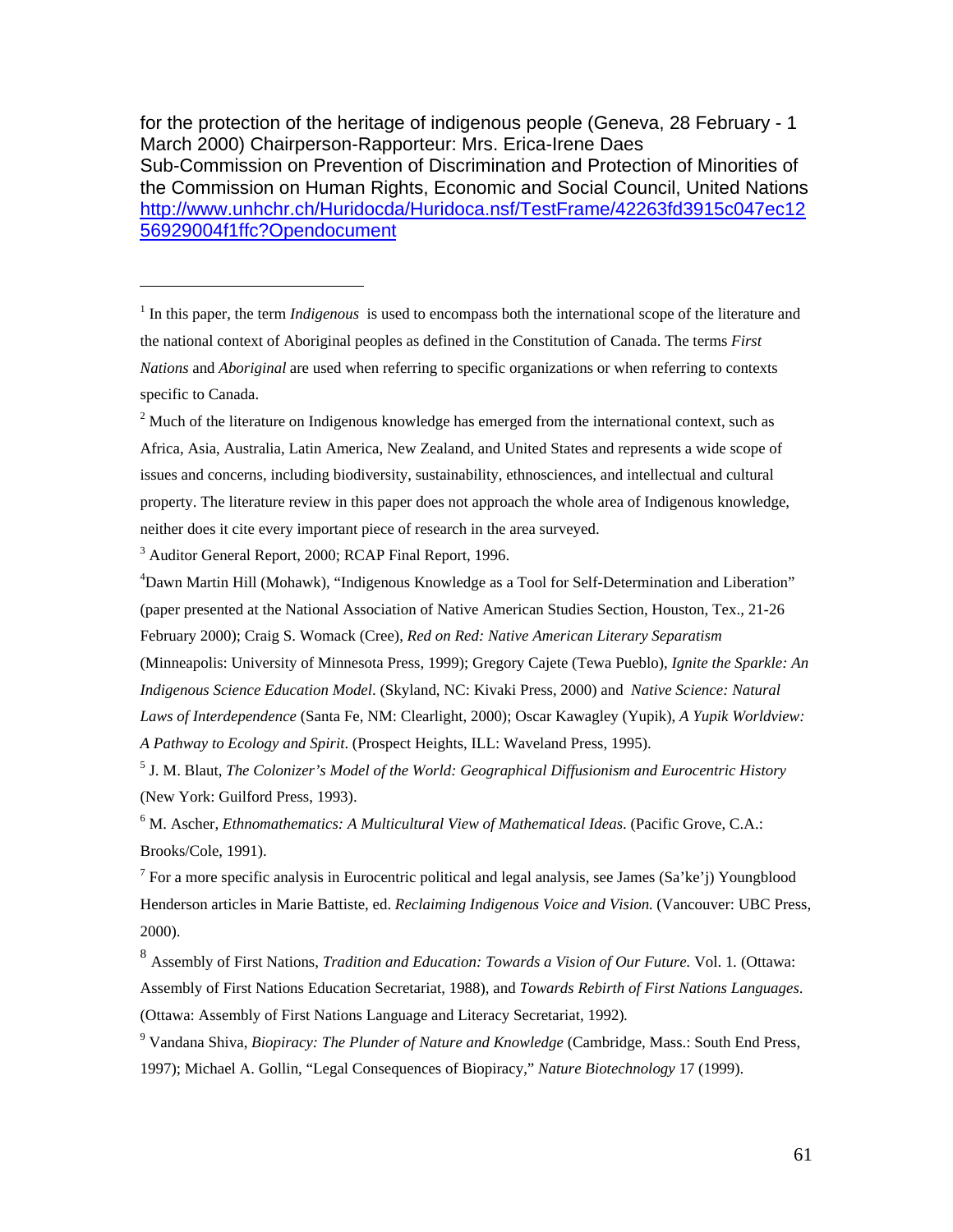for the protection of the heritage of indigenous people (Geneva, 28 February - 1 March 2000) Chairperson-Rapporteur: Mrs. Erica-Irene Daes
Sub-Commission on Prevention of Discrimination and Protection of Minorities of the Commission on Human Rights, Economic and Social Council, United Nations
http://www.unhchr.ch/Huridocda/Huridoca.nsf/TestFrame/42263fd3915c047ec1256929004f1ffc?Opendocument

---

[1] In this paper, the term *Indigenous* is used to encompass both the international scope of the literature and the national context of Aboriginal peoples as defined in the Constitution of Canada. The terms *First Nations* and *Aboriginal* are used when referring to specific organizations or when referring to contexts specific to Canada.

[2] Much of the literature on Indigenous knowledge has emerged from the international context, such as Africa, Asia, Australia, Latin America, New Zealand, and United States and represents a wide scope of issues and concerns, including biodiversity, sustainability, ethnosciences, and intellectual and cultural property. The literature review in this paper does not approach the whole area of Indigenous knowledge, neither does it cite every important piece of research in the area surveyed.

[3] Auditor General Report, 2000; RCAP Final Report, 1996.

[4] Dawn Martin Hill (Mohawk), "Indigenous Knowledge as a Tool for Self-Determination and Liberation" (paper presented at the National Association of Native American Studies Section, Houston, Tex., 21-26 February 2000); Craig S. Womack (Cree), *Red on Red: Native American Literary Separatism* (Minneapolis: University of Minnesota Press, 1999); Gregory Cajete (Tewa Pueblo), *Ignite the Sparkle: An Indigenous Science Education Model*. (Skyland, NC: Kivaki Press, 2000) and *Native Science: Natural Laws of Interdependence* (Santa Fe, NM: Clearlight, 2000); Oscar Kawagley (Yupik), *A Yupik Worldview: A Pathway to Ecology and Spirit*. (Prospect Heights, ILL: Waveland Press, 1995).

[5] J. M. Blaut, *The Colonizer's Model of the World: Geographical Diffusionism and Eurocentric History* (New York: Guilford Press, 1993).

[6] M. Ascher, *Ethnomathematics: A Multicultural View of Mathematical Ideas*. (Pacific Grove, C.A.: Brooks/Cole, 1991).

[7] For a more specific analysis in Eurocentric political and legal analysis, see James (Sa'ke'j) Youngblood Henderson articles in Marie Battiste, ed. *Reclaiming Indigenous Voice and Vision.* (Vancouver: UBC Press, 2000).

[8] Assembly of First Nations, *Tradition and Education: Towards a Vision of Our Future.* Vol. 1. (Ottawa: Assembly of First Nations Education Secretariat, 1988), and *Towards Rebirth of First Nations Languages*. (Ottawa: Assembly of First Nations Language and Literacy Secretariat, 1992).

[9] Vandana Shiva, *Biopiracy: The Plunder of Nature and Knowledge* (Cambridge, Mass.: South End Press, 1997); Michael A. Gollin, "Legal Consequences of Biopiracy," *Nature Biotechnology* 17 (1999).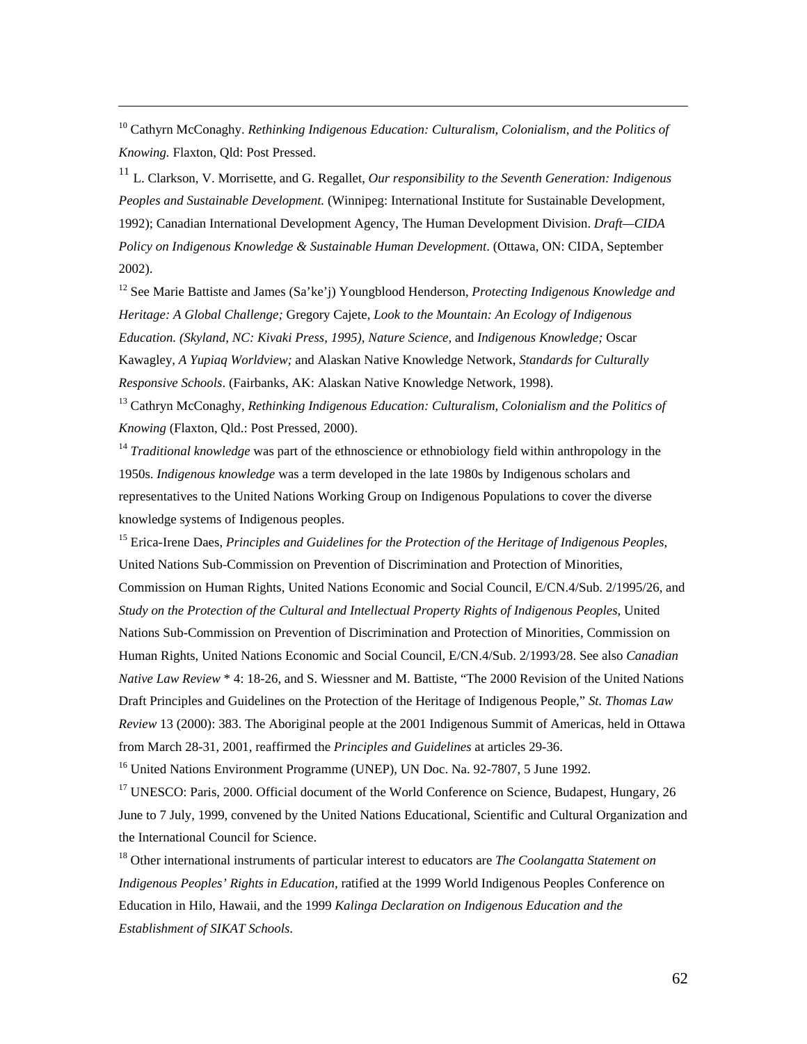[10] Cathyrn McConaghy. *Rethinking Indigenous Education: Culturalism, Colonialism, and the Politics of Knowing.* Flaxton, Qld: Post Pressed.

[11] L. Clarkson, V. Morrisette, and G. Regallet, *Our responsibility to the Seventh Generation: Indigenous Peoples and Sustainable Development.* (Winnipeg: International Institute for Sustainable Development, 1992); Canadian International Development Agency, The Human Development Division. *Draft—CIDA Policy on Indigenous Knowledge & Sustainable Human Development*. (Ottawa, ON: CIDA, September 2002).

[12] See Marie Battiste and James (Sa'ke'j) Youngblood Henderson, *Protecting Indigenous Knowledge and Heritage: A Global Challenge;* Gregory Cajete, *Look to the Mountain: An Ecology of Indigenous Education. (Skyland, NC: Kivaki Press, 1995), Nature Science,* and *Indigenous Knowledge;* Oscar Kawagley, *A Yupiaq Worldview;* and Alaskan Native Knowledge Network, *Standards for Culturally Responsive Schools*. (Fairbanks, AK: Alaskan Native Knowledge Network, 1998).

[13] Cathryn McConaghy, *Rethinking Indigenous Education: Culturalism, Colonialism and the Politics of Knowing* (Flaxton, Qld.: Post Pressed, 2000).

[14] *Traditional knowledge* was part of the ethnoscience or ethnobiology field within anthropology in the 1950s. *Indigenous knowledge* was a term developed in the late 1980s by Indigenous scholars and representatives to the United Nations Working Group on Indigenous Populations to cover the diverse knowledge systems of Indigenous peoples.

[15] Erica-Irene Daes, *Principles and Guidelines for the Protection of the Heritage of Indigenous Peoples,* United Nations Sub-Commission on Prevention of Discrimination and Protection of Minorities, Commission on Human Rights, United Nations Economic and Social Council, E/CN.4/Sub. 2/1995/26, and *Study on the Protection of the Cultural and Intellectual Property Rights of Indigenous Peoples,* United Nations Sub-Commission on Prevention of Discrimination and Protection of Minorities, Commission on Human Rights, United Nations Economic and Social Council, E/CN.4/Sub. 2/1993/28. See also *Canadian Native Law Review* * 4: 18-26, and S. Wiessner and M. Battiste, "The 2000 Revision of the United Nations Draft Principles and Guidelines on the Protection of the Heritage of Indigenous People," *St. Thomas Law Review* 13 (2000): 383. The Aboriginal people at the 2001 Indigenous Summit of Americas, held in Ottawa from March 28-31, 2001, reaffirmed the *Principles and Guidelines* at articles 29-36.

[16] United Nations Environment Programme (UNEP), UN Doc. Na. 92-7807, 5 June 1992.

[17] UNESCO: Paris, 2000. Official document of the World Conference on Science, Budapest, Hungary, 26 June to 7 July, 1999, convened by the United Nations Educational, Scientific and Cultural Organization and the International Council for Science.

[18] Other international instruments of particular interest to educators are *The Coolangatta Statement on Indigenous Peoples' Rights in Education*, ratified at the 1999 World Indigenous Peoples Conference on Education in Hilo, Hawaii, and the 1999 *Kalinga Declaration on Indigenous Education and the Establishment of SIKAT Schools*.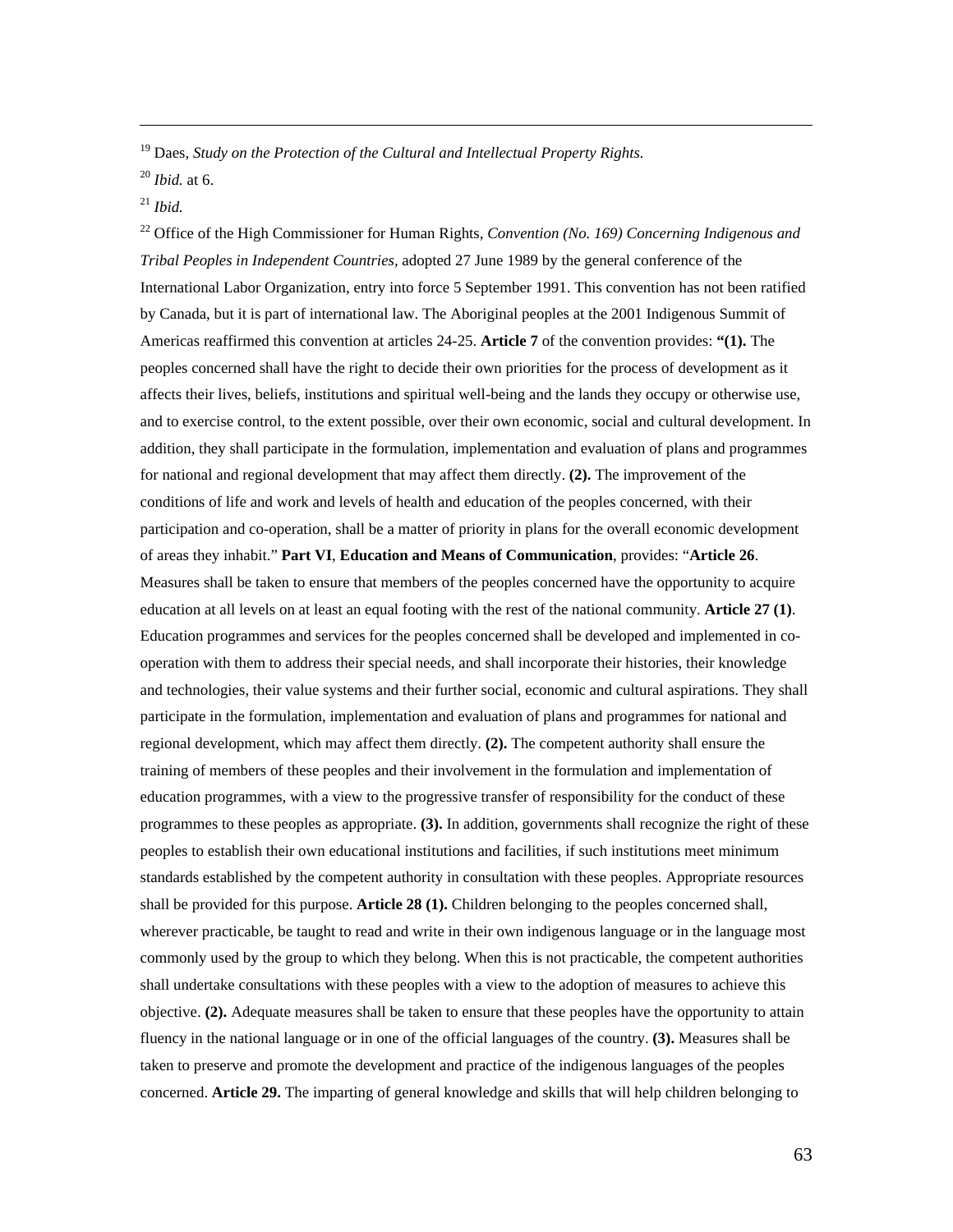[19] Daes, *Study on the Protection of the Cultural and Intellectual Property Rights.*

[20] *Ibid.* at 6.

[21] *Ibid.*

[22] Office of the High Commissioner for Human Rights, *Convention (No. 169) Concerning Indigenous and Tribal Peoples in Independent Countries*, adopted 27 June 1989 by the general conference of the International Labor Organization, entry into force 5 September 1991. This convention has not been ratified by Canada, but it is part of international law. The Aboriginal peoples at the 2001 Indigenous Summit of Americas reaffirmed this convention at articles 24-25. **Article 7** of the convention provides: **"(1).** The peoples concerned shall have the right to decide their own priorities for the process of development as it affects their lives, beliefs, institutions and spiritual well-being and the lands they occupy or otherwise use, and to exercise control, to the extent possible, over their own economic, social and cultural development. In addition, they shall participate in the formulation, implementation and evaluation of plans and programmes for national and regional development that may affect them directly. **(2).** The improvement of the conditions of life and work and levels of health and education of the peoples concerned, with their participation and co-operation, shall be a matter of priority in plans for the overall economic development of areas they inhabit." **Part VI**, **Education and Means of Communication**, provides: "**Article 26**. Measures shall be taken to ensure that members of the peoples concerned have the opportunity to acquire education at all levels on at least an equal footing with the rest of the national community. **Article 27 (1)**. Education programmes and services for the peoples concerned shall be developed and implemented in co-operation with them to address their special needs, and shall incorporate their histories, their knowledge and technologies, their value systems and their further social, economic and cultural aspirations. They shall participate in the formulation, implementation and evaluation of plans and programmes for national and regional development, which may affect them directly. **(2).** The competent authority shall ensure the training of members of these peoples and their involvement in the formulation and implementation of education programmes, with a view to the progressive transfer of responsibility for the conduct of these programmes to these peoples as appropriate. **(3).** In addition, governments shall recognize the right of these peoples to establish their own educational institutions and facilities, if such institutions meet minimum standards established by the competent authority in consultation with these peoples. Appropriate resources shall be provided for this purpose. **Article 28 (1).** Children belonging to the peoples concerned shall, wherever practicable, be taught to read and write in their own indigenous language or in the language most commonly used by the group to which they belong. When this is not practicable, the competent authorities shall undertake consultations with these peoples with a view to the adoption of measures to achieve this objective. **(2).** Adequate measures shall be taken to ensure that these peoples have the opportunity to attain fluency in the national language or in one of the official languages of the country. **(3).** Measures shall be taken to preserve and promote the development and practice of the indigenous languages of the peoples concerned. **Article 29.** The imparting of general knowledge and skills that will help children belonging to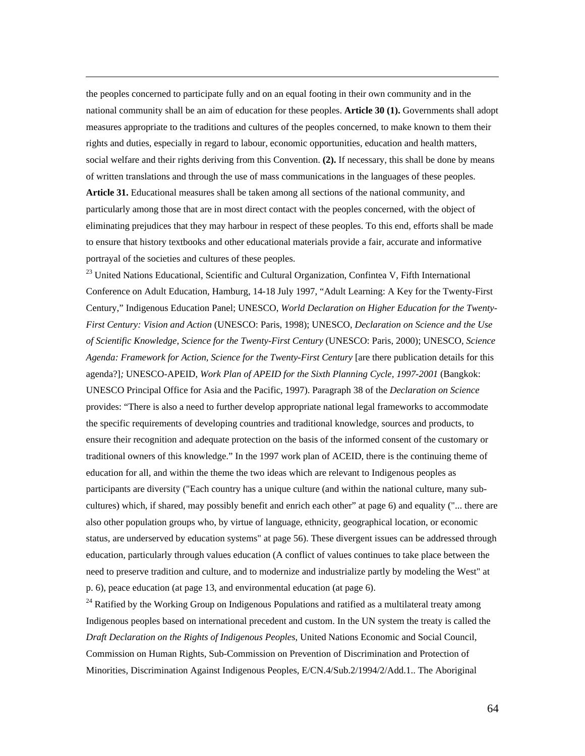the peoples concerned to participate fully and on an equal footing in their own community and in the national community shall be an aim of education for these peoples. **Article 30 (1).** Governments shall adopt measures appropriate to the traditions and cultures of the peoples concerned, to make known to them their rights and duties, especially in regard to labour, economic opportunities, education and health matters, social welfare and their rights deriving from this Convention. **(2).** If necessary, this shall be done by means of written translations and through the use of mass communications in the languages of these peoples. **Article 31.** Educational measures shall be taken among all sections of the national community, and particularly among those that are in most direct contact with the peoples concerned, with the object of eliminating prejudices that they may harbour in respect of these peoples. To this end, efforts shall be made to ensure that history textbooks and other educational materials provide a fair, accurate and informative portrayal of the societies and cultures of these peoples.

[23] United Nations Educational, Scientific and Cultural Organization, Confintea V, Fifth International Conference on Adult Education, Hamburg, 14-18 July 1997, "Adult Learning: A Key for the Twenty-First Century," Indigenous Education Panel; UNESCO, *World Declaration on Higher Education for the Twenty-First Century: Vision and Action* (UNESCO: Paris, 1998); UNESCO, *Declaration on Science and the Use of Scientific Knowledge, Science for the Twenty-First Century* (UNESCO: Paris, 2000); UNESCO, *Science Agenda: Framework for Action, Science for the Twenty-First Century* [are there publication details for this agenda?]*;* UNESCO-APEID, *Work Plan of APEID for the Sixth Planning Cycle, 1997-2001* (Bangkok: UNESCO Principal Office for Asia and the Pacific, 1997). Paragraph 38 of the *Declaration on Science* provides: "There is also a need to further develop appropriate national legal frameworks to accommodate the specific requirements of developing countries and traditional knowledge, sources and products, to ensure their recognition and adequate protection on the basis of the informed consent of the customary or traditional owners of this knowledge." In the 1997 work plan of ACEID, there is the continuing theme of education for all, and within the theme the two ideas which are relevant to Indigenous peoples as participants are diversity ("Each country has a unique culture (and within the national culture, many sub-cultures) which, if shared, may possibly benefit and enrich each other" at page 6) and equality ("... there are also other population groups who, by virtue of language, ethnicity, geographical location, or economic status, are underserved by education systems" at page 56). These divergent issues can be addressed through education, particularly through values education (A conflict of values continues to take place between the need to preserve tradition and culture, and to modernize and industrialize partly by modeling the West" at p. 6), peace education (at page 13, and environmental education (at page 6).

[24] Ratified by the Working Group on Indigenous Populations and ratified as a multilateral treaty among Indigenous peoples based on international precedent and custom. In the UN system the treaty is called the *Draft Declaration on the Rights of Indigenous Peoples*, United Nations Economic and Social Council, Commission on Human Rights, Sub-Commission on Prevention of Discrimination and Protection of Minorities, Discrimination Against Indigenous Peoples, E/CN.4/Sub.2/1994/2/Add.1.. The Aboriginal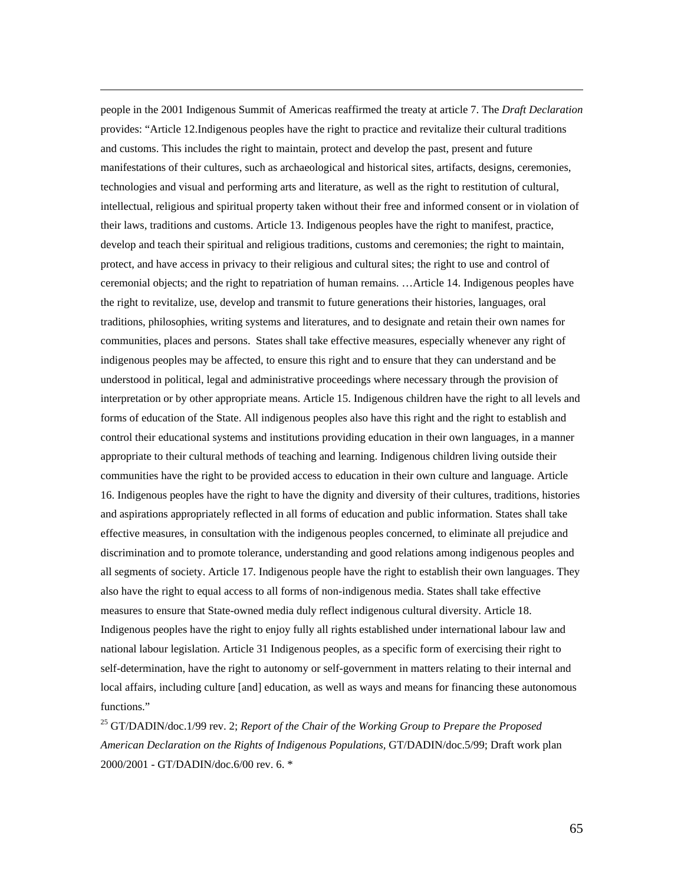people in the 2001 Indigenous Summit of Americas reaffirmed the treaty at article 7. The *Draft Declaration* provides: "Article 12.Indigenous peoples have the right to practice and revitalize their cultural traditions and customs. This includes the right to maintain, protect and develop the past, present and future manifestations of their cultures, such as archaeological and historical sites, artifacts, designs, ceremonies, technologies and visual and performing arts and literature, as well as the right to restitution of cultural, intellectual, religious and spiritual property taken without their free and informed consent or in violation of their laws, traditions and customs. Article 13. Indigenous peoples have the right to manifest, practice, develop and teach their spiritual and religious traditions, customs and ceremonies; the right to maintain, protect, and have access in privacy to their religious and cultural sites; the right to use and control of ceremonial objects; and the right to repatriation of human remains. …Article 14. Indigenous peoples have the right to revitalize, use, develop and transmit to future generations their histories, languages, oral traditions, philosophies, writing systems and literatures, and to designate and retain their own names for communities, places and persons. States shall take effective measures, especially whenever any right of indigenous peoples may be affected, to ensure this right and to ensure that they can understand and be understood in political, legal and administrative proceedings where necessary through the provision of interpretation or by other appropriate means. Article 15. Indigenous children have the right to all levels and forms of education of the State. All indigenous peoples also have this right and the right to establish and control their educational systems and institutions providing education in their own languages, in a manner appropriate to their cultural methods of teaching and learning. Indigenous children living outside their communities have the right to be provided access to education in their own culture and language. Article 16. Indigenous peoples have the right to have the dignity and diversity of their cultures, traditions, histories and aspirations appropriately reflected in all forms of education and public information. States shall take effective measures, in consultation with the indigenous peoples concerned, to eliminate all prejudice and discrimination and to promote tolerance, understanding and good relations among indigenous peoples and all segments of society. Article 17. Indigenous people have the right to establish their own languages. They also have the right to equal access to all forms of non-indigenous media. States shall take effective measures to ensure that State-owned media duly reflect indigenous cultural diversity. Article 18. Indigenous peoples have the right to enjoy fully all rights established under international labour law and national labour legislation. Article 31 Indigenous peoples, as a specific form of exercising their right to self-determination, have the right to autonomy or self-government in matters relating to their internal and local affairs, including culture [and] education, as well as ways and means for financing these autonomous functions."

[25] GT/DADIN/doc.1/99 rev. 2; *Report of the Chair of the Working Group to Prepare the Proposed American Declaration on the Rights of Indigenous Populations,* GT/DADIN/doc.5/99; Draft work plan 2000/2001 - GT/DADIN/doc.6/00 rev. 6. *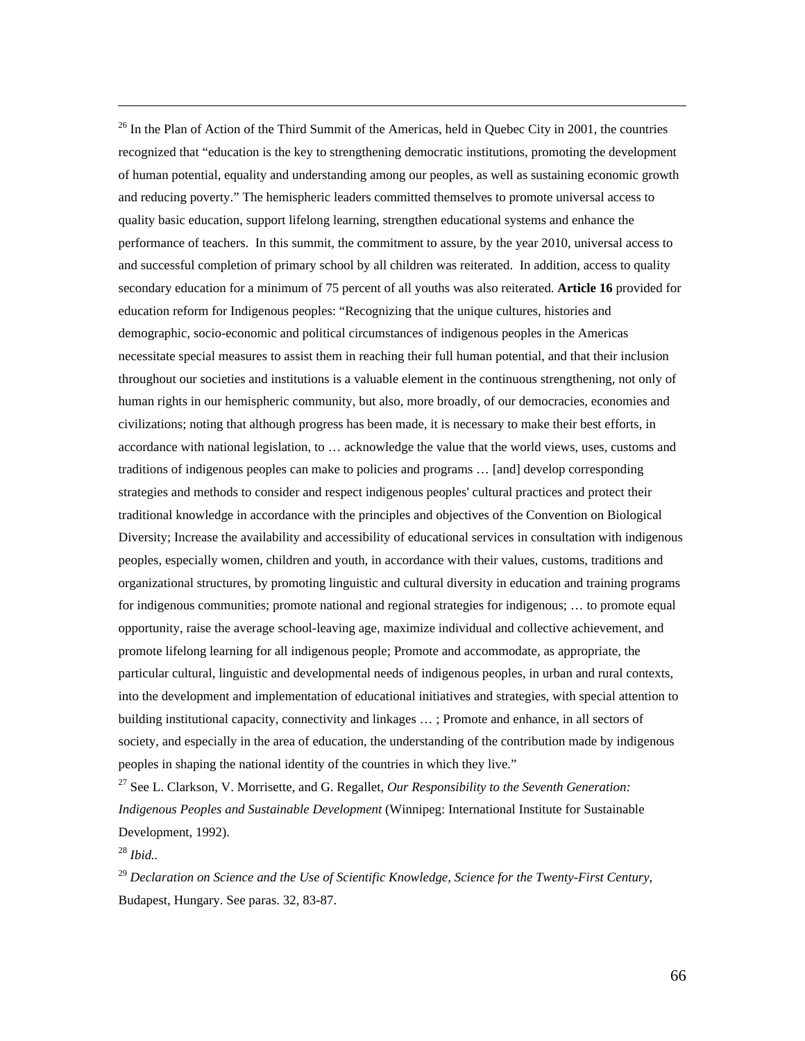[26] In the Plan of Action of the Third Summit of the Americas, held in Quebec City in 2001, the countries recognized that "education is the key to strengthening democratic institutions, promoting the development of human potential, equality and understanding among our peoples, as well as sustaining economic growth and reducing poverty." The hemispheric leaders committed themselves to promote universal access to quality basic education, support lifelong learning, strengthen educational systems and enhance the performance of teachers. In this summit, the commitment to assure, by the year 2010, universal access to and successful completion of primary school by all children was reiterated. In addition, access to quality secondary education for a minimum of 75 percent of all youths was also reiterated. **Article 16** provided for education reform for Indigenous peoples: "Recognizing that the unique cultures, histories and demographic, socio-economic and political circumstances of indigenous peoples in the Americas necessitate special measures to assist them in reaching their full human potential, and that their inclusion throughout our societies and institutions is a valuable element in the continuous strengthening, not only of human rights in our hemispheric community, but also, more broadly, of our democracies, economies and civilizations; noting that although progress has been made, it is necessary to make their best efforts, in accordance with national legislation, to … acknowledge the value that the world views, uses, customs and traditions of indigenous peoples can make to policies and programs … [and] develop corresponding strategies and methods to consider and respect indigenous peoples' cultural practices and protect their traditional knowledge in accordance with the principles and objectives of the Convention on Biological Diversity; Increase the availability and accessibility of educational services in consultation with indigenous peoples, especially women, children and youth, in accordance with their values, customs, traditions and organizational structures, by promoting linguistic and cultural diversity in education and training programs for indigenous communities; promote national and regional strategies for indigenous; … to promote equal opportunity, raise the average school-leaving age, maximize individual and collective achievement, and promote lifelong learning for all indigenous people; Promote and accommodate, as appropriate, the particular cultural, linguistic and developmental needs of indigenous peoples, in urban and rural contexts, into the development and implementation of educational initiatives and strategies, with special attention to building institutional capacity, connectivity and linkages … ; Promote and enhance, in all sectors of society, and especially in the area of education, the understanding of the contribution made by indigenous peoples in shaping the national identity of the countries in which they live."

[27] See L. Clarkson, V. Morrisette, and G. Regallet, *Our Responsibility to the Seventh Generation: Indigenous Peoples and Sustainable Development* (Winnipeg: International Institute for Sustainable Development, 1992).

[28] *Ibid.*.

[29] *Declaration on Science and the Use of Scientific Knowledge, Science for the Twenty-First Century*, Budapest, Hungary. See paras. 32, 83-87.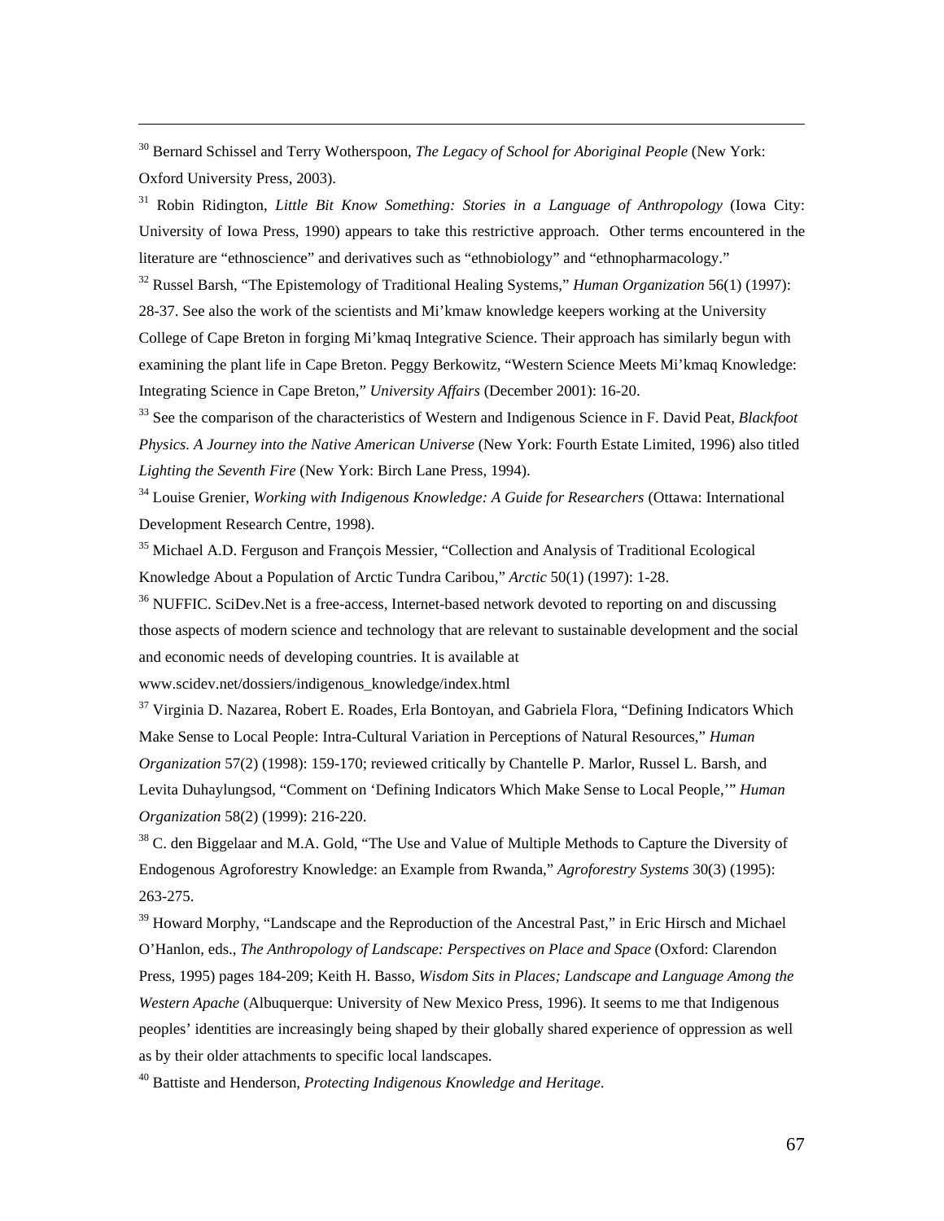[30] Bernard Schissel and Terry Wotherspoon, *The Legacy of School for Aboriginal People* (New York: Oxford University Press, 2003).

[31] Robin Ridington, *Little Bit Know Something: Stories in a Language of Anthropology* (Iowa City: University of Iowa Press, 1990) appears to take this restrictive approach. Other terms encountered in the literature are "ethnoscience" and derivatives such as "ethnobiology" and "ethnopharmacology."

[32] Russel Barsh, "The Epistemology of Traditional Healing Systems," *Human Organization* 56(1) (1997): 28-37. See also the work of the scientists and Mi'kmaw knowledge keepers working at the University College of Cape Breton in forging Mi'kmaq Integrative Science. Their approach has similarly begun with examining the plant life in Cape Breton. Peggy Berkowitz, "Western Science Meets Mi'kmaq Knowledge: Integrating Science in Cape Breton," *University Affairs* (December 2001): 16-20.

[33] See the comparison of the characteristics of Western and Indigenous Science in F. David Peat, *Blackfoot Physics. A Journey into the Native American Universe* (New York: Fourth Estate Limited, 1996) also titled *Lighting the Seventh Fire* (New York: Birch Lane Press, 1994).

[34] Louise Grenier, *Working with Indigenous Knowledge: A Guide for Researchers* (Ottawa: International Development Research Centre, 1998).

[35] Michael A.D. Ferguson and François Messier, "Collection and Analysis of Traditional Ecological Knowledge About a Population of Arctic Tundra Caribou," *Arctic* 50(1) (1997): 1-28.

[36] NUFFIC. SciDev.Net is a free-access, Internet-based network devoted to reporting on and discussing those aspects of modern science and technology that are relevant to sustainable development and the social and economic needs of developing countries. It is available at www.scidev.net/dossiers/indigenous_knowledge/index.html

[37] Virginia D. Nazarea, Robert E. Roades, Erla Bontoyan, and Gabriela Flora, "Defining Indicators Which Make Sense to Local People: Intra-Cultural Variation in Perceptions of Natural Resources," *Human Organization* 57(2) (1998): 159-170; reviewed critically by Chantelle P. Marlor, Russel L. Barsh, and Levita Duhaylungsod, "Comment on 'Defining Indicators Which Make Sense to Local People,'" *Human Organization* 58(2) (1999): 216-220.

[38] C. den Biggelaar and M.A. Gold, "The Use and Value of Multiple Methods to Capture the Diversity of Endogenous Agroforestry Knowledge: an Example from Rwanda," *Agroforestry Systems* 30(3) (1995): 263-275.

[39] Howard Morphy, "Landscape and the Reproduction of the Ancestral Past," in Eric Hirsch and Michael O'Hanlon, eds., *The Anthropology of Landscape: Perspectives on Place and Space* (Oxford: Clarendon Press, 1995) pages 184-209; Keith H. Basso, *Wisdom Sits in Places; Landscape and Language Among the Western Apache* (Albuquerque: University of New Mexico Press, 1996). It seems to me that Indigenous peoples' identities are increasingly being shaped by their globally shared experience of oppression as well as by their older attachments to specific local landscapes.

[40] Battiste and Henderson, *Protecting Indigenous Knowledge and Heritage*.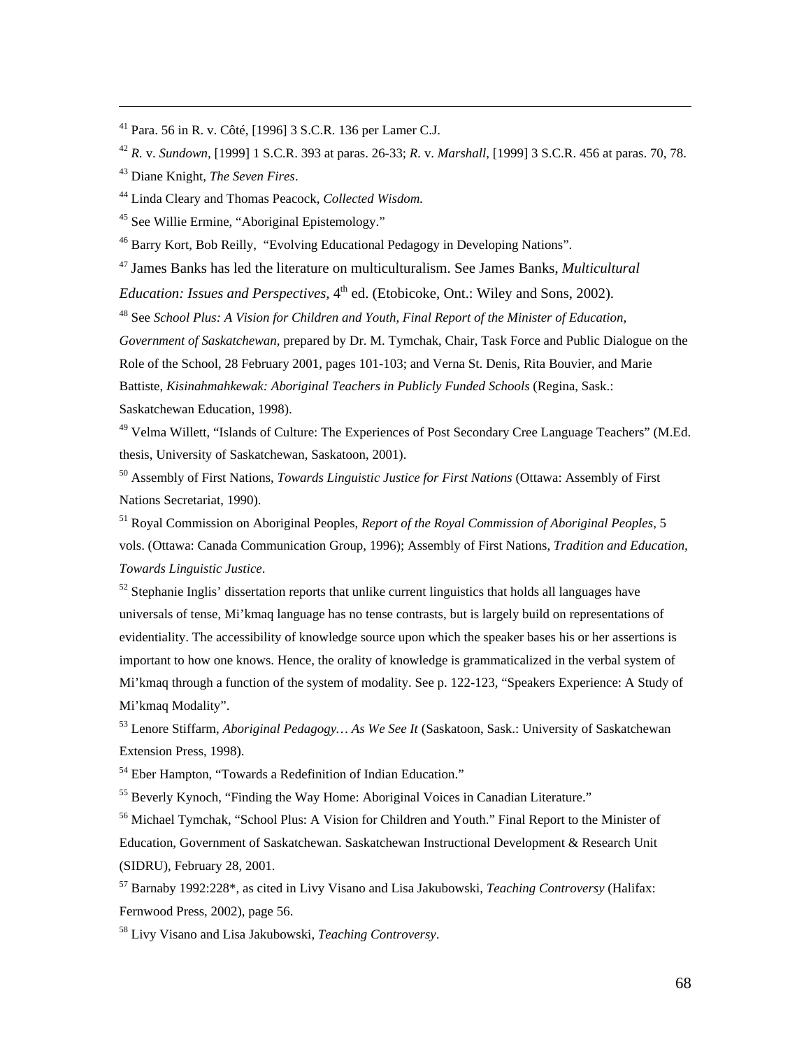[41] Para. 56 in R. v. Côté, [1996] 3 S.C.R. 136 per Lamer C.J.

[42] *R.* v. *Sundown*, [1999] 1 S.C.R. 393 at paras. 26-33; *R.* v. *Marshall*, [1999] 3 S.C.R. 456 at paras. 70, 78.

[43] Diane Knight, *The Seven Fires*.

[44] Linda Cleary and Thomas Peacock, *Collected Wisdom.*

[45] See Willie Ermine, "Aboriginal Epistemology."

[46] Barry Kort, Bob Reilly, "Evolving Educational Pedagogy in Developing Nations".

[47] James Banks has led the literature on multiculturalism. See James Banks, *Multicultural Education: Issues and Perspectives*, 4th ed. (Etobicoke, Ont.: Wiley and Sons, 2002).

[48] See *School Plus: A Vision for Children and Youth, Final Report of the Minister of Education, Government of Saskatchewan*, prepared by Dr. M. Tymchak, Chair, Task Force and Public Dialogue on the Role of the School, 28 February 2001, pages 101-103; and Verna St. Denis, Rita Bouvier, and Marie Battiste, *Kisinahmahkewak: Aboriginal Teachers in Publicly Funded Schools* (Regina, Sask.: Saskatchewan Education, 1998).

[49] Velma Willett, "Islands of Culture: The Experiences of Post Secondary Cree Language Teachers" (M.Ed. thesis, University of Saskatchewan, Saskatoon, 2001).

[50] Assembly of First Nations, *Towards Linguistic Justice for First Nations* (Ottawa: Assembly of First Nations Secretariat, 1990).

[51] Royal Commission on Aboriginal Peoples, *Report of the Royal Commission of Aboriginal Peoples*, 5 vols. (Ottawa: Canada Communication Group, 1996); Assembly of First Nations, *Tradition and Education, Towards Linguistic Justice*.

[52] Stephanie Inglis' dissertation reports that unlike current linguistics that holds all languages have universals of tense, Mi'kmaq language has no tense contrasts, but is largely build on representations of evidentiality. The accessibility of knowledge source upon which the speaker bases his or her assertions is important to how one knows. Hence, the orality of knowledge is grammaticalized in the verbal system of Mi'kmaq through a function of the system of modality. See p. 122-123, "Speakers Experience: A Study of Mi'kmaq Modality".

[53] Lenore Stiffarm, *Aboriginal Pedagogy… As We See It* (Saskatoon, Sask.: University of Saskatchewan Extension Press, 1998).

[54] Eber Hampton, "Towards a Redefinition of Indian Education."

[55] Beverly Kynoch, "Finding the Way Home: Aboriginal Voices in Canadian Literature."

[56] Michael Tymchak, "School Plus: A Vision for Children and Youth." Final Report to the Minister of Education, Government of Saskatchewan. Saskatchewan Instructional Development & Research Unit (SIDRU), February 28, 2001.

[57] Barnaby 1992:228*, as cited in Livy Visano and Lisa Jakubowski, *Teaching Controversy* (Halifax: Fernwood Press, 2002), page 56.

[58] Livy Visano and Lisa Jakubowski, *Teaching Controversy*.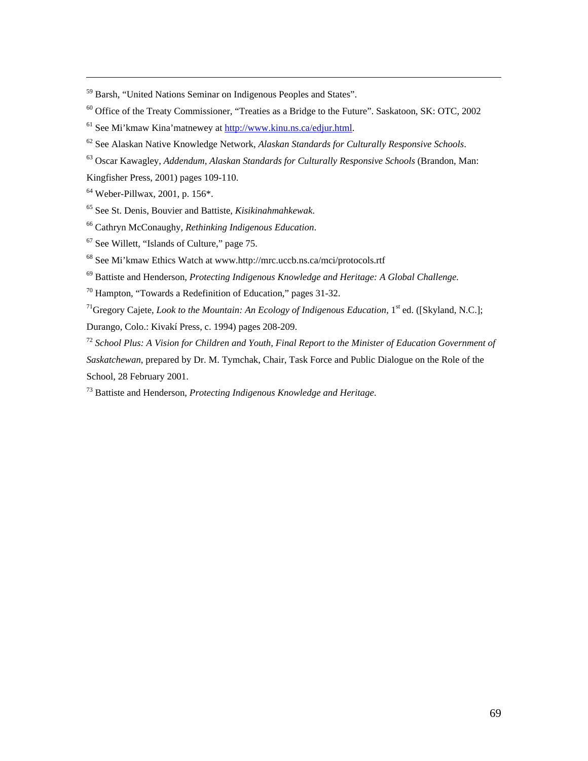[59] Barsh, “United Nations Seminar on Indigenous Peoples and States”.

[60] Office of the Treaty Commissioner, “Treaties as a Bridge to the Future”. Saskatoon, SK: OTC, 2002

[61] See Mi’kmaw Kina’matnewey at http://www.kinu.ns.ca/edjur.html.

[62] See Alaskan Native Knowledge Network, *Alaskan Standards for Culturally Responsive Schools*.

[63] Oscar Kawagley, *Addendum, Alaskan Standards for Culturally Responsive Schools* (Brandon, Man: Kingfisher Press, 2001) pages 109-110.

[64] Weber-Pillwax, 2001, p. 156*.

[65] See St. Denis, Bouvier and Battiste, *Kisikinahmahkewak*.

[66] Cathryn McConaughy, *Rethinking Indigenous Education*.

[67] See Willett, “Islands of Culture,” page 75.

[68] See Mi’kmaw Ethics Watch at www.http://mrc.uccb.ns.ca/mci/protocols.rtf

[69] Battiste and Henderson, *Protecting Indigenous Knowledge and Heritage: A Global Challenge.*

[70] Hampton, “Towards a Redefinition of Education,” pages 31-32.

[71] Gregory Cajete, *Look to the Mountain: An Ecology of Indigenous Education*, 1st ed. ([Skyland, N.C.]; Durango, Colo.: Kivakí Press, c. 1994) pages 208-209.

[72] *School Plus: A Vision for Children and Youth, Final Report to the Minister of Education Government of Saskatchewan*, prepared by Dr. M. Tymchak, Chair, Task Force and Public Dialogue on the Role of the School, 28 February 2001.

[73] Battiste and Henderson, *Protecting Indigenous Knowledge and Heritage*.